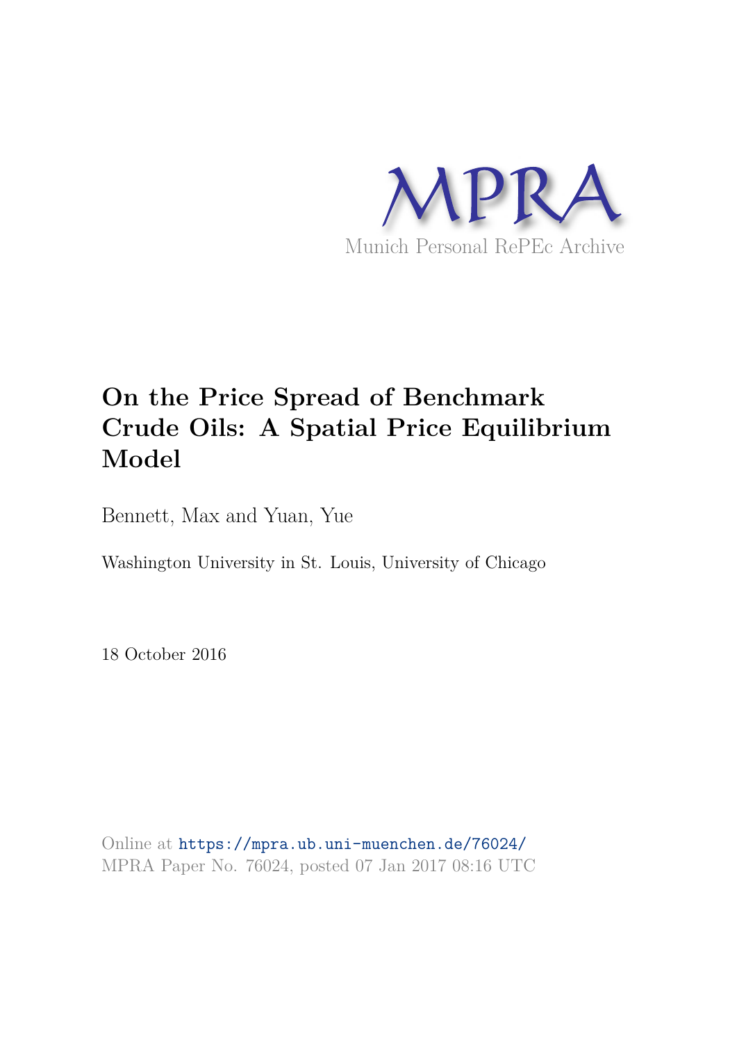MPRA

Munich Personal RePEc Archive

# On the Price Spread of Benchmark Crude Oils: A Spatial Price Equilibrium Model

Bennett, Max and Yuan, Yue

Washington University in St. Louis, University of Chicago

18 October 2016

Online at https://mpra.ub.uni-muenchen.de/76024/
MPRA Paper No. 76024, posted 07 Jan 2017 08:16 UTC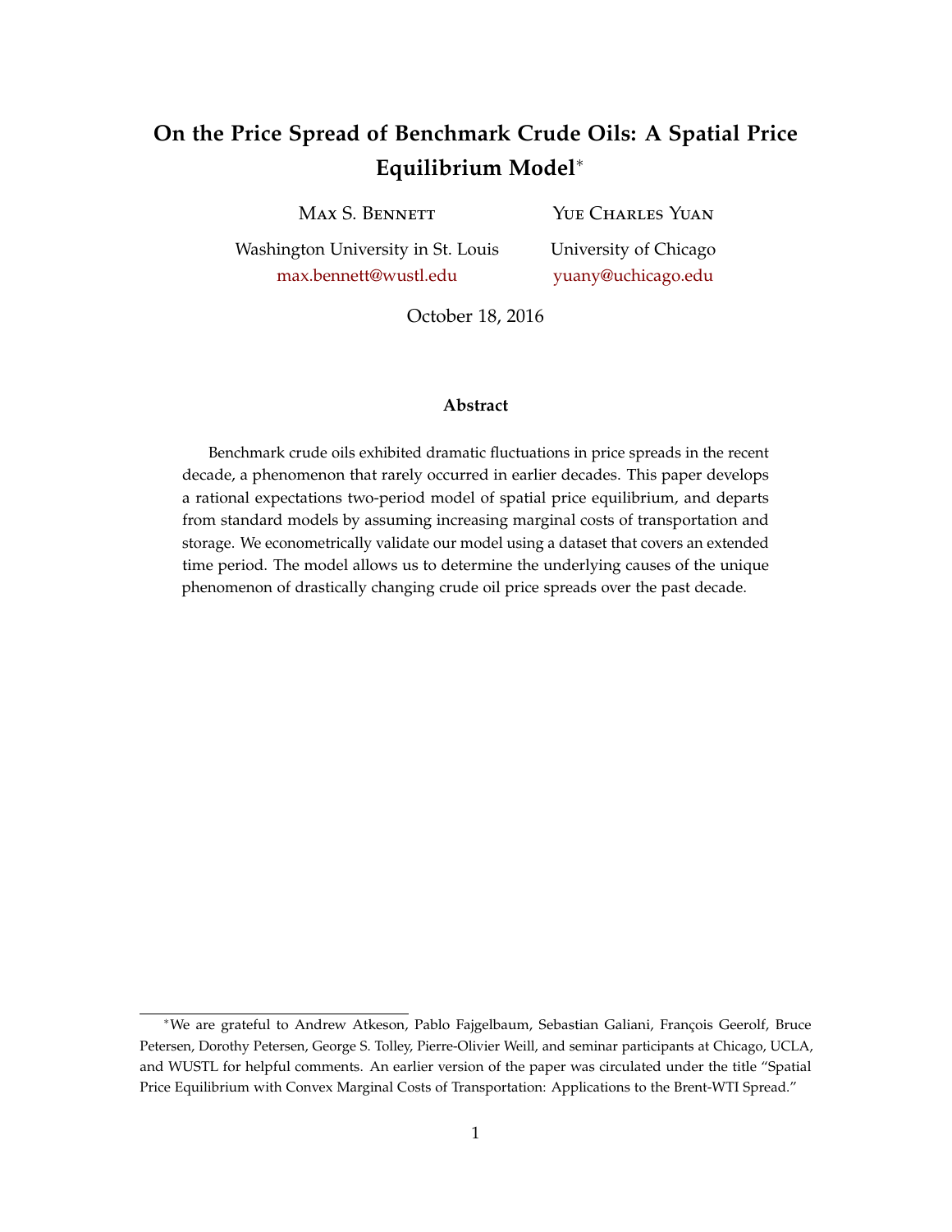# On the Price Spread of Benchmark Crude Oils: A Spatial Price Equilibrium Model*

**Max S. Bennett**
Washington University in St. Louis
max.bennett@wustl.edu

**Yue Charles Yuan**
University of Chicago
yuany@uchicago.edu

October 18, 2016

### Abstract

Benchmark crude oils exhibited dramatic fluctuations in price spreads in the recent decade, a phenomenon that rarely occurred in earlier decades. This paper develops a rational expectations two-period model of spatial price equilibrium, and departs from standard models by assuming increasing marginal costs of transportation and storage. We econometrically validate our model using a dataset that covers an extended time period. The model allows us to determine the underlying causes of the unique phenomenon of drastically changing crude oil price spreads over the past decade.

---

*We are grateful to Andrew Atkeson, Pablo Fajgelbaum, Sebastian Galiani, François Geerolf, Bruce Petersen, Dorothy Petersen, George S. Tolley, Pierre-Olivier Weill, and seminar participants at Chicago, UCLA, and WUSTL for helpful comments. An earlier version of the paper was circulated under the title "Spatial Price Equilibrium with Convex Marginal Costs of Transportation: Applications to the Brent-WTI Spread."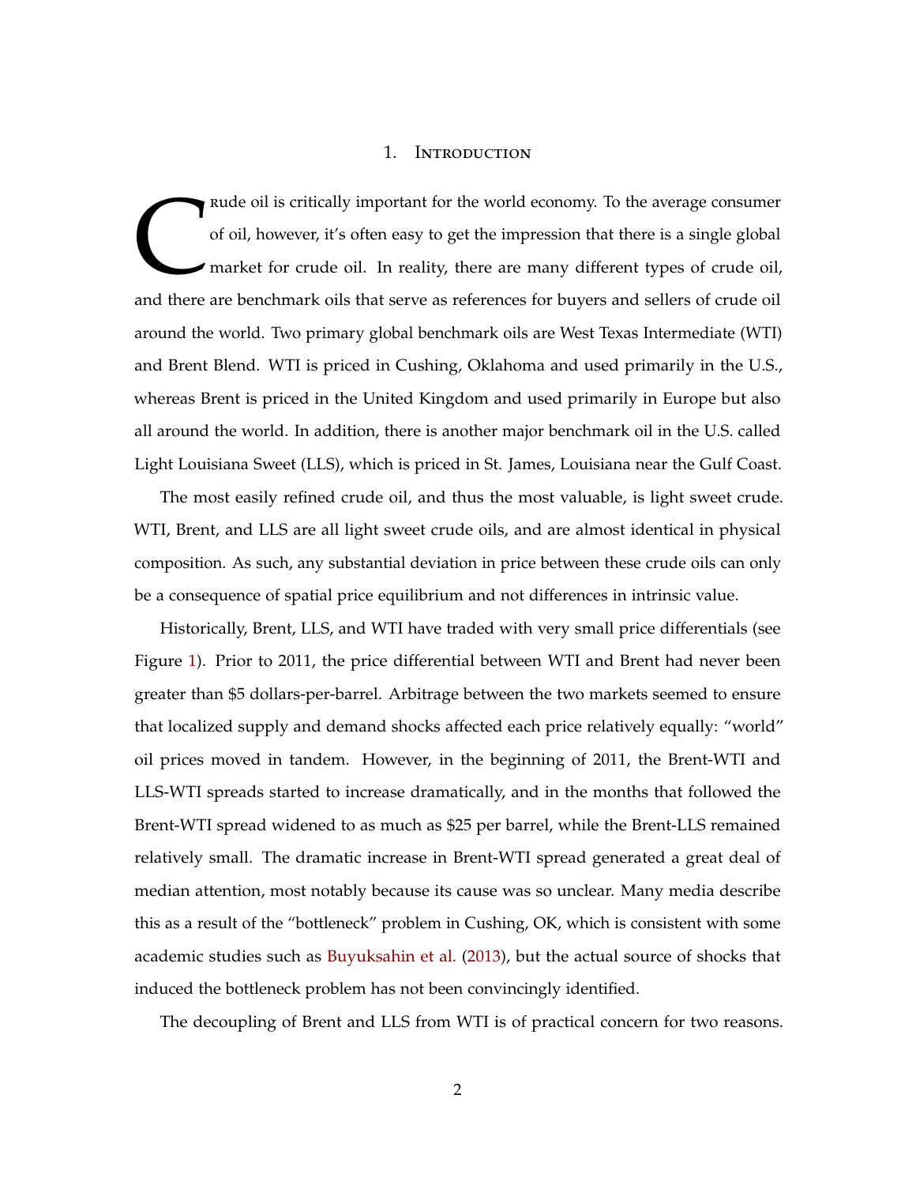# 1. Introduction

Crude oil is critically important for the world economy. To the average consumer of oil, however, it's often easy to get the impression that there is a single global market for crude oil. In reality, there are many different types of crude oil, and there are benchmark oils that serve as references for buyers and sellers of crude oil around the world. Two primary global benchmark oils are West Texas Intermediate (WTI) and Brent Blend. WTI is priced in Cushing, Oklahoma and used primarily in the U.S., whereas Brent is priced in the United Kingdom and used primarily in Europe but also all around the world. In addition, there is another major benchmark oil in the U.S. called Light Louisiana Sweet (LLS), which is priced in St. James, Louisiana near the Gulf Coast.

The most easily refined crude oil, and thus the most valuable, is light sweet crude. WTI, Brent, and LLS are all light sweet crude oils, and are almost identical in physical composition. As such, any substantial deviation in price between these crude oils can only be a consequence of spatial price equilibrium and not differences in intrinsic value.

Historically, Brent, LLS, and WTI have traded with very small price differentials (see Figure 1). Prior to 2011, the price differential between WTI and Brent had never been greater than $5 dollars-per-barrel. Arbitrage between the two markets seemed to ensure that localized supply and demand shocks affected each price relatively equally: "world" oil prices moved in tandem. However, in the beginning of 2011, the Brent-WTI and LLS-WTI spreads started to increase dramatically, and in the months that followed the Brent-WTI spread widened to as much as $25 per barrel, while the Brent-LLS remained relatively small. The dramatic increase in Brent-WTI spread generated a great deal of median attention, most notably because its cause was so unclear. Many media describe this as a result of the "bottleneck" problem in Cushing, OK, which is consistent with some academic studies such as Buyuksahin et al. (2013), but the actual source of shocks that induced the bottleneck problem has not been convincingly identified.

The decoupling of Brent and LLS from WTI is of practical concern for two reasons.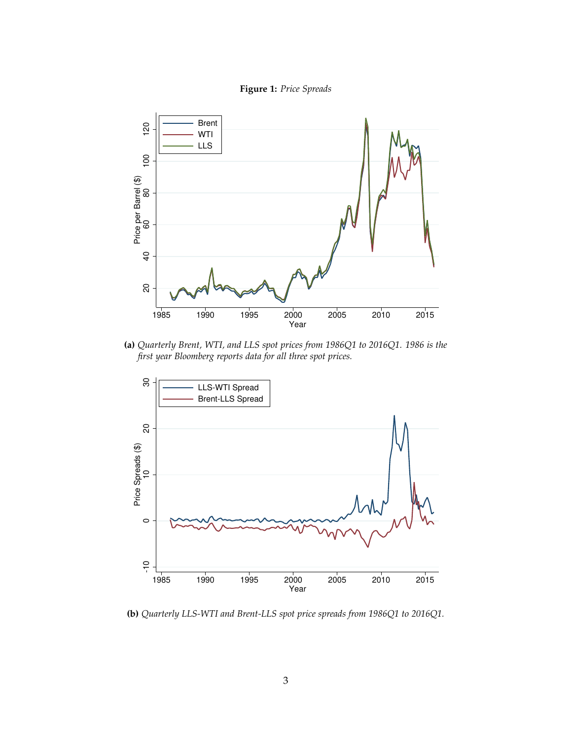**Figure 1:** *Price Spreads*

**(a)** *Quarterly Brent, WTI, and LLS spot prices from 1986Q1 to 2016Q1. 1986 is the first year Bloomberg reports data for all three spot prices.*

**(b)** *Quarterly LLS-WTI and Brent-LLS spot price spreads from 1986Q1 to 2016Q1.*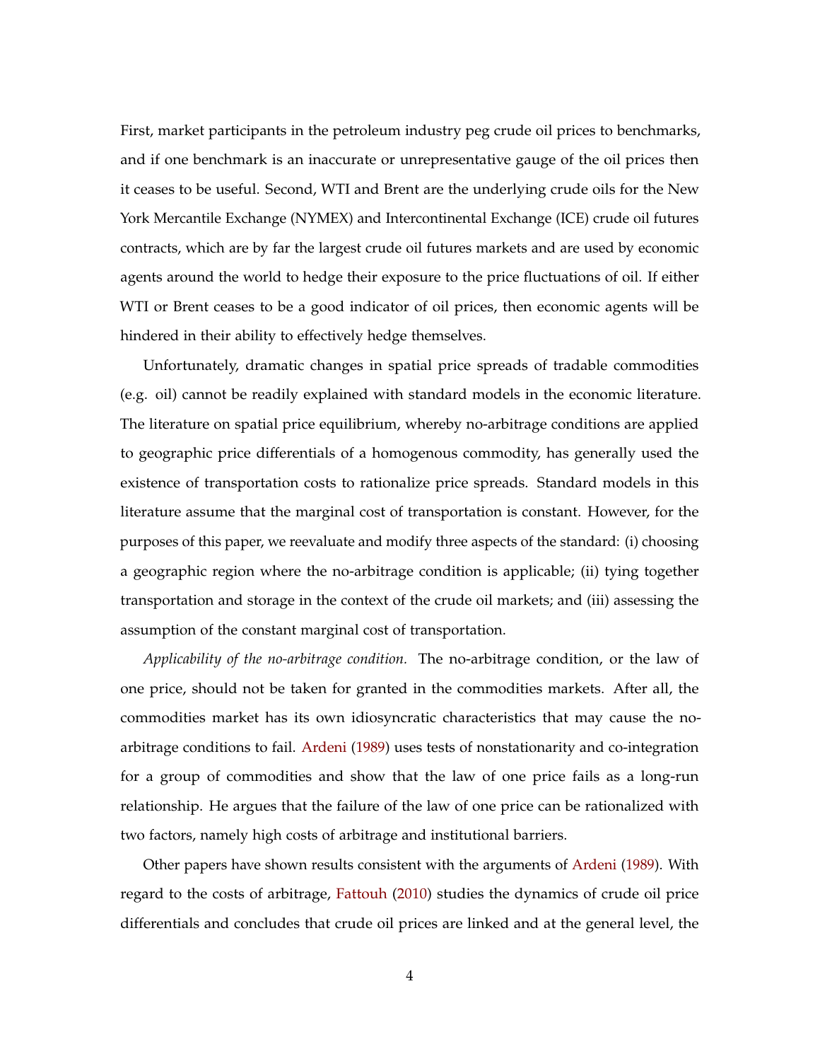First, market participants in the petroleum industry peg crude oil prices to benchmarks, and if one benchmark is an inaccurate or unrepresentative gauge of the oil prices then it ceases to be useful. Second, WTI and Brent are the underlying crude oils for the New York Mercantile Exchange (NYMEX) and Intercontinental Exchange (ICE) crude oil futures contracts, which are by far the largest crude oil futures markets and are used by economic agents around the world to hedge their exposure to the price fluctuations of oil. If either WTI or Brent ceases to be a good indicator of oil prices, then economic agents will be hindered in their ability to effectively hedge themselves.

Unfortunately, dramatic changes in spatial price spreads of tradable commodities (e.g. oil) cannot be readily explained with standard models in the economic literature. The literature on spatial price equilibrium, whereby no-arbitrage conditions are applied to geographic price differentials of a homogenous commodity, has generally used the existence of transportation costs to rationalize price spreads. Standard models in this literature assume that the marginal cost of transportation is constant. However, for the purposes of this paper, we reevaluate and modify three aspects of the standard: (i) choosing a geographic region where the no-arbitrage condition is applicable; (ii) tying together transportation and storage in the context of the crude oil markets; and (iii) assessing the assumption of the constant marginal cost of transportation.

*Applicability of the no-arbitrage condition.* The no-arbitrage condition, or the law of one price, should not be taken for granted in the commodities markets. After all, the commodities market has its own idiosyncratic characteristics that may cause the no-arbitrage conditions to fail. Ardeni (1989) uses tests of nonstationarity and co-integration for a group of commodities and show that the law of one price fails as a long-run relationship. He argues that the failure of the law of one price can be rationalized with two factors, namely high costs of arbitrage and institutional barriers.

Other papers have shown results consistent with the arguments of Ardeni (1989). With regard to the costs of arbitrage, Fattouh (2010) studies the dynamics of crude oil price differentials and concludes that crude oil prices are linked and at the general level, the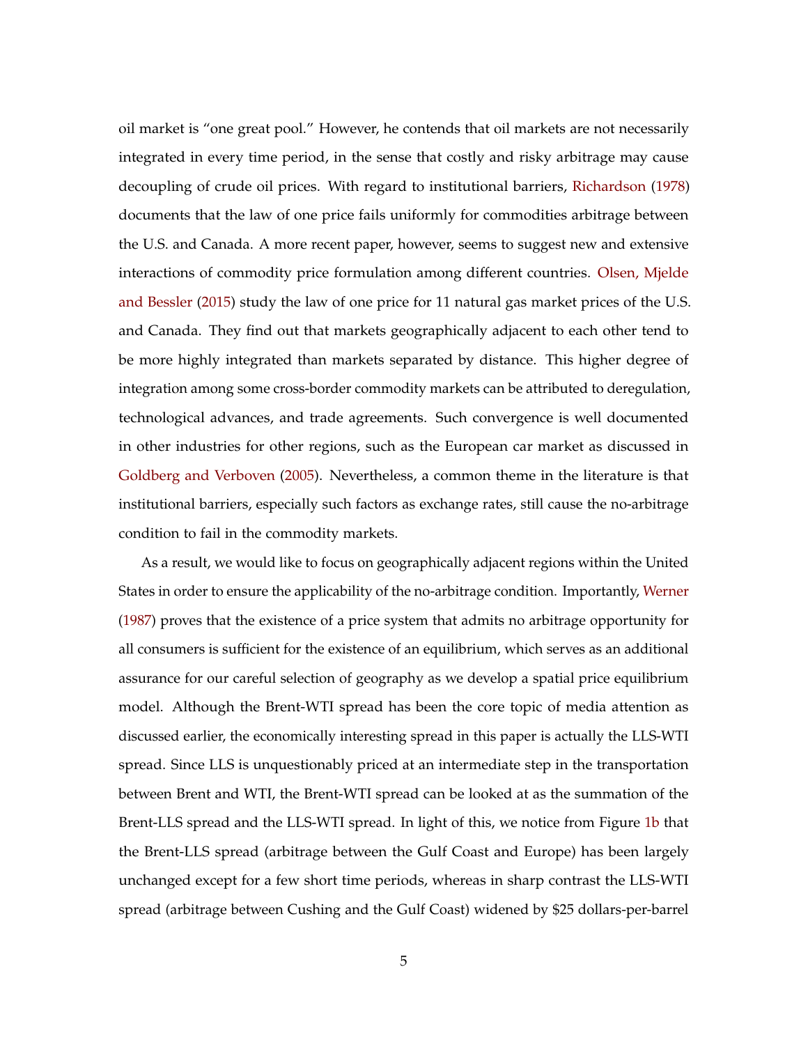oil market is "one great pool." However, he contends that oil markets are not necessarily integrated in every time period, in the sense that costly and risky arbitrage may cause decoupling of crude oil prices. With regard to institutional barriers, Richardson (1978) documents that the law of one price fails uniformly for commodities arbitrage between the U.S. and Canada. A more recent paper, however, seems to suggest new and extensive interactions of commodity price formulation among different countries. Olsen, Mjelde and Bessler (2015) study the law of one price for 11 natural gas market prices of the U.S. and Canada. They find out that markets geographically adjacent to each other tend to be more highly integrated than markets separated by distance. This higher degree of integration among some cross-border commodity markets can be attributed to deregulation, technological advances, and trade agreements. Such convergence is well documented in other industries for other regions, such as the European car market as discussed in Goldberg and Verboven (2005). Nevertheless, a common theme in the literature is that institutional barriers, especially such factors as exchange rates, still cause the no-arbitrage condition to fail in the commodity markets.

As a result, we would like to focus on geographically adjacent regions within the United States in order to ensure the applicability of the no-arbitrage condition. Importantly, Werner (1987) proves that the existence of a price system that admits no arbitrage opportunity for all consumers is sufficient for the existence of an equilibrium, which serves as an additional assurance for our careful selection of geography as we develop a spatial price equilibrium model. Although the Brent-WTI spread has been the core topic of media attention as discussed earlier, the economically interesting spread in this paper is actually the LLS-WTI spread. Since LLS is unquestionably priced at an intermediate step in the transportation between Brent and WTI, the Brent-WTI spread can be looked at as the summation of the Brent-LLS spread and the LLS-WTI spread. In light of this, we notice from Figure 1b that the Brent-LLS spread (arbitrage between the Gulf Coast and Europe) has been largely unchanged except for a few short time periods, whereas in sharp contrast the LLS-WTI spread (arbitrage between Cushing and the Gulf Coast) widened by $25 dollars-per-barrel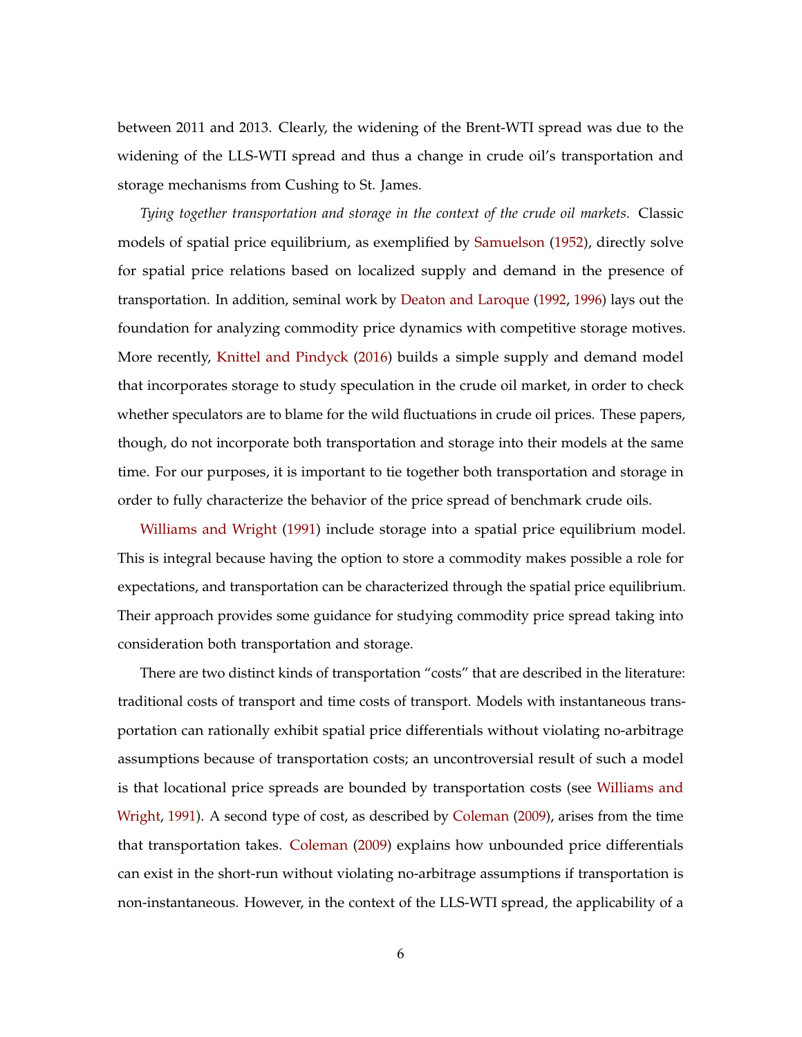between 2011 and 2013. Clearly, the widening of the Brent-WTI spread was due to the widening of the LLS-WTI spread and thus a change in crude oil's transportation and storage mechanisms from Cushing to St. James.

*Tying together transportation and storage in the context of the crude oil markets.* Classic models of spatial price equilibrium, as exemplified by Samuelson (1952), directly solve for spatial price relations based on localized supply and demand in the presence of transportation. In addition, seminal work by Deaton and Laroque (1992, 1996) lays out the foundation for analyzing commodity price dynamics with competitive storage motives. More recently, Knittel and Pindyck (2016) builds a simple supply and demand model that incorporates storage to study speculation in the crude oil market, in order to check whether speculators are to blame for the wild fluctuations in crude oil prices. These papers, though, do not incorporate both transportation and storage into their models at the same time. For our purposes, it is important to tie together both transportation and storage in order to fully characterize the behavior of the price spread of benchmark crude oils.

Williams and Wright (1991) include storage into a spatial price equilibrium model. This is integral because having the option to store a commodity makes possible a role for expectations, and transportation can be characterized through the spatial price equilibrium. Their approach provides some guidance for studying commodity price spread taking into consideration both transportation and storage.

There are two distinct kinds of transportation "costs" that are described in the literature: traditional costs of transport and time costs of transport. Models with instantaneous transportation can rationally exhibit spatial price differentials without violating no-arbitrage assumptions because of transportation costs; an uncontroversial result of such a model is that locational price spreads are bounded by transportation costs (see Williams and Wright, 1991). A second type of cost, as described by Coleman (2009), arises from the time that transportation takes. Coleman (2009) explains how unbounded price differentials can exist in the short-run without violating no-arbitrage assumptions if transportation is non-instantaneous. However, in the context of the LLS-WTI spread, the applicability of a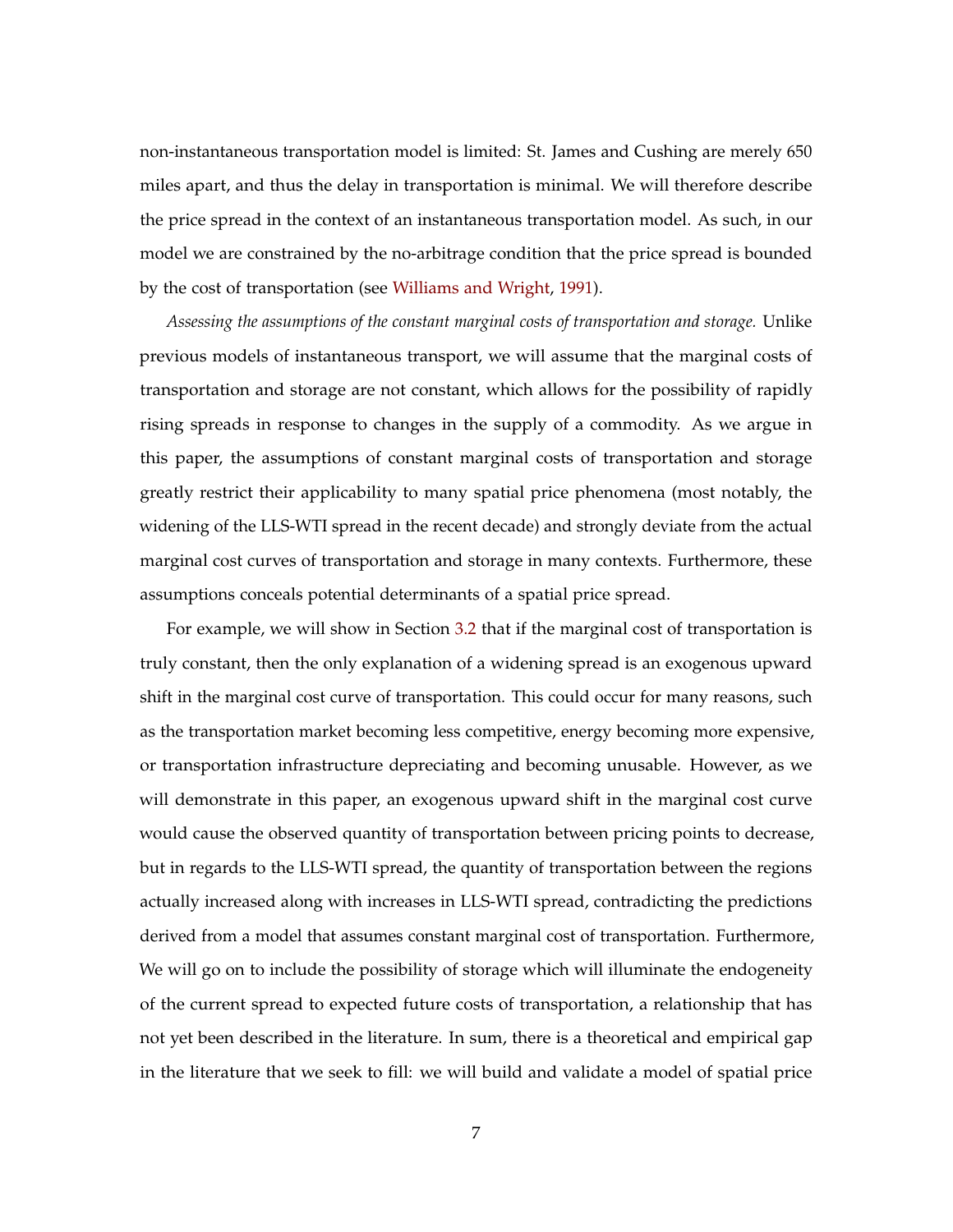non-instantaneous transportation model is limited: St. James and Cushing are merely 650 miles apart, and thus the delay in transportation is minimal. We will therefore describe the price spread in the context of an instantaneous transportation model. As such, in our model we are constrained by the no-arbitrage condition that the price spread is bounded by the cost of transportation (see Williams and Wright, 1991).

*Assessing the assumptions of the constant marginal costs of transportation and storage.* Unlike previous models of instantaneous transport, we will assume that the marginal costs of transportation and storage are not constant, which allows for the possibility of rapidly rising spreads in response to changes in the supply of a commodity. As we argue in this paper, the assumptions of constant marginal costs of transportation and storage greatly restrict their applicability to many spatial price phenomena (most notably, the widening of the LLS-WTI spread in the recent decade) and strongly deviate from the actual marginal cost curves of transportation and storage in many contexts. Furthermore, these assumptions conceals potential determinants of a spatial price spread.

For example, we will show in Section 3.2 that if the marginal cost of transportation is truly constant, then the only explanation of a widening spread is an exogenous upward shift in the marginal cost curve of transportation. This could occur for many reasons, such as the transportation market becoming less competitive, energy becoming more expensive, or transportation infrastructure depreciating and becoming unusable. However, as we will demonstrate in this paper, an exogenous upward shift in the marginal cost curve would cause the observed quantity of transportation between pricing points to decrease, but in regards to the LLS-WTI spread, the quantity of transportation between the regions actually increased along with increases in LLS-WTI spread, contradicting the predictions derived from a model that assumes constant marginal cost of transportation. Furthermore, We will go on to include the possibility of storage which will illuminate the endogeneity of the current spread to expected future costs of transportation, a relationship that has not yet been described in the literature. In sum, there is a theoretical and empirical gap in the literature that we seek to fill: we will build and validate a model of spatial price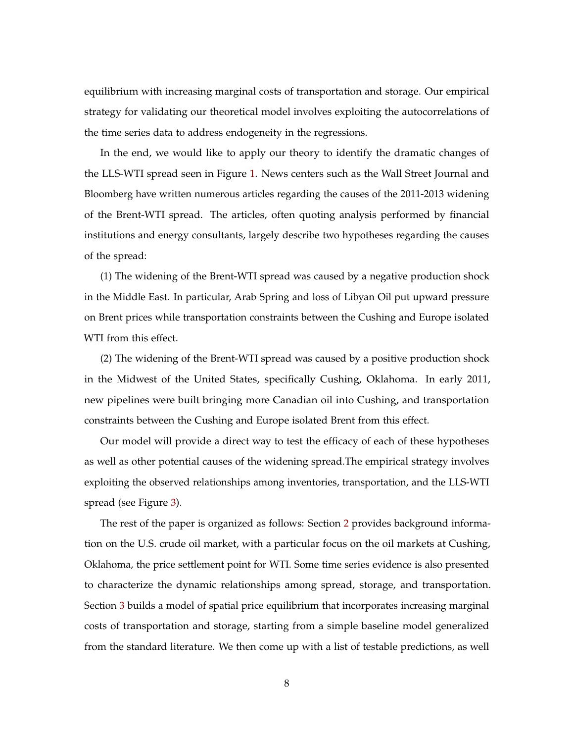equilibrium with increasing marginal costs of transportation and storage. Our empirical strategy for validating our theoretical model involves exploiting the autocorrelations of the time series data to address endogeneity in the regressions.

In the end, we would like to apply our theory to identify the dramatic changes of the LLS-WTI spread seen in Figure 1. News centers such as the Wall Street Journal and Bloomberg have written numerous articles regarding the causes of the 2011-2013 widening of the Brent-WTI spread. The articles, often quoting analysis performed by financial institutions and energy consultants, largely describe two hypotheses regarding the causes of the spread:

(1) The widening of the Brent-WTI spread was caused by a negative production shock in the Middle East. In particular, Arab Spring and loss of Libyan Oil put upward pressure on Brent prices while transportation constraints between the Cushing and Europe isolated WTI from this effect.

(2) The widening of the Brent-WTI spread was caused by a positive production shock in the Midwest of the United States, specifically Cushing, Oklahoma. In early 2011, new pipelines were built bringing more Canadian oil into Cushing, and transportation constraints between the Cushing and Europe isolated Brent from this effect.

Our model will provide a direct way to test the efficacy of each of these hypotheses as well as other potential causes of the widening spread.The empirical strategy involves exploiting the observed relationships among inventories, transportation, and the LLS-WTI spread (see Figure 3).

The rest of the paper is organized as follows: Section 2 provides background information on the U.S. crude oil market, with a particular focus on the oil markets at Cushing, Oklahoma, the price settlement point for WTI. Some time series evidence is also presented to characterize the dynamic relationships among spread, storage, and transportation. Section 3 builds a model of spatial price equilibrium that incorporates increasing marginal costs of transportation and storage, starting from a simple baseline model generalized from the standard literature. We then come up with a list of testable predictions, as well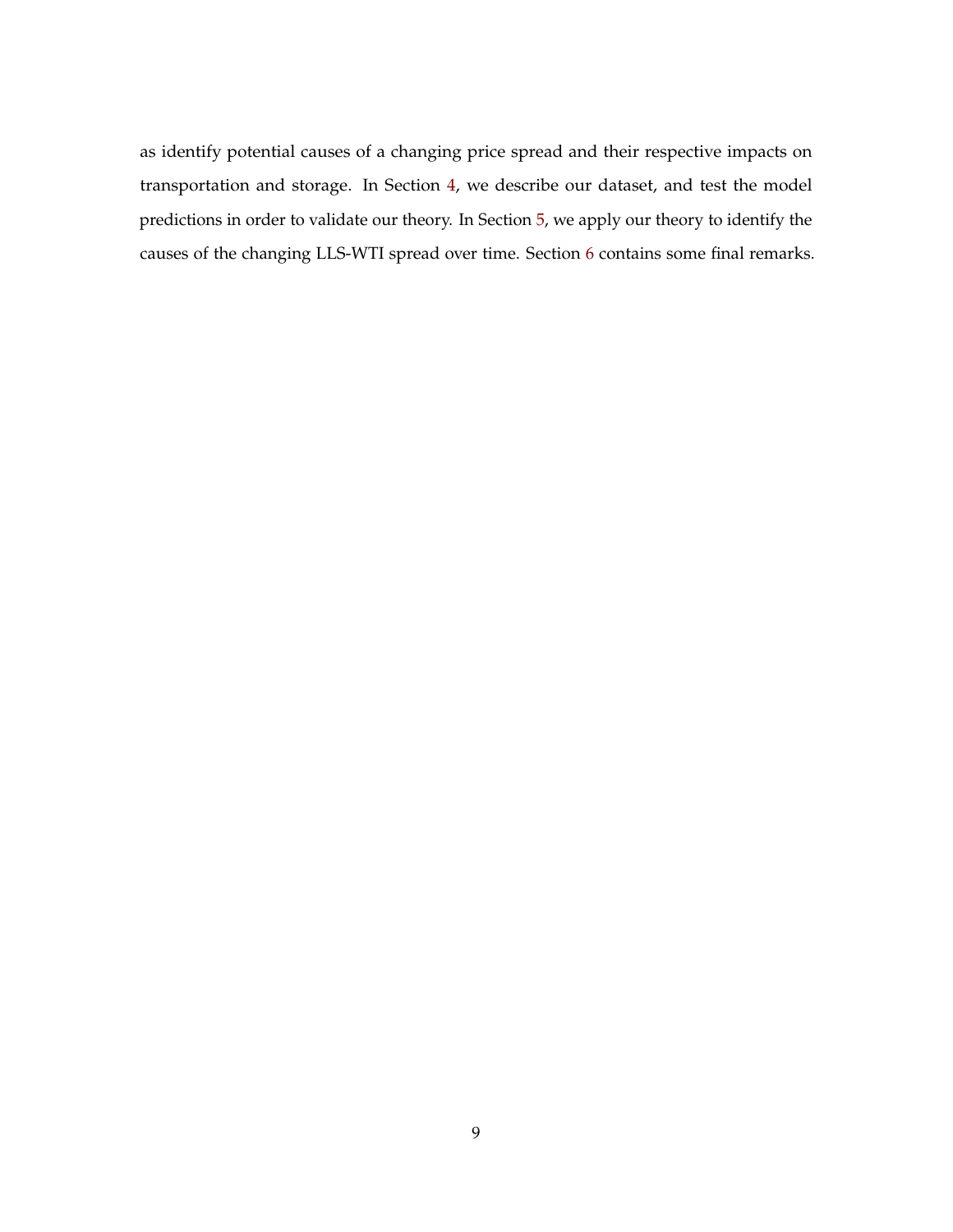as identify potential causes of a changing price spread and their respective impacts on transportation and storage. In Section 4, we describe our dataset, and test the model predictions in order to validate our theory. In Section 5, we apply our theory to identify the causes of the changing LLS-WTI spread over time. Section 6 contains some final remarks.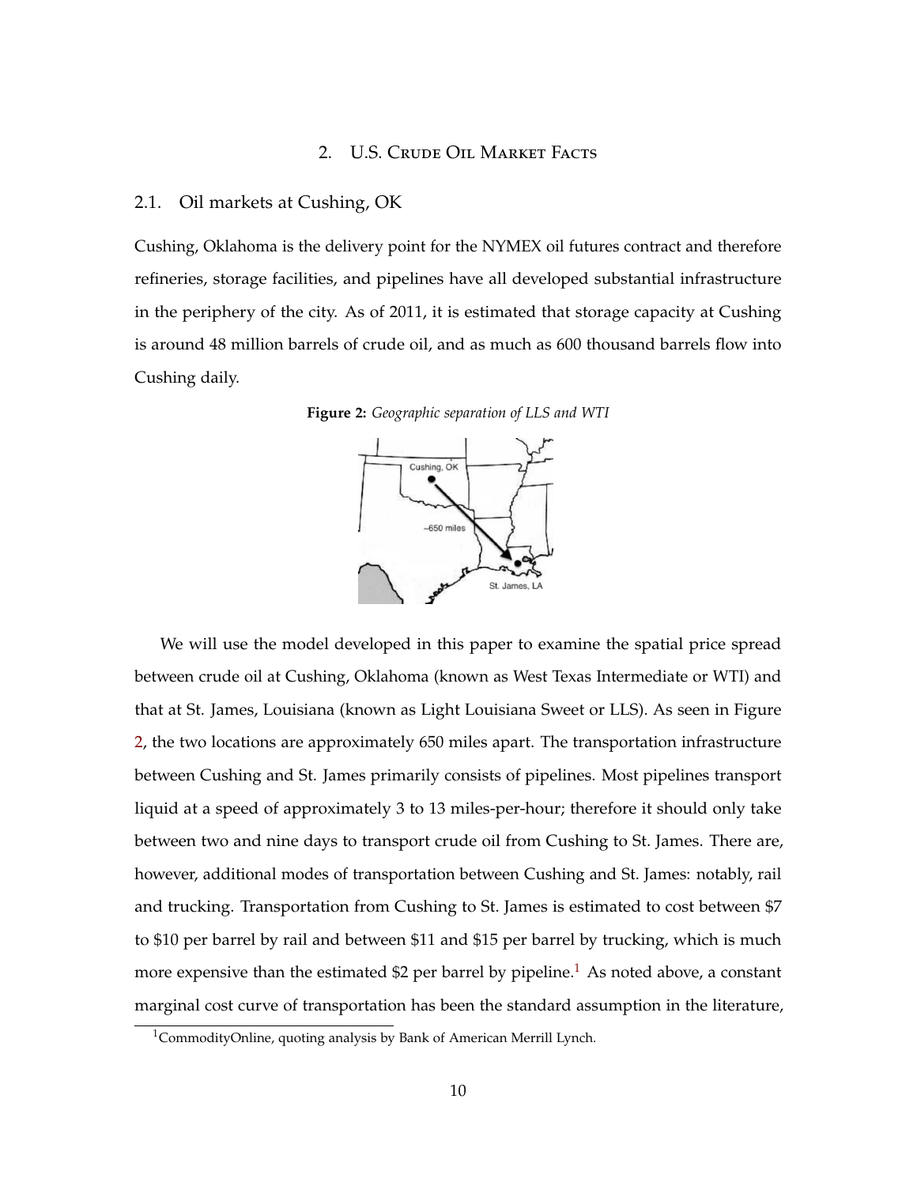## 2. U.S. Crude Oil Market Facts

### 2.1. Oil markets at Cushing, OK

Cushing, Oklahoma is the delivery point for the NYMEX oil futures contract and therefore refineries, storage facilities, and pipelines have all developed substantial infrastructure in the periphery of the city. As of 2011, it is estimated that storage capacity at Cushing is around 48 million barrels of crude oil, and as much as 600 thousand barrels flow into Cushing daily.

**Figure 2:** *Geographic separation of LLS and WTI*

We will use the model developed in this paper to examine the spatial price spread between crude oil at Cushing, Oklahoma (known as West Texas Intermediate or WTI) and that at St. James, Louisiana (known as Light Louisiana Sweet or LLS). As seen in Figure 2, the two locations are approximately 650 miles apart. The transportation infrastructure between Cushing and St. James primarily consists of pipelines. Most pipelines transport liquid at a speed of approximately 3 to 13 miles-per-hour; therefore it should only take between two and nine days to transport crude oil from Cushing to St. James. There are, however, additional modes of transportation between Cushing and St. James: notably, rail and trucking. Transportation from Cushing to St. James is estimated to cost between $7 to $10 per barrel by rail and between $11 and $15 per barrel by trucking, which is much more expensive than the estimated $2 per barrel by pipeline.[1] As noted above, a constant marginal cost curve of transportation has been the standard assumption in the literature,

[1] CommodityOnline, quoting analysis by Bank of American Merrill Lynch.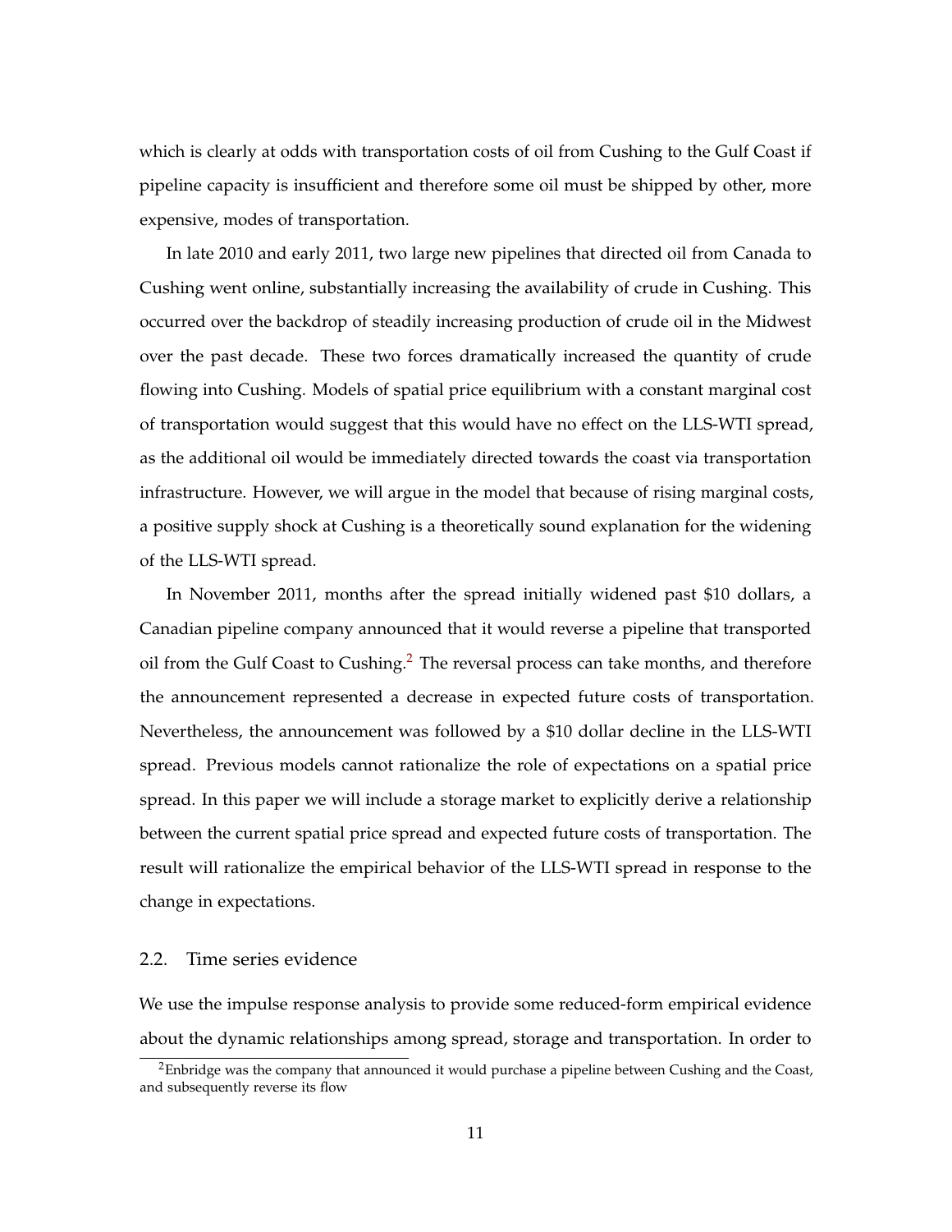which is clearly at odds with transportation costs of oil from Cushing to the Gulf Coast if pipeline capacity is insufficient and therefore some oil must be shipped by other, more expensive, modes of transportation.

In late 2010 and early 2011, two large new pipelines that directed oil from Canada to Cushing went online, substantially increasing the availability of crude in Cushing. This occurred over the backdrop of steadily increasing production of crude oil in the Midwest over the past decade. These two forces dramatically increased the quantity of crude flowing into Cushing. Models of spatial price equilibrium with a constant marginal cost of transportation would suggest that this would have no effect on the LLS-WTI spread, as the additional oil would be immediately directed towards the coast via transportation infrastructure. However, we will argue in the model that because of rising marginal costs, a positive supply shock at Cushing is a theoretically sound explanation for the widening of the LLS-WTI spread.

In November 2011, months after the spread initially widened past $10 dollars, a Canadian pipeline company announced that it would reverse a pipeline that transported oil from the Gulf Coast to Cushing.[2] The reversal process can take months, and therefore the announcement represented a decrease in expected future costs of transportation. Nevertheless, the announcement was followed by a $10 dollar decline in the LLS-WTI spread. Previous models cannot rationalize the role of expectations on a spatial price spread. In this paper we will include a storage market to explicitly derive a relationship between the current spatial price spread and expected future costs of transportation. The result will rationalize the empirical behavior of the LLS-WTI spread in response to the change in expectations.

## 2.2. Time series evidence

We use the impulse response analysis to provide some reduced-form empirical evidence about the dynamic relationships among spread, storage and transportation. In order to

[2] Enbridge was the company that announced it would purchase a pipeline between Cushing and the Coast, and subsequently reverse its flow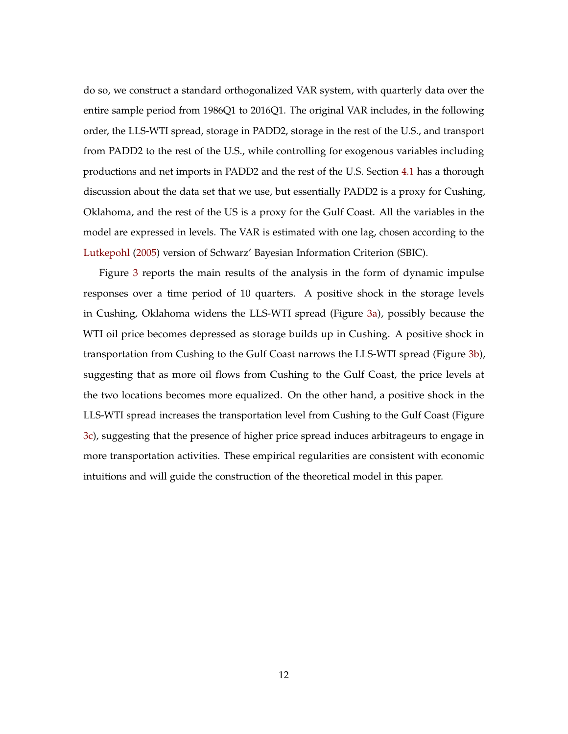do so, we construct a standard orthogonalized VAR system, with quarterly data over the entire sample period from 1986Q1 to 2016Q1. The original VAR includes, in the following order, the LLS-WTI spread, storage in PADD2, storage in the rest of the U.S., and transport from PADD2 to the rest of the U.S., while controlling for exogenous variables including productions and net imports in PADD2 and the rest of the U.S. Section 4.1 has a thorough discussion about the data set that we use, but essentially PADD2 is a proxy for Cushing, Oklahoma, and the rest of the US is a proxy for the Gulf Coast. All the variables in the model are expressed in levels. The VAR is estimated with one lag, chosen according to the Lutkepohl (2005) version of Schwarz' Bayesian Information Criterion (SBIC).

Figure 3 reports the main results of the analysis in the form of dynamic impulse responses over a time period of 10 quarters. A positive shock in the storage levels in Cushing, Oklahoma widens the LLS-WTI spread (Figure 3a), possibly because the WTI oil price becomes depressed as storage builds up in Cushing. A positive shock in transportation from Cushing to the Gulf Coast narrows the LLS-WTI spread (Figure 3b), suggesting that as more oil flows from Cushing to the Gulf Coast, the price levels at the two locations becomes more equalized. On the other hand, a positive shock in the LLS-WTI spread increases the transportation level from Cushing to the Gulf Coast (Figure 3c), suggesting that the presence of higher price spread induces arbitrageurs to engage in more transportation activities. These empirical regularities are consistent with economic intuitions and will guide the construction of the theoretical model in this paper.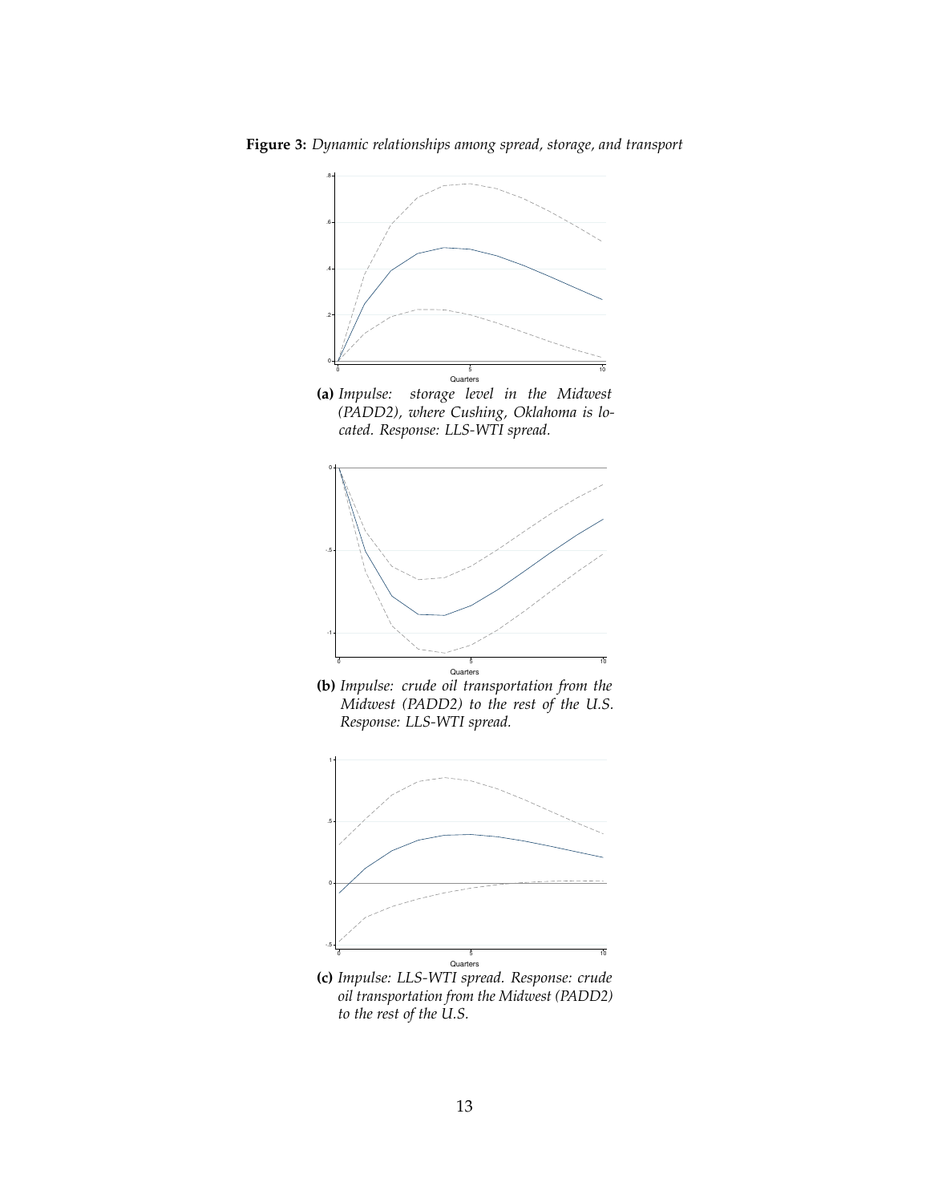**Figure 3:** *Dynamic relationships among spread, storage, and transport*

**(a)** *Impulse: storage level in the Midwest (PADD2), where Cushing, Oklahoma is located. Response: LLS-WTI spread.*

**(b)** *Impulse: crude oil transportation from the Midwest (PADD2) to the rest of the U.S. Response: LLS-WTI spread.*

**(c)** *Impulse: LLS-WTI spread. Response: crude oil transportation from the Midwest (PADD2) to the rest of the U.S.*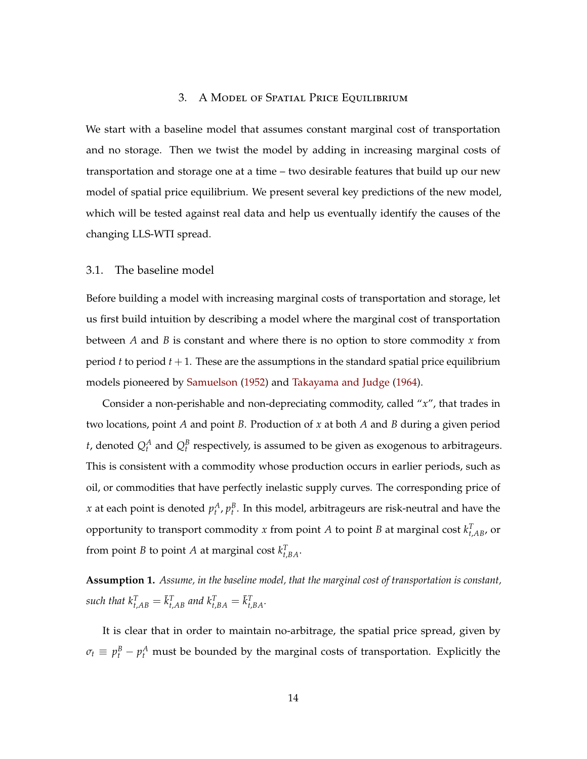## 3. A Model of Spatial Price Equilibrium

We start with a baseline model that assumes constant marginal cost of transportation and no storage. Then we twist the model by adding in increasing marginal costs of transportation and storage one at a time – two desirable features that build up our new model of spatial price equilibrium. We present several key predictions of the new model, which will be tested against real data and help us eventually identify the causes of the changing LLS-WTI spread.

### 3.1. The baseline model

Before building a model with increasing marginal costs of transportation and storage, let us first build intuition by describing a model where the marginal cost of transportation between $A$ and $B$ is constant and where there is no option to store commodity $x$ from period $t$ to period $t+1$. These are the assumptions in the standard spatial price equilibrium models pioneered by Samuelson (1952) and Takayama and Judge (1964).

Consider a non-perishable and non-depreciating commodity, called "$x$", that trades in two locations, point $A$ and point $B$. Production of $x$ at both $A$ and $B$ during a given period $t$, denoted $Q_t^A$ and $Q_t^B$ respectively, is assumed to be given as exogenous to arbitrageurs. This is consistent with a commodity whose production occurs in earlier periods, such as oil, or commodities that have perfectly inelastic supply curves. The corresponding price of $x$ at each point is denoted $p_t^A$, $p_t^B$. In this model, arbitrageurs are risk-neutral and have the opportunity to transport commodity $x$ from point $A$ to point $B$ at marginal cost $k_{t,AB}^T$, or from point $B$ to point $A$ at marginal cost $k_{t,BA}^T$.

**Assumption 1.** *Assume, in the baseline model, that the marginal cost of transportation is constant, such that* $k_{t,AB}^T = \bar{k}_{t,AB}^T$ *and* $k_{t,BA}^T = \bar{k}_{t,BA}^T$.

It is clear that in order to maintain no-arbitrage, the spatial price spread, given by $\sigma_t \equiv p_t^B - p_t^A$ must be bounded by the marginal costs of transportation. Explicitly the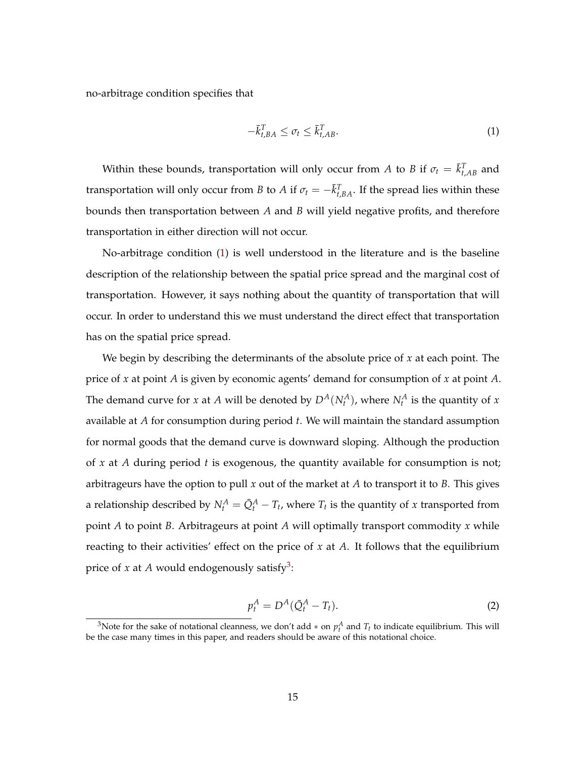no-arbitrage condition specifies that

$$-\bar{k}^T_{t,BA} \leq \sigma_t \leq \bar{k}^T_{t,AB}. \tag{1}$$

Within these bounds, transportation will only occur from $A$ to $B$ if $\sigma_t = \bar{k}^T_{t,AB}$ and transportation will only occur from $B$ to $A$ if $\sigma_t = -\bar{k}^T_{t,BA}$. If the spread lies within these bounds then transportation between $A$ and $B$ will yield negative profits, and therefore transportation in either direction will not occur.

No-arbitrage condition (1) is well understood in the literature and is the baseline description of the relationship between the spatial price spread and the marginal cost of transportation. However, it says nothing about the quantity of transportation that will occur. In order to understand this we must understand the direct effect that transportation has on the spatial price spread.

We begin by describing the determinants of the absolute price of $x$ at each point. The price of $x$ at point $A$ is given by economic agents' demand for consumption of $x$ at point $A$. The demand curve for $x$ at $A$ will be denoted by $D^A(N^A_t)$, where $N^A_t$ is the quantity of $x$ available at $A$ for consumption during period $t$. We will maintain the standard assumption for normal goods that the demand curve is downward sloping. Although the production of $x$ at $A$ during period $t$ is exogenous, the quantity available for consumption is not; arbitrageurs have the option to pull $x$ out of the market at $A$ to transport it to $B$. This gives a relationship described by $N^A_t = \bar{Q}^A_t - T_t$, where $T_t$ is the quantity of $x$ transported from point $A$ to point $B$. Arbitrageurs at point $A$ will optimally transport commodity $x$ while reacting to their activities' effect on the price of $x$ at $A$. It follows that the equilibrium price of $x$ at $A$ would endogenously satisfy[3]:

$$p^A_t = D^A(\bar{Q}^A_t - T_t). \tag{2}$$

[3]Note for the sake of notational cleanness, we don't add $*$ on $p^A_t$ and $T_t$ to indicate equilibrium. This will be the case many times in this paper, and readers should be aware of this notational choice.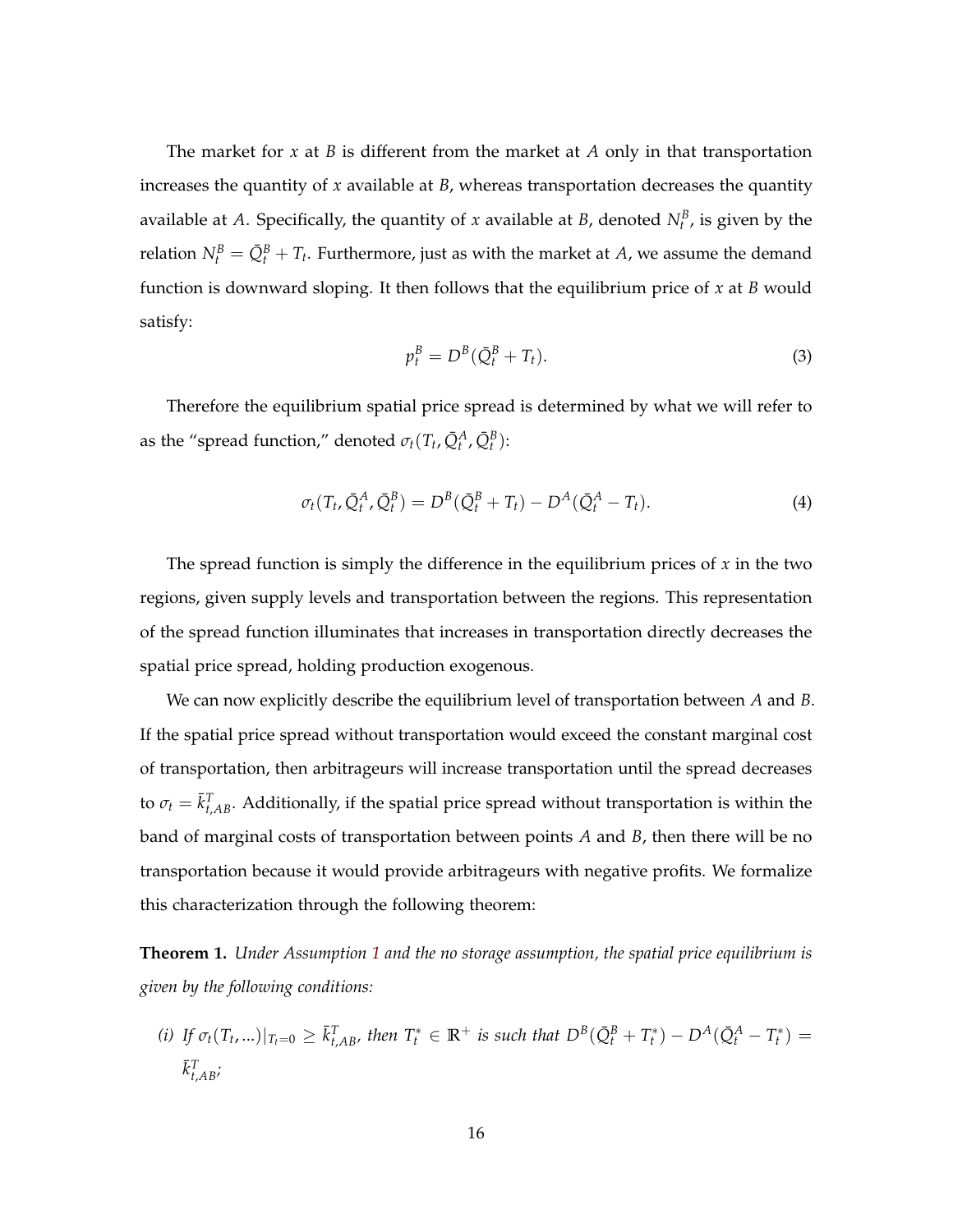The market for $x$ at $B$ is different from the market at $A$ only in that transportation increases the quantity of $x$ available at $B$, whereas transportation decreases the quantity available at $A$. Specifically, the quantity of $x$ available at $B$, denoted $N_t^B$, is given by the relation $N_t^B = \bar{Q}_t^B + T_t$. Furthermore, just as with the market at $A$, we assume the demand function is downward sloping. It then follows that the equilibrium price of $x$ at $B$ would satisfy:

$$p_t^B = D^B(\bar{Q}_t^B + T_t). \tag{3}$$

Therefore the equilibrium spatial price spread is determined by what we will refer to as the "spread function," denoted $\sigma_t(T_t, \bar{Q}_t^A, \bar{Q}_t^B)$:

$$\sigma_t(T_t, \bar{Q}_t^A, \bar{Q}_t^B) = D^B(\bar{Q}_t^B + T_t) - D^A(\bar{Q}_t^A - T_t). \tag{4}$$

The spread function is simply the difference in the equilibrium prices of $x$ in the two regions, given supply levels and transportation between the regions. This representation of the spread function illuminates that increases in transportation directly decreases the spatial price spread, holding production exogenous.

We can now explicitly describe the equilibrium level of transportation between $A$ and $B$. If the spatial price spread without transportation would exceed the constant marginal cost of transportation, then arbitrageurs will increase transportation until the spread decreases to $\sigma_t = \bar{k}_{t,AB}^T$. Additionally, if the spatial price spread without transportation is within the band of marginal costs of transportation between points $A$ and $B$, then there will be no transportation because it would provide arbitrageurs with negative profits. We formalize this characterization through the following theorem:

**Theorem 1.** *Under Assumption 1 and the no storage assumption, the spatial price equilibrium is given by the following conditions:*

*(i) If $\sigma_t(T_t, ...)|_{T_t=0} \geq \bar{k}_{t,AB}^T$, then $T_t^* \in \mathbb{R}^+$ is such that $D^B(\bar{Q}_t^B + T_t^*) - D^A(\bar{Q}_t^A - T_t^*) = \bar{k}_{t,AB}^T$;*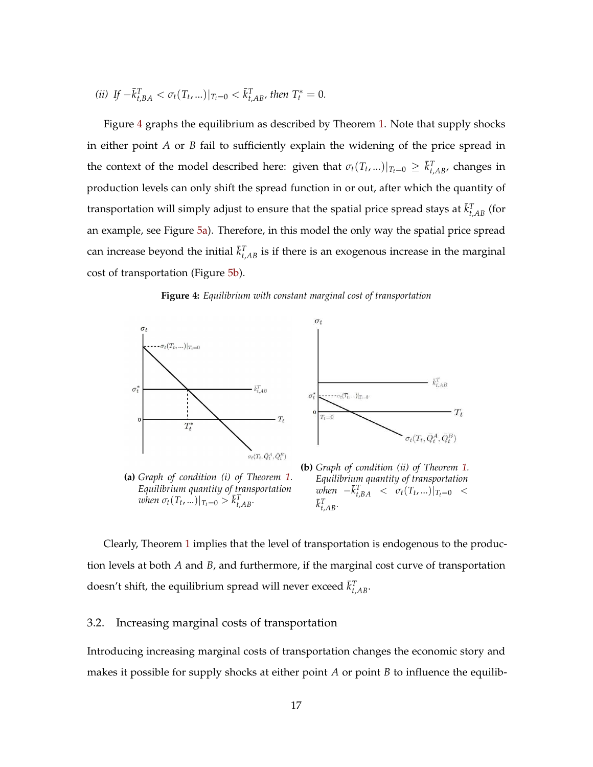*(ii) If* $-\bar{k}^T_{t,BA} < \sigma_t(T_t, ...)|_{T_t=0} < \bar{k}^T_{t,AB}$*, then* $T^*_t = 0$.

Figure 4 graphs the equilibrium as described by Theorem 1. Note that supply shocks in either point $A$ or $B$ fail to sufficiently explain the widening of the price spread in the context of the model described here: given that $\sigma_t(T_t, ...)|_{T_t=0} \geq \bar{k}^T_{t,AB}$, changes in production levels can only shift the spread function in or out, after which the quantity of transportation will simply adjust to ensure that the spatial price spread stays at $\bar{k}^T_{t,AB}$ (for an example, see Figure 5a). Therefore, in this model the only way the spatial price spread can increase beyond the initial $\bar{k}^T_{t,AB}$ is if there is an exogenous increase in the marginal cost of transportation (Figure 5b).

**Figure 4:** *Equilibrium with constant marginal cost of transportation*

**(a)** *Graph of condition (i) of Theorem 1. Equilibrium quantity of transportation when* $\sigma_t(T_t, ...)|_{T_t=0} > \bar{k}^T_{t,AB}$.

**(b)** *Graph of condition (ii) of Theorem 1. Equilibrium quantity of transportation when* $-\bar{k}^T_{t,BA} < \sigma_t(T_t, ...)|_{T_t=0} < \bar{k}^T_{t,AB}$.

Clearly, Theorem 1 implies that the level of transportation is endogenous to the production levels at both $A$ and $B$, and furthermore, if the marginal cost curve of transportation doesn't shift, the equilibrium spread will never exceed $\bar{k}^T_{t,AB}$.

## 3.2. Increasing marginal costs of transportation

Introducing increasing marginal costs of transportation changes the economic story and makes it possible for supply shocks at either point $A$ or point $B$ to influence the equilib-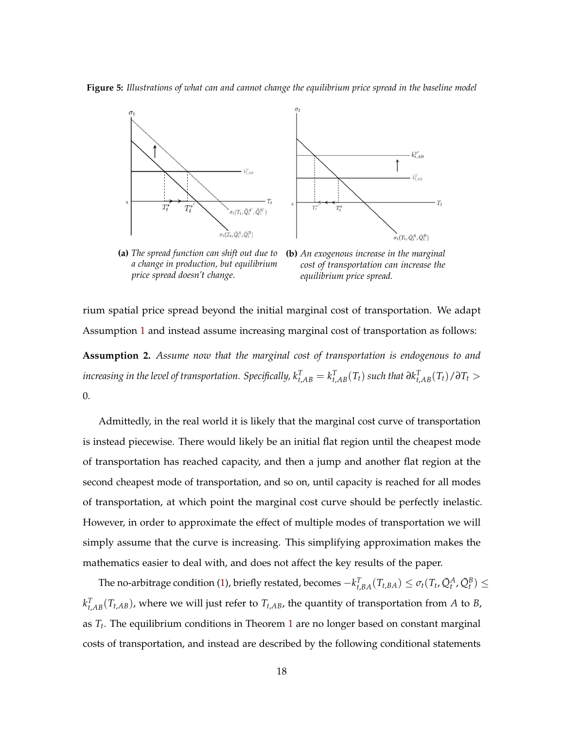**Figure 5:** *Illustrations of what can and cannot change the equilibrium price spread in the baseline model*

**(a)** *The spread function can shift out due to a change in production, but equilibrium price spread doesn't change.*

**(b)** *An exogenous increase in the marginal cost of transportation can increase the equilibrium price spread.*

rium spatial price spread beyond the initial marginal cost of transportation. We adapt Assumption 1 and instead assume increasing marginal cost of transportation as follows:

**Assumption 2.** *Assume now that the marginal cost of transportation is endogenous to and increasing in the level of transportation. Specifically, $k^T_{t,AB} = k^T_{t,AB}(T_t)$ such that $\partial k^T_{t,AB}(T_t)/\partial T_t > 0$.*

Admittedly, in the real world it is likely that the marginal cost curve of transportation is instead piecewise. There would likely be an initial flat region until the cheapest mode of transportation has reached capacity, and then a jump and another flat region at the second cheapest mode of transportation, and so on, until capacity is reached for all modes of transportation, at which point the marginal cost curve should be perfectly inelastic. However, in order to approximate the effect of multiple modes of transportation we will simply assume that the curve is increasing. This simplifying approximation makes the mathematics easier to deal with, and does not affect the key results of the paper.

The no-arbitrage condition (1), briefly restated, becomes $-k^T_{t,BA}(T_{t,BA}) \leq \sigma_t(T_t, \bar{Q}^A_t, \bar{Q}^B_t) \leq k^T_{t,AB}(T_{t,AB})$, where we will just refer to $T_{t,AB}$, the quantity of transportation from $A$ to $B$, as $T_t$. The equilibrium conditions in Theorem 1 are no longer based on constant marginal costs of transportation, and instead are described by the following conditional statements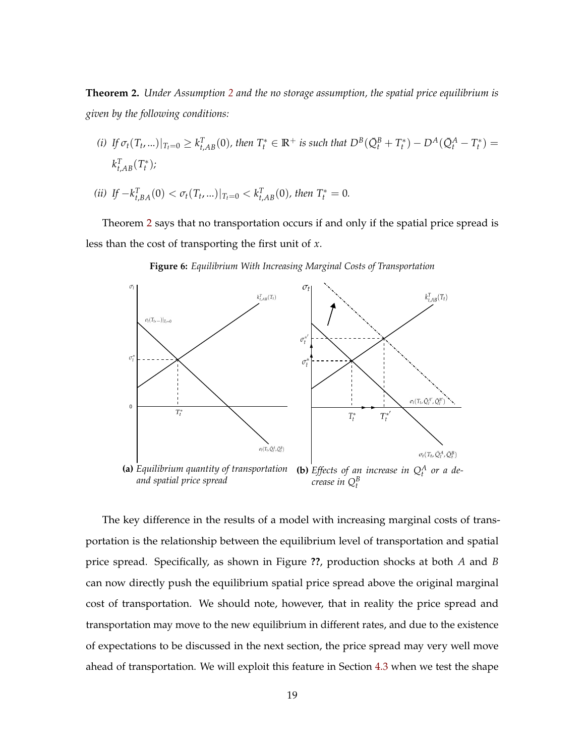**Theorem 2.** *Under Assumption 2 and the no storage assumption, the spatial price equilibrium is given by the following conditions:*

*(i) If $\sigma_t(T_t, ...)|_{T_t=0} \geq k^T_{t,AB}(0)$, then $T^*_t \in \mathbb{R}^+$ is such that $D^B(\bar{Q}^B_t + T^*_t) - D^A(\bar{Q}^A_t - T^*_t) = k^T_{t,AB}(T^*_t)$;*

*(ii) If $-k^T_{t,BA}(0) < \sigma_t(T_t, ...)|_{T_t=0} < k^T_{t,AB}(0)$, then $T^*_t = 0$.*

Theorem 2 says that no transportation occurs if and only if the spatial price spread is less than the cost of transporting the first unit of $x$.

**Figure 6:** *Equilibrium With Increasing Marginal Costs of Transportation*

**(a)** *Equilibrium quantity of transportation and spatial price spread*

**(b)** *Effects of an increase in $Q^A_t$ or a decrease in $Q^B_t$*

The key difference in the results of a model with increasing marginal costs of transportation is the relationship between the equilibrium level of transportation and spatial price spread. Specifically, as shown in Figure **??**, production shocks at both $A$ and $B$ can now directly push the equilibrium spatial price spread above the original marginal cost of transportation. We should note, however, that in reality the price spread and transportation may move to the new equilibrium in different rates, and due to the existence of expectations to be discussed in the next section, the price spread may very well move ahead of transportation. We will exploit this feature in Section 4.3 when we test the shape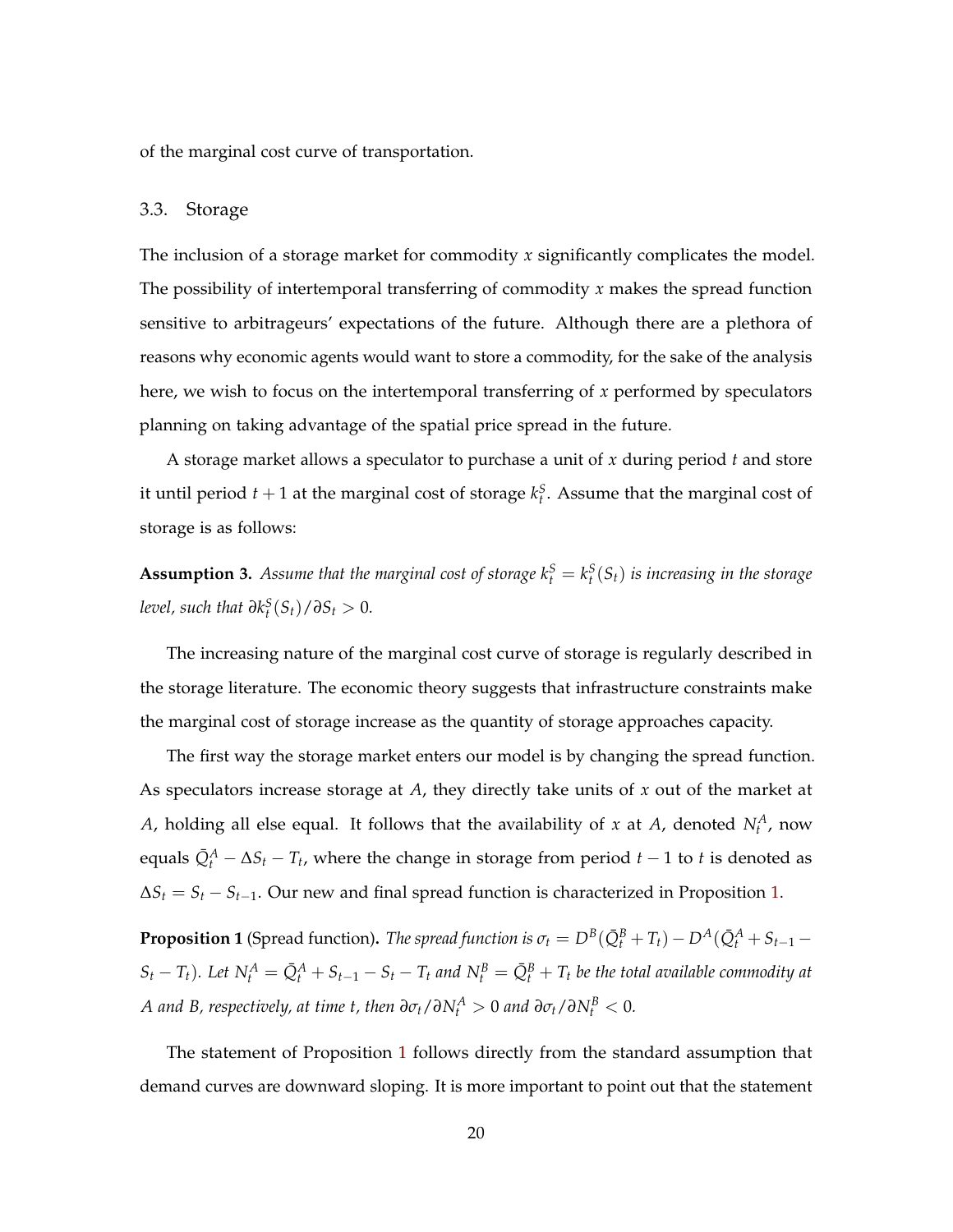of the marginal cost curve of transportation.

### 3.3. Storage

The inclusion of a storage market for commodity $x$ significantly complicates the model. The possibility of intertemporal transferring of commodity $x$ makes the spread function sensitive to arbitrageurs' expectations of the future. Although there are a plethora of reasons why economic agents would want to store a commodity, for the sake of the analysis here, we wish to focus on the intertemporal transferring of $x$ performed by speculators planning on taking advantage of the spatial price spread in the future.

A storage market allows a speculator to purchase a unit of $x$ during period $t$ and store it until period $t+1$ at the marginal cost of storage $k_t^S$. Assume that the marginal cost of storage is as follows:

**Assumption 3.** *Assume that the marginal cost of storage $k_t^S = k_t^S(S_t)$ is increasing in the storage level, such that $\partial k_t^S(S_t)/\partial S_t > 0$.*

The increasing nature of the marginal cost curve of storage is regularly described in the storage literature. The economic theory suggests that infrastructure constraints make the marginal cost of storage increase as the quantity of storage approaches capacity.

The first way the storage market enters our model is by changing the spread function. As speculators increase storage at $A$, they directly take units of $x$ out of the market at $A$, holding all else equal. It follows that the availability of $x$ at $A$, denoted $N_t^A$, now equals $\bar{Q}_t^A - \Delta S_t - T_t$, where the change in storage from period $t-1$ to $t$ is denoted as $\Delta S_t = S_t - S_{t-1}$. Our new and final spread function is characterized in Proposition 1.

**Proposition 1** (Spread function)**.** *The spread function is $\sigma_t = D^B(\bar{Q}_t^B + T_t) - D^A(\bar{Q}_t^A + S_{t-1} - S_t - T_t)$. Let $N_t^A = \bar{Q}_t^A + S_{t-1} - S_t - T_t$ and $N_t^B = \bar{Q}_t^B + T_t$ be the total available commodity at $A$ and $B$, respectively, at time $t$, then $\partial\sigma_t/\partial N_t^A > 0$ and $\partial\sigma_t/\partial N_t^B < 0$.*

The statement of Proposition 1 follows directly from the standard assumption that demand curves are downward sloping. It is more important to point out that the statement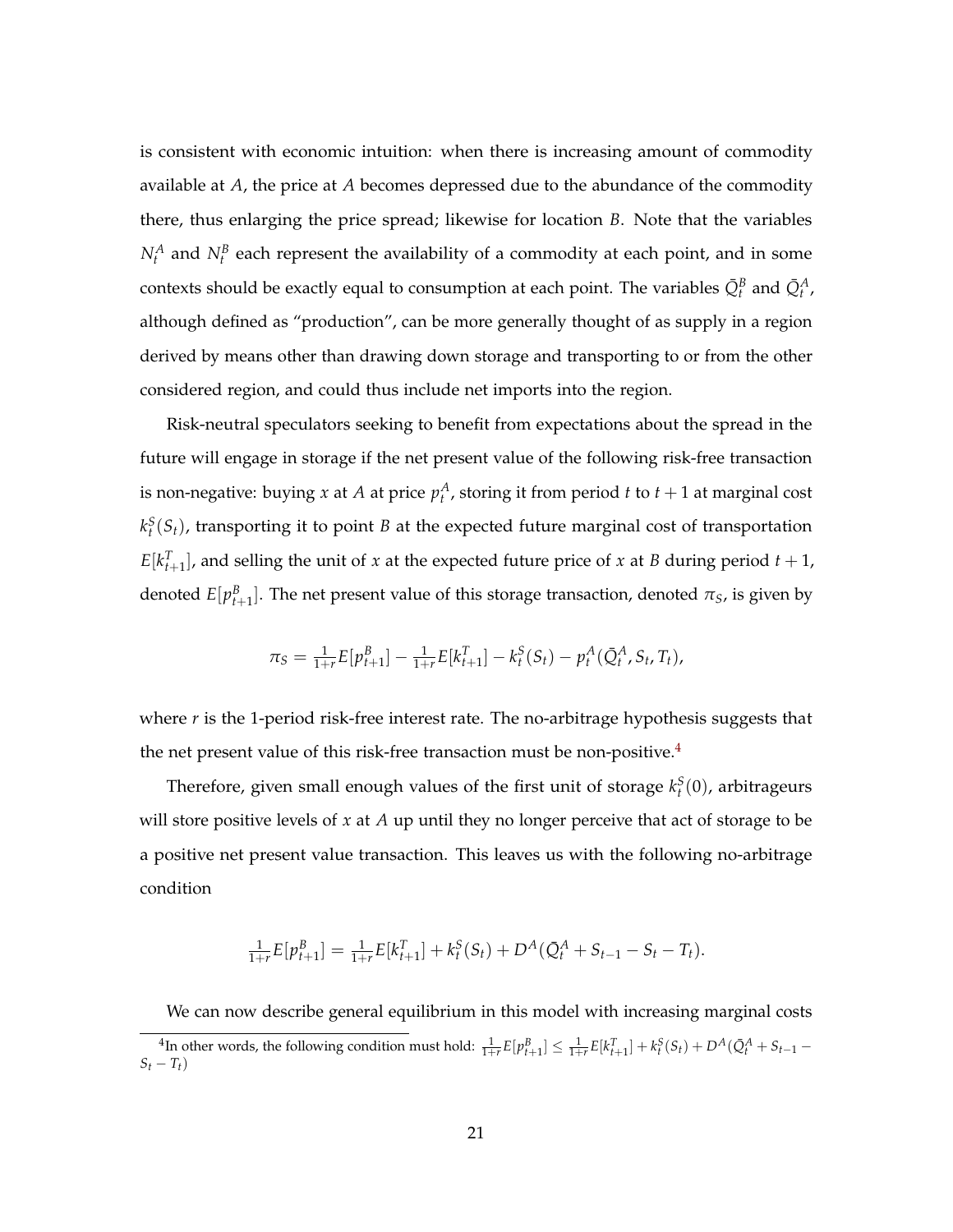is consistent with economic intuition: when there is increasing amount of commodity available at $A$, the price at $A$ becomes depressed due to the abundance of the commodity there, thus enlarging the price spread; likewise for location $B$. Note that the variables $N_t^A$ and $N_t^B$ each represent the availability of a commodity at each point, and in some contexts should be exactly equal to consumption at each point. The variables $\bar{Q}_t^B$ and $\bar{Q}_t^A$, although defined as "production", can be more generally thought of as supply in a region derived by means other than drawing down storage and transporting to or from the other considered region, and could thus include net imports into the region.

Risk-neutral speculators seeking to benefit from expectations about the spread in the future will engage in storage if the net present value of the following risk-free transaction is non-negative: buying $x$ at $A$ at price $p_t^A$, storing it from period $t$ to $t+1$ at marginal cost $k_t^S(S_t)$, transporting it to point $B$ at the expected future marginal cost of transportation $E[k_{t+1}^T]$, and selling the unit of $x$ at the expected future price of $x$ at $B$ during period $t+1$, denoted $E[p_{t+1}^B]$. The net present value of this storage transaction, denoted $\pi_S$, is given by

$$\pi_S = \tfrac{1}{1+r}E[p_{t+1}^B] - \tfrac{1}{1+r}E[k_{t+1}^T] - k_t^S(S_t) - p_t^A(\bar{Q}_t^A, S_t, T_t),$$

where $r$ is the 1-period risk-free interest rate. The no-arbitrage hypothesis suggests that the net present value of this risk-free transaction must be non-positive.[4]

Therefore, given small enough values of the first unit of storage $k_t^S(0)$, arbitrageurs will store positive levels of $x$ at $A$ up until they no longer perceive that act of storage to be a positive net present value transaction. This leaves us with the following no-arbitrage condition

$$\tfrac{1}{1+r}E[p_{t+1}^B] = \tfrac{1}{1+r}E[k_{t+1}^T] + k_t^S(S_t) + D^A(\bar{Q}_t^A + S_{t-1} - S_t - T_t).$$

We can now describe general equilibrium in this model with increasing marginal costs

[4] In other words, the following condition must hold: $\frac{1}{1+r}E[p_{t+1}^B] \leq \frac{1}{1+r}E[k_{t+1}^T] + k_t^S(S_t) + D^A(\bar{Q}_t^A + S_{t-1} - S_t - T_t)$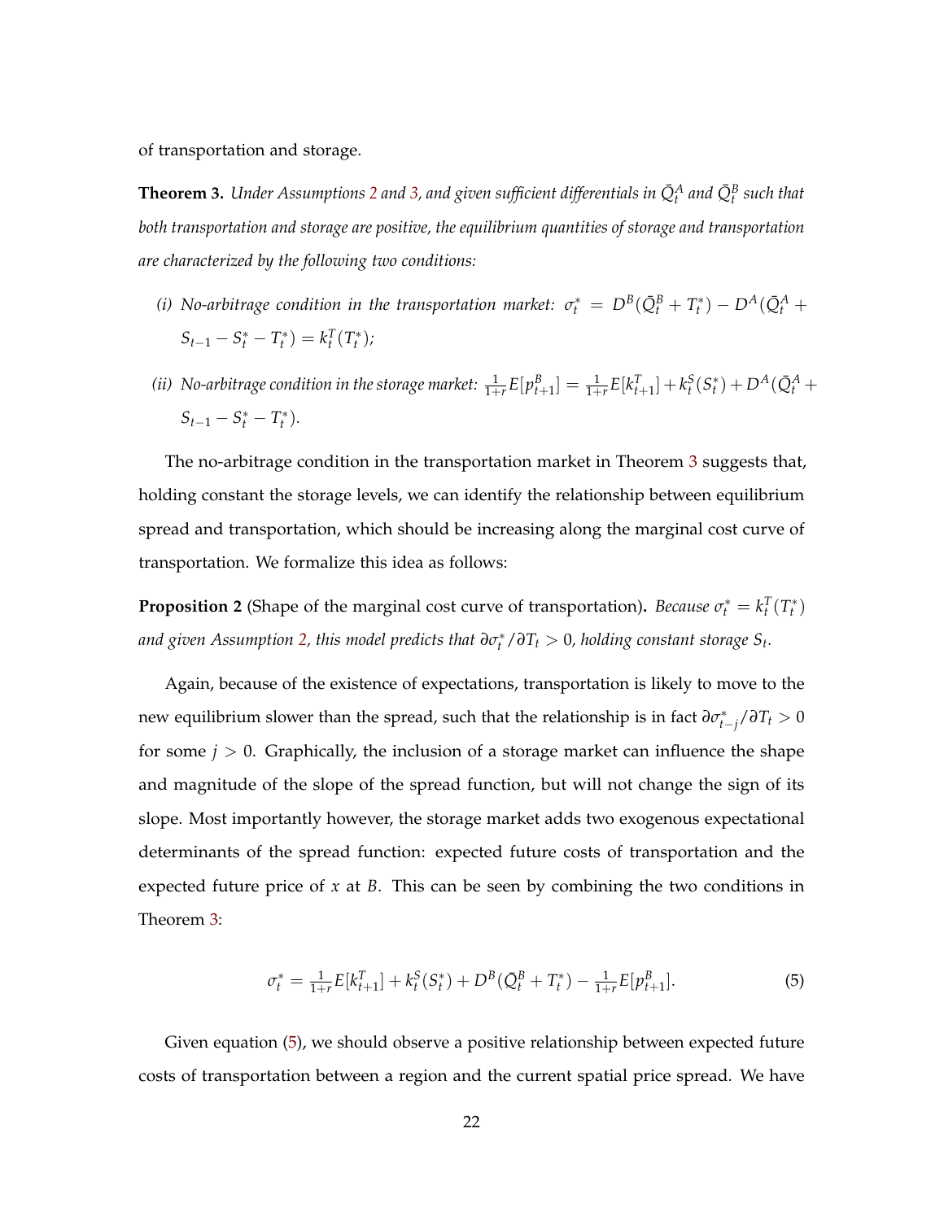of transportation and storage.

**Theorem 3.** *Under Assumptions 2 and 3, and given sufficient differentials in $\bar{Q}_t^A$ and $\bar{Q}_t^B$ such that both transportation and storage are positive, the equilibrium quantities of storage and transportation are characterized by the following two conditions:*

*(i) No-arbitrage condition in the transportation market: $\sigma_t^* = D^B(\bar{Q}_t^B + T_t^*) - D^A(\bar{Q}_t^A + S_{t-1} - S_t^* - T_t^*) = k_t^T(T_t^*)$;*

*(ii) No-arbitrage condition in the storage market: $\frac{1}{1+r}E[p_{t+1}^B] = \frac{1}{1+r}E[k_{t+1}^T] + k_t^S(S_t^*) + D^A(\bar{Q}_t^A + S_{t-1} - S_t^* - T_t^*)$.*

The no-arbitrage condition in the transportation market in Theorem 3 suggests that, holding constant the storage levels, we can identify the relationship between equilibrium spread and transportation, which should be increasing along the marginal cost curve of transportation. We formalize this idea as follows:

**Proposition 2** (Shape of the marginal cost curve of transportation)**.** *Because $\sigma_t^* = k_t^T(T_t^*)$ and given Assumption 2, this model predicts that $\partial\sigma_t^*/\partial T_t > 0$, holding constant storage $S_t$.*

Again, because of the existence of expectations, transportation is likely to move to the new equilibrium slower than the spread, such that the relationship is in fact $\partial\sigma_{t-j}^*/\partial T_t > 0$ for some $j > 0$. Graphically, the inclusion of a storage market can influence the shape and magnitude of the slope of the spread function, but will not change the sign of its slope. Most importantly however, the storage market adds two exogenous expectational determinants of the spread function: expected future costs of transportation and the expected future price of $x$ at $B$. This can be seen by combining the two conditions in Theorem 3:

$$\sigma_t^* = \tfrac{1}{1+r}E[k_{t+1}^T] + k_t^S(S_t^*) + D^B(\bar{Q}_t^B + T_t^*) - \tfrac{1}{1+r}E[p_{t+1}^B]. \tag{5}$$

Given equation (5), we should observe a positive relationship between expected future costs of transportation between a region and the current spatial price spread. We have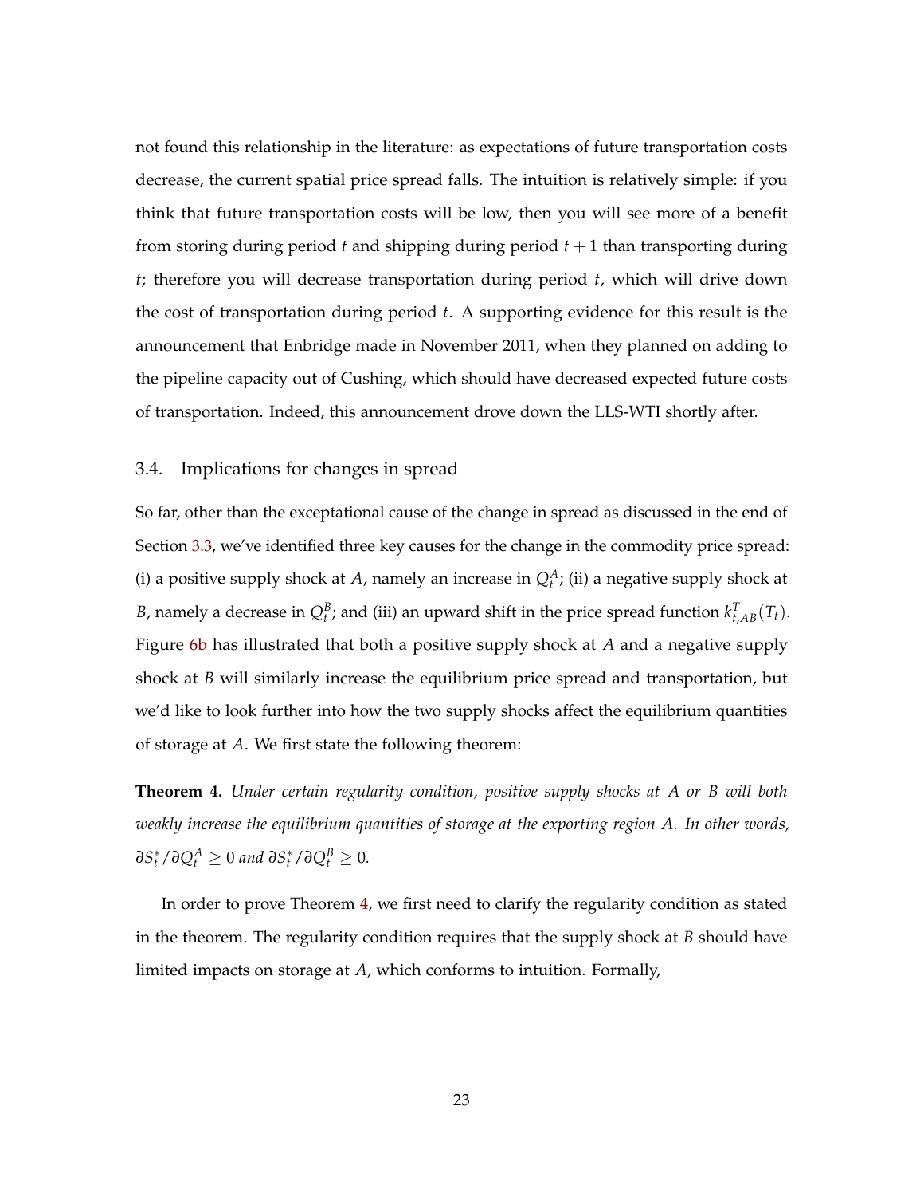not found this relationship in the literature: as expectations of future transportation costs decrease, the current spatial price spread falls. The intuition is relatively simple: if you think that future transportation costs will be low, then you will see more of a benefit from storing during period $t$ and shipping during period $t+1$ than transporting during $t$; therefore you will decrease transportation during period $t$, which will drive down the cost of transportation during period $t$. A supporting evidence for this result is the announcement that Enbridge made in November 2011, when they planned on adding to the pipeline capacity out of Cushing, which should have decreased expected future costs of transportation. Indeed, this announcement drove down the LLS-WTI shortly after.

## 3.4. Implications for changes in spread

So far, other than the exceptational cause of the change in spread as discussed in the end of Section 3.3, we've identified three key causes for the change in the commodity price spread: (i) a positive supply shock at $A$, namely an increase in $Q_t^A$; (ii) a negative supply shock at $B$, namely a decrease in $Q_t^B$; and (iii) an upward shift in the price spread function $k_{t,AB}^T(T_t)$. Figure 6b has illustrated that both a positive supply shock at $A$ and a negative supply shock at $B$ will similarly increase the equilibrium price spread and transportation, but we'd like to look further into how the two supply shocks affect the equilibrium quantities of storage at $A$. We first state the following theorem:

**Theorem 4.** *Under certain regularity condition, positive supply shocks at $A$ or $B$ will both weakly increase the equilibrium quantities of storage at the exporting region $A$. In other words, $\partial S_t^* / \partial Q_t^A \geq 0$ and $\partial S_t^* / \partial Q_t^B \geq 0$.*

In order to prove Theorem 4, we first need to clarify the regularity condition as stated in the theorem. The regularity condition requires that the supply shock at $B$ should have limited impacts on storage at $A$, which conforms to intuition. Formally,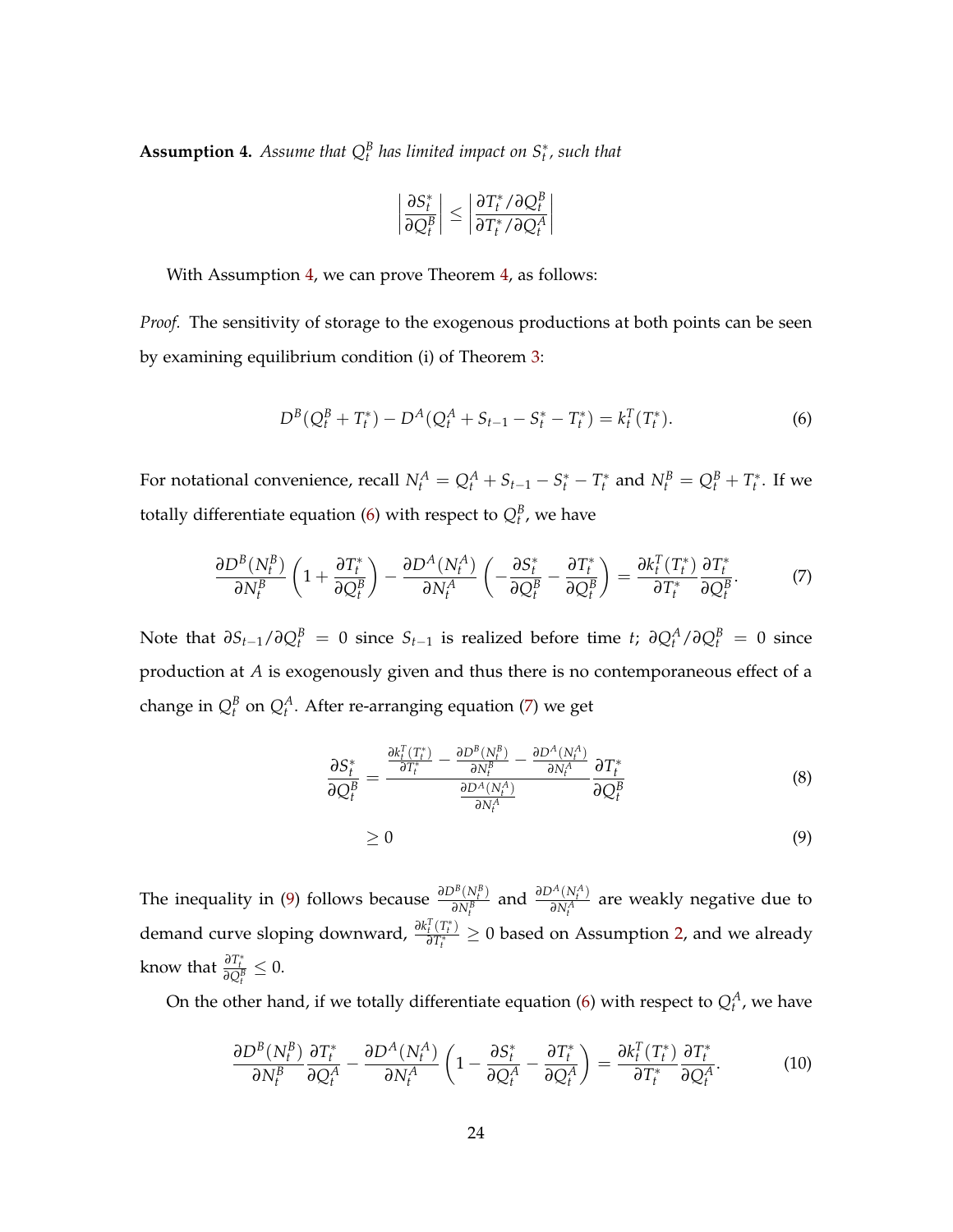**Assumption 4.** *Assume that $Q_t^B$ has limited impact on $S_t^*$, such that*

$$\left|\frac{\partial S_t^*}{\partial Q_t^B}\right| \leq \left|\frac{\partial T_t^*/\partial Q_t^B}{\partial T_t^*/\partial Q_t^A}\right|$$

With Assumption 4, we can prove Theorem 4, as follows:

*Proof.* The sensitivity of storage to the exogenous productions at both points can be seen by examining equilibrium condition (i) of Theorem 3:

$$D^B(Q_t^B + T_t^*) - D^A(Q_t^A + S_{t-1} - S_t^* - T_t^*) = k_t^T(T_t^*). \tag{6}$$

For notational convenience, recall $N_t^A = Q_t^A + S_{t-1} - S_t^* - T_t^*$ and $N_t^B = Q_t^B + T_t^*$. If we totally differentiate equation (6) with respect to $Q_t^B$, we have

$$\frac{\partial D^B(N_t^B)}{\partial N_t^B}\left(1 + \frac{\partial T_t^*}{\partial Q_t^B}\right) - \frac{\partial D^A(N_t^A)}{\partial N_t^A}\left(-\frac{\partial S_t^*}{\partial Q_t^B} - \frac{\partial T_t^*}{\partial Q_t^B}\right) = \frac{\partial k_t^T(T_t^*)}{\partial T_t^*}\frac{\partial T_t^*}{\partial Q_t^B}. \tag{7}$$

Note that $\partial S_{t-1}/\partial Q_t^B = 0$ since $S_{t-1}$ is realized before time $t$; $\partial Q_t^A/\partial Q_t^B = 0$ since production at $A$ is exogenously given and thus there is no contemporaneous effect of a change in $Q_t^B$ on $Q_t^A$. After re-arranging equation (7) we get

$$\frac{\partial S_t^*}{\partial Q_t^B} = \frac{\frac{\partial k_t^T(T_t^*)}{\partial T_t^*} - \frac{\partial D^B(N_t^B)}{\partial N_t^B} - \frac{\partial D^A(N_t^A)}{\partial N_t^A}}{\frac{\partial D^A(N_t^A)}{\partial N_t^A}}\frac{\partial T_t^*}{\partial Q_t^B} \tag{8}$$

$$\geq 0 \tag{9}$$

The inequality in (9) follows because $\frac{\partial D^B(N_t^B)}{\partial N_t^B}$ and $\frac{\partial D^A(N_t^A)}{\partial N_t^A}$ are weakly negative due to demand curve sloping downward, $\frac{\partial k_t^T(T_t^*)}{\partial T_t^*} \geq 0$ based on Assumption 2, and we already know that $\frac{\partial T_t^*}{\partial Q_t^B} \leq 0$.

On the other hand, if we totally differentiate equation (6) with respect to $Q_t^A$, we have

$$\frac{\partial D^B(N_t^B)}{\partial N_t^B}\frac{\partial T_t^*}{\partial Q_t^A} - \frac{\partial D^A(N_t^A)}{\partial N_t^A}\left(1 - \frac{\partial S_t^*}{\partial Q_t^A} - \frac{\partial T_t^*}{\partial Q_t^A}\right) = \frac{\partial k_t^T(T_t^*)}{\partial T_t^*}\frac{\partial T_t^*}{\partial Q_t^A}. \tag{10}$$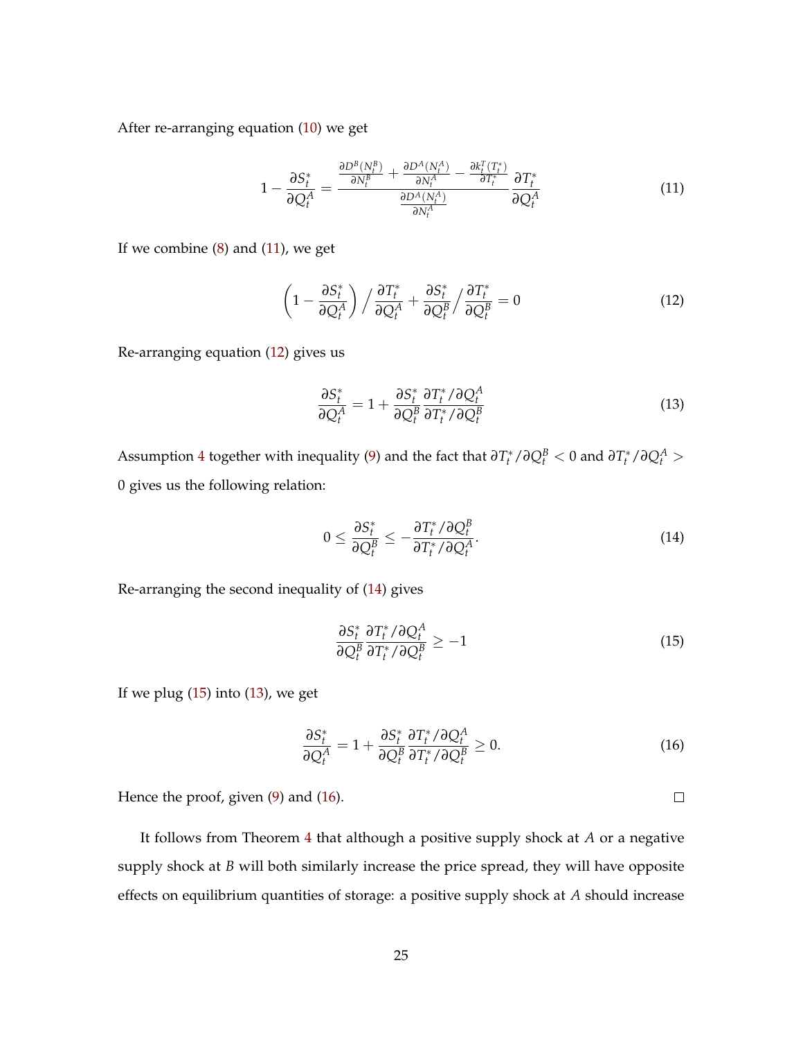After re-arranging equation (10) we get

$$1 - \frac{\partial S_t^*}{\partial Q_t^A} = \frac{\frac{\partial D^B(N_t^B)}{\partial N_t^B} + \frac{\partial D^A(N_t^A)}{\partial N_t^A} - \frac{\partial k_t^T(T_t^*)}{\partial T_t^*}}{\frac{\partial D^A(N_t^A)}{\partial N_t^A}} \frac{\partial T_t^*}{\partial Q_t^A} \tag{11}$$

If we combine (8) and (11), we get

$$\left(1 - \frac{\partial S_t^*}{\partial Q_t^A}\right) \Big/ \frac{\partial T_t^*}{\partial Q_t^A} + \frac{\partial S_t^*}{\partial Q_t^B} \Big/ \frac{\partial T_t^*}{\partial Q_t^B} = 0 \tag{12}$$

Re-arranging equation (12) gives us

$$\frac{\partial S_t^*}{\partial Q_t^A} = 1 + \frac{\partial S_t^*}{\partial Q_t^B} \frac{\partial T_t^* / \partial Q_t^A}{\partial T_t^* / \partial Q_t^B} \tag{13}$$

Assumption 4 together with inequality (9) and the fact that $\partial T_t^* / \partial Q_t^B < 0$ and $\partial T_t^* / \partial Q_t^A > 0$ gives us the following relation:

$$0 \leq \frac{\partial S_t^*}{\partial Q_t^B} \leq -\frac{\partial T_t^* / \partial Q_t^B}{\partial T_t^* / \partial Q_t^A}. \tag{14}$$

Re-arranging the second inequality of (14) gives

$$\frac{\partial S_t^*}{\partial Q_t^B} \frac{\partial T_t^* / \partial Q_t^A}{\partial T_t^* / \partial Q_t^B} \geq -1 \tag{15}$$

If we plug (15) into (13), we get

$$\frac{\partial S_t^*}{\partial Q_t^A} = 1 + \frac{\partial S_t^*}{\partial Q_t^B} \frac{\partial T_t^* / \partial Q_t^A}{\partial T_t^* / \partial Q_t^B} \geq 0. \tag{16}$$

Hence the proof, given (9) and (16). □

It follows from Theorem 4 that although a positive supply shock at $A$ or a negative supply shock at $B$ will both similarly increase the price spread, they will have opposite effects on equilibrium quantities of storage: a positive supply shock at $A$ should increase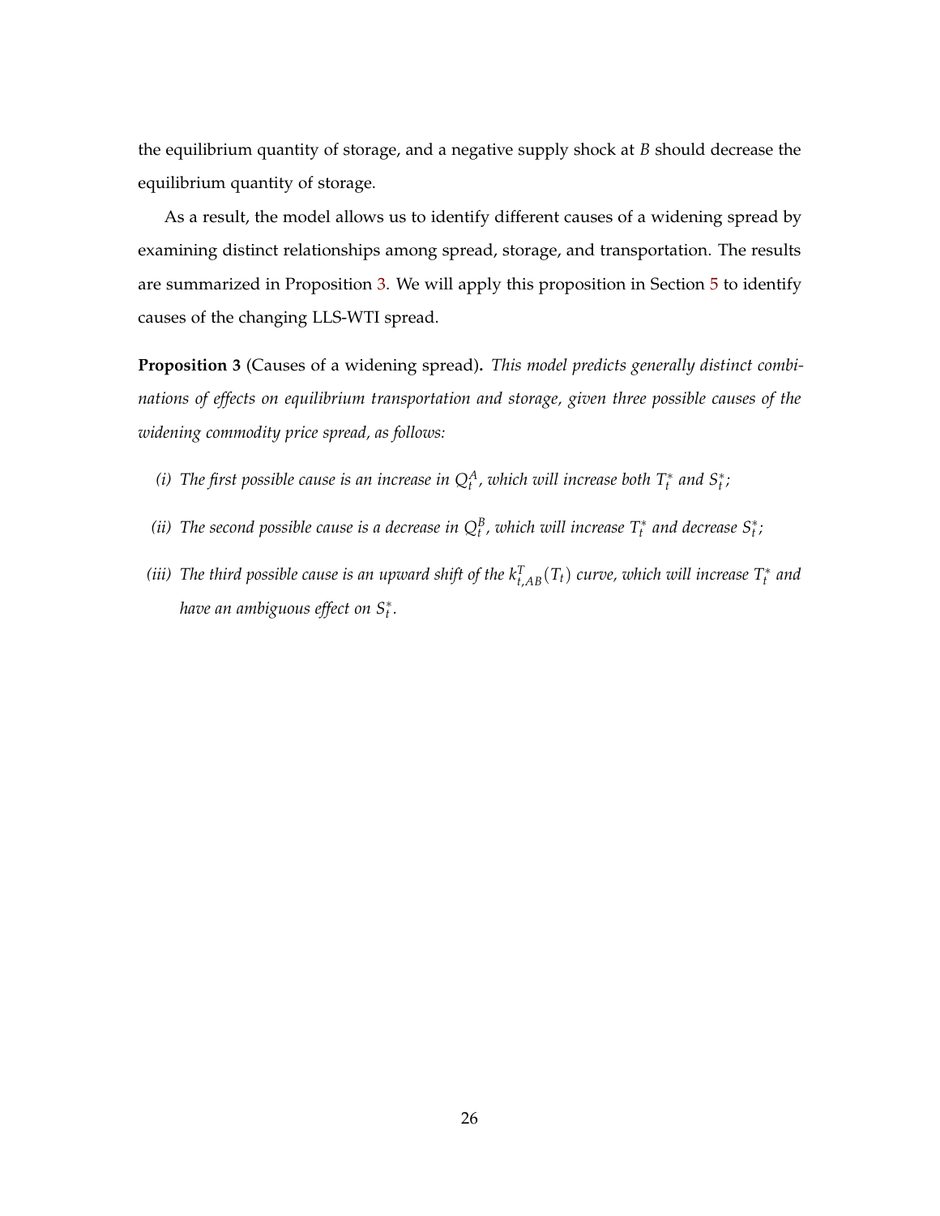the equilibrium quantity of storage, and a negative supply shock at $B$ should decrease the equilibrium quantity of storage.

As a result, the model allows us to identify different causes of a widening spread by examining distinct relationships among spread, storage, and transportation. The results are summarized in Proposition 3. We will apply this proposition in Section 5 to identify causes of the changing LLS-WTI spread.

**Proposition 3** (Causes of a widening spread)**.** *This model predicts generally distinct combinations of effects on equilibrium transportation and storage, given three possible causes of the widening commodity price spread, as follows:*

*(i) The first possible cause is an increase in $Q_t^A$, which will increase both $T_t^*$ and $S_t^*$;*

*(ii) The second possible cause is a decrease in $Q_t^B$, which will increase $T_t^*$ and decrease $S_t^*$;*

*(iii) The third possible cause is an upward shift of the $k_{t,AB}^T(T_t)$ curve, which will increase $T_t^*$ and have an ambiguous effect on $S_t^*$.*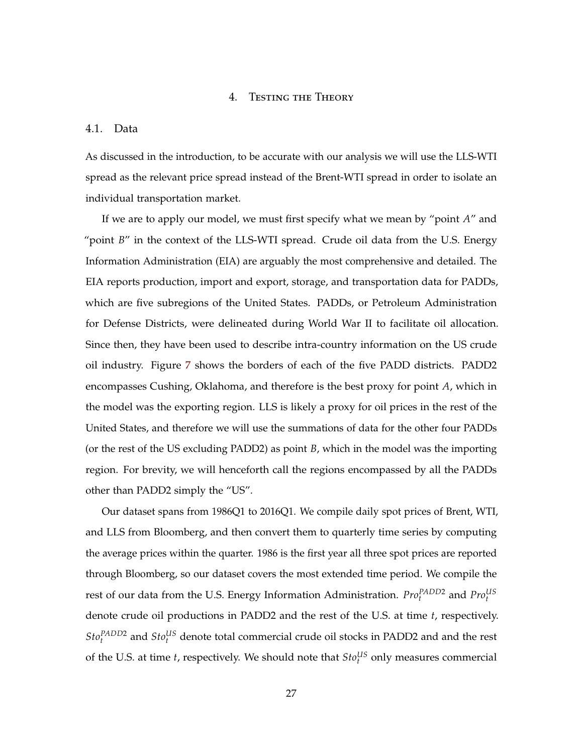## 4. Testing the Theory

### 4.1. Data

As discussed in the introduction, to be accurate with our analysis we will use the LLS-WTI spread as the relevant price spread instead of the Brent-WTI spread in order to isolate an individual transportation market.

If we are to apply our model, we must first specify what we mean by "point $A$" and "point $B$" in the context of the LLS-WTI spread. Crude oil data from the U.S. Energy Information Administration (EIA) are arguably the most comprehensive and detailed. The EIA reports production, import and export, storage, and transportation data for PADDs, which are five subregions of the United States. PADDs, or Petroleum Administration for Defense Districts, were delineated during World War II to facilitate oil allocation. Since then, they have been used to describe intra-country information on the US crude oil industry. Figure 7 shows the borders of each of the five PADD districts. PADD2 encompasses Cushing, Oklahoma, and therefore is the best proxy for point $A$, which in the model was the exporting region. LLS is likely a proxy for oil prices in the rest of the United States, and therefore we will use the summations of data for the other four PADDs (or the rest of the US excluding PADD2) as point $B$, which in the model was the importing region. For brevity, we will henceforth call the regions encompassed by all the PADDs other than PADD2 simply the "US".

Our dataset spans from 1986Q1 to 2016Q1. We compile daily spot prices of Brent, WTI, and LLS from Bloomberg, and then convert them to quarterly time series by computing the average prices within the quarter. 1986 is the first year all three spot prices are reported through Bloomberg, so our dataset covers the most extended time period. We compile the rest of our data from the U.S. Energy Information Administration. $Pro_t^{PADD2}$ and $Pro_t^{US}$ denote crude oil productions in PADD2 and the rest of the U.S. at time $t$, respectively. $Sto_t^{PADD2}$ and $Sto_t^{US}$ denote total commercial crude oil stocks in PADD2 and and the rest of the U.S. at time $t$, respectively. We should note that $Sto_t^{US}$ only measures commercial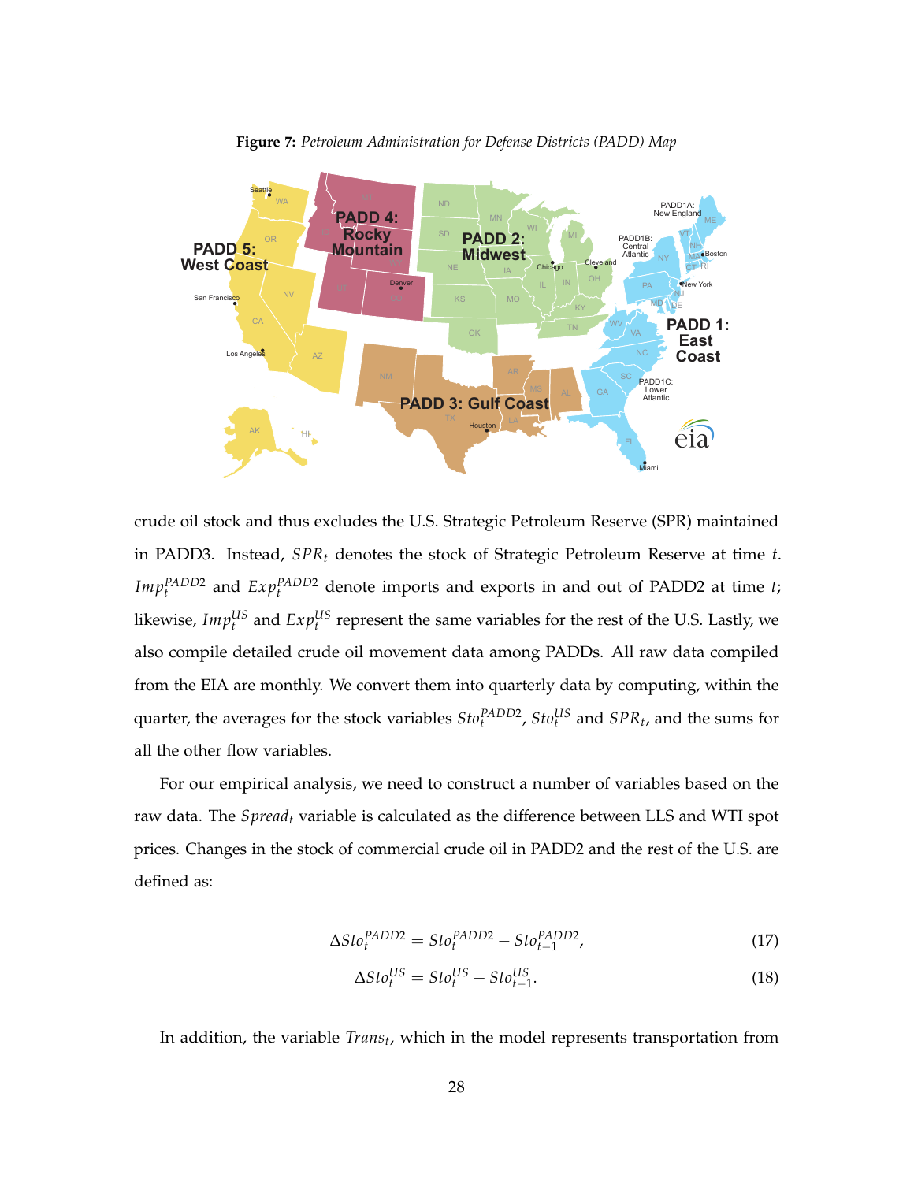**Figure 7:** *Petroleum Administration for Defense Districts (PADD) Map*

crude oil stock and thus excludes the U.S. Strategic Petroleum Reserve (SPR) maintained in PADD3. Instead, $SPR_t$ denotes the stock of Strategic Petroleum Reserve at time $t$. $Imp_t^{PADD2}$ and $Exp_t^{PADD2}$ denote imports and exports in and out of PADD2 at time $t$; likewise, $Imp_t^{US}$ and $Exp_t^{US}$ represent the same variables for the rest of the U.S. Lastly, we also compile detailed crude oil movement data among PADDs. All raw data compiled from the EIA are monthly. We convert them into quarterly data by computing, within the quarter, the averages for the stock variables $Sto_t^{PADD2}$, $Sto_t^{US}$ and $SPR_t$, and the sums for all the other flow variables.

For our empirical analysis, we need to construct a number of variables based on the raw data. The $Spread_t$ variable is calculated as the difference between LLS and WTI spot prices. Changes in the stock of commercial crude oil in PADD2 and the rest of the U.S. are defined as:

$$\Delta Sto_t^{PADD2} = Sto_t^{PADD2} - Sto_{t-1}^{PADD2}, \tag{17}$$

$$\Delta Sto_t^{US} = Sto_t^{US} - Sto_{t-1}^{US}. \tag{18}$$

In addition, the variable $Trans_t$, which in the model represents transportation from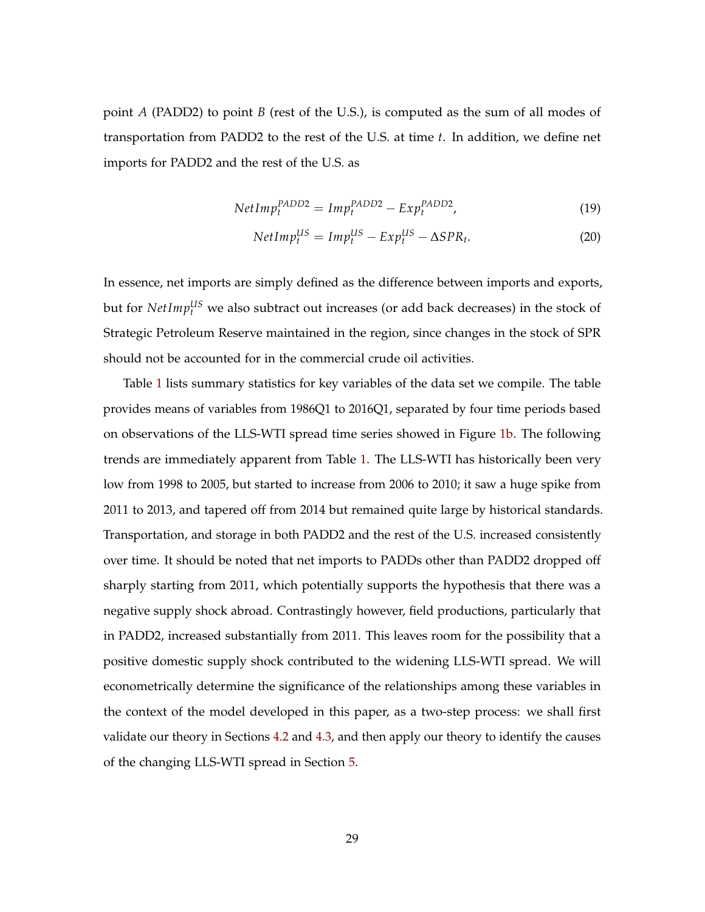point $A$ (PADD2) to point $B$ (rest of the U.S.), is computed as the sum of all modes of transportation from PADD2 to the rest of the U.S. at time $t$. In addition, we define net imports for PADD2 and the rest of the U.S. as

$$NetImp_t^{PADD2} = Imp_t^{PADD2} - Exp_t^{PADD2}, \tag{19}$$

$$NetImp_t^{US} = Imp_t^{US} - Exp_t^{US} - \Delta SPR_t. \tag{20}$$

In essence, net imports are simply defined as the difference between imports and exports, but for $NetImp_t^{US}$ we also subtract out increases (or add back decreases) in the stock of Strategic Petroleum Reserve maintained in the region, since changes in the stock of SPR should not be accounted for in the commercial crude oil activities.

Table 1 lists summary statistics for key variables of the data set we compile. The table provides means of variables from 1986Q1 to 2016Q1, separated by four time periods based on observations of the LLS-WTI spread time series showed in Figure 1b. The following trends are immediately apparent from Table 1. The LLS-WTI has historically been very low from 1998 to 2005, but started to increase from 2006 to 2010; it saw a huge spike from 2011 to 2013, and tapered off from 2014 but remained quite large by historical standards. Transportation, and storage in both PADD2 and the rest of the U.S. increased consistently over time. It should be noted that net imports to PADDs other than PADD2 dropped off sharply starting from 2011, which potentially supports the hypothesis that there was a negative supply shock abroad. Contrastingly however, field productions, particularly that in PADD2, increased substantially from 2011. This leaves room for the possibility that a positive domestic supply shock contributed to the widening LLS-WTI spread. We will econometrically determine the significance of the relationships among these variables in the context of the model developed in this paper, as a two-step process: we shall first validate our theory in Sections 4.2 and 4.3, and then apply our theory to identify the causes of the changing LLS-WTI spread in Section 5.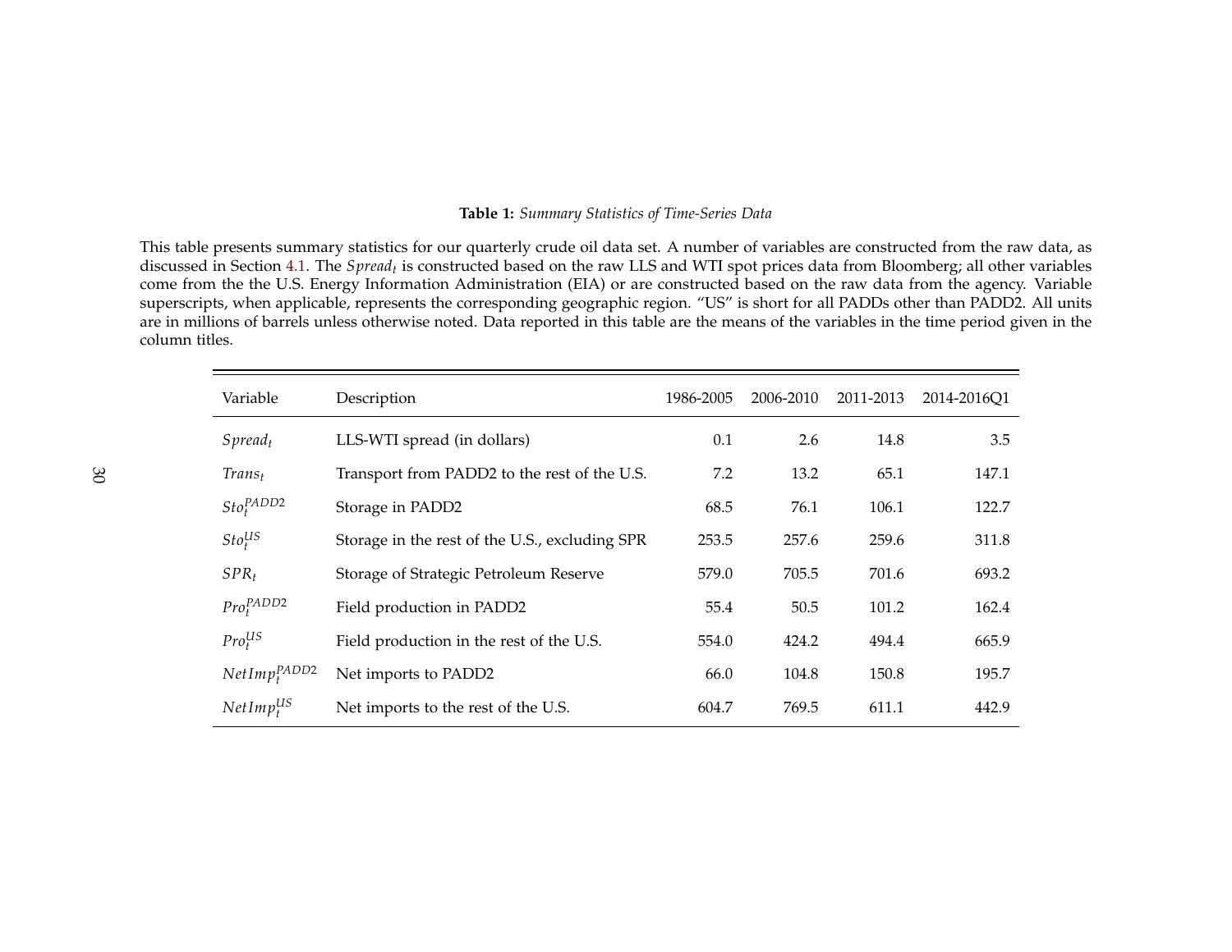**Table 1:** *Summary Statistics of Time-Series Data*

This table presents summary statistics for our quarterly crude oil data set. A number of variables are constructed from the raw data, as discussed in Section 4.1. The $Spread_t$ is constructed based on the raw LLS and WTI spot prices data from Bloomberg; all other variables come from the the U.S. Energy Information Administration (EIA) or are constructed based on the raw data from the agency. Variable superscripts, when applicable, represents the corresponding geographic region. "US" is short for all PADDs other than PADD2. All units are in millions of barrels unless otherwise noted. Data reported in this table are the means of the variables in the time period given in the column titles.

| Variable | Description | 1986-2005 | 2006-2010 | 2011-2013 | 2014-2016Q1 |
|---|---|---|---|---|---|
| $Spread_t$ | LLS-WTI spread (in dollars) | 0.1 | 2.6 | 14.8 | 3.5 |
| $Trans_t$ | Transport from PADD2 to the rest of the U.S. | 7.2 | 13.2 | 65.1 | 147.1 |
| $Sto_t^{PADD2}$ | Storage in PADD2 | 68.5 | 76.1 | 106.1 | 122.7 |
| $Sto_t^{US}$ | Storage in the rest of the U.S., excluding SPR | 253.5 | 257.6 | 259.6 | 311.8 |
| $SPR_t$ | Storage of Strategic Petroleum Reserve | 579.0 | 705.5 | 701.6 | 693.2 |
| $Pro_t^{PADD2}$ | Field production in PADD2 | 55.4 | 50.5 | 101.2 | 162.4 |
| $Pro_t^{US}$ | Field production in the rest of the U.S. | 554.0 | 424.2 | 494.4 | 665.9 |
| $NetImp_t^{PADD2}$ | Net imports to PADD2 | 66.0 | 104.8 | 150.8 | 195.7 |
| $NetImp_t^{US}$ | Net imports to the rest of the U.S. | 604.7 | 769.5 | 611.1 | 442.9 |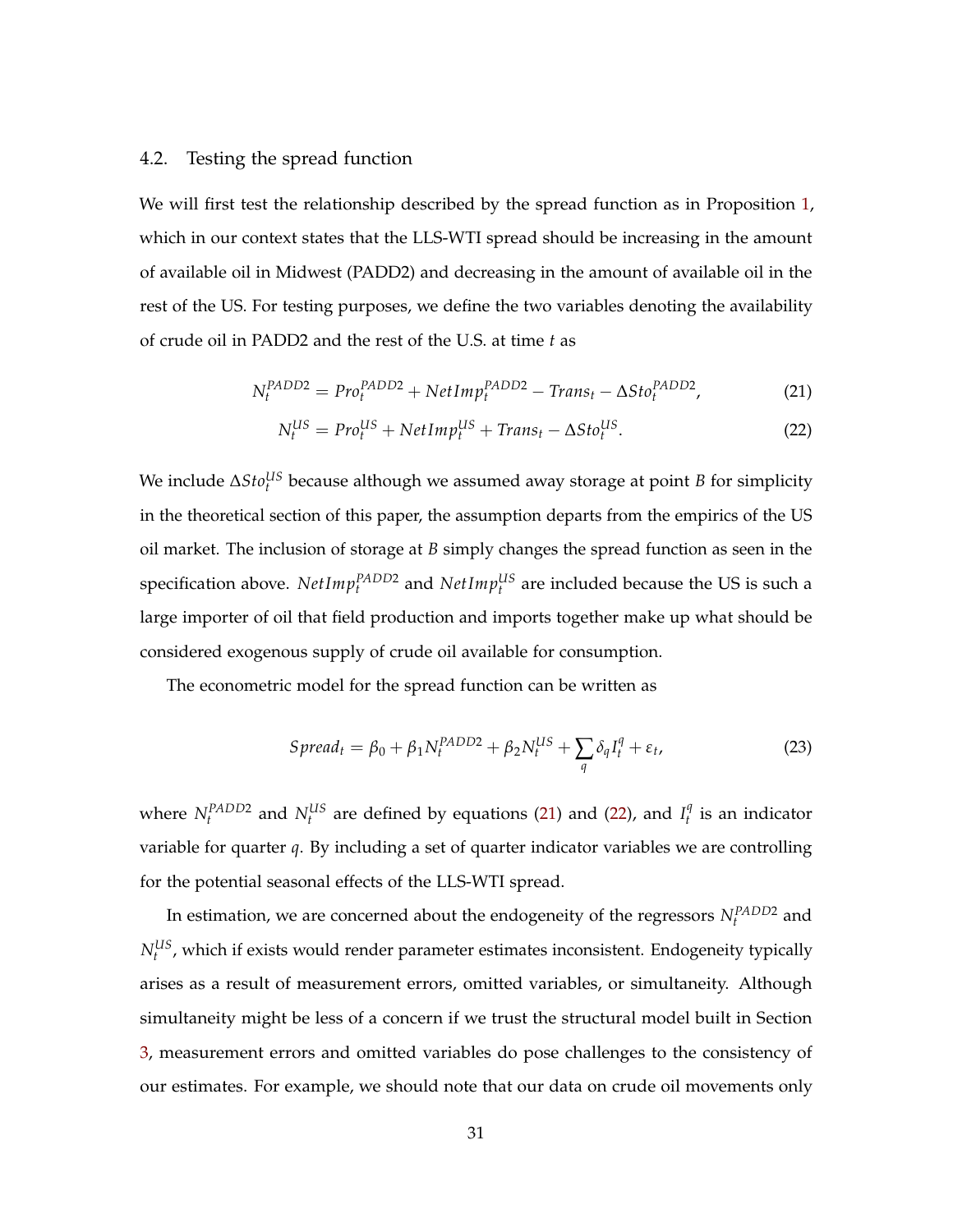### 4.2. Testing the spread function

We will first test the relationship described by the spread function as in Proposition 1, which in our context states that the LLS-WTI spread should be increasing in the amount of available oil in Midwest (PADD2) and decreasing in the amount of available oil in the rest of the US. For testing purposes, we define the two variables denoting the availability of crude oil in PADD2 and the rest of the U.S. at time $t$ as

$$N_t^{PADD2} = Pro_t^{PADD2} + NetImp_t^{PADD2} - Trans_t - \Delta Sto_t^{PADD2}, \tag{21}$$

$$N_t^{US} = Pro_t^{US} + NetImp_t^{US} + Trans_t - \Delta Sto_t^{US}. \tag{22}$$

We include $\Delta Sto_t^{US}$ because although we assumed away storage at point $B$ for simplicity in the theoretical section of this paper, the assumption departs from the empirics of the US oil market. The inclusion of storage at $B$ simply changes the spread function as seen in the specification above. $NetImp_t^{PADD2}$ and $NetImp_t^{US}$ are included because the US is such a large importer of oil that field production and imports together make up what should be considered exogenous supply of crude oil available for consumption.

The econometric model for the spread function can be written as

$$Spread_t = \beta_0 + \beta_1 N_t^{PADD2} + \beta_2 N_t^{US} + \sum_q \delta_q I_t^q + \varepsilon_t, \tag{23}$$

where $N_t^{PADD2}$ and $N_t^{US}$ are defined by equations (21) and (22), and $I_t^q$ is an indicator variable for quarter $q$. By including a set of quarter indicator variables we are controlling for the potential seasonal effects of the LLS-WTI spread.

In estimation, we are concerned about the endogeneity of the regressors $N_t^{PADD2}$ and $N_t^{US}$, which if exists would render parameter estimates inconsistent. Endogeneity typically arises as a result of measurement errors, omitted variables, or simultaneity. Although simultaneity might be less of a concern if we trust the structural model built in Section 3, measurement errors and omitted variables do pose challenges to the consistency of our estimates. For example, we should note that our data on crude oil movements only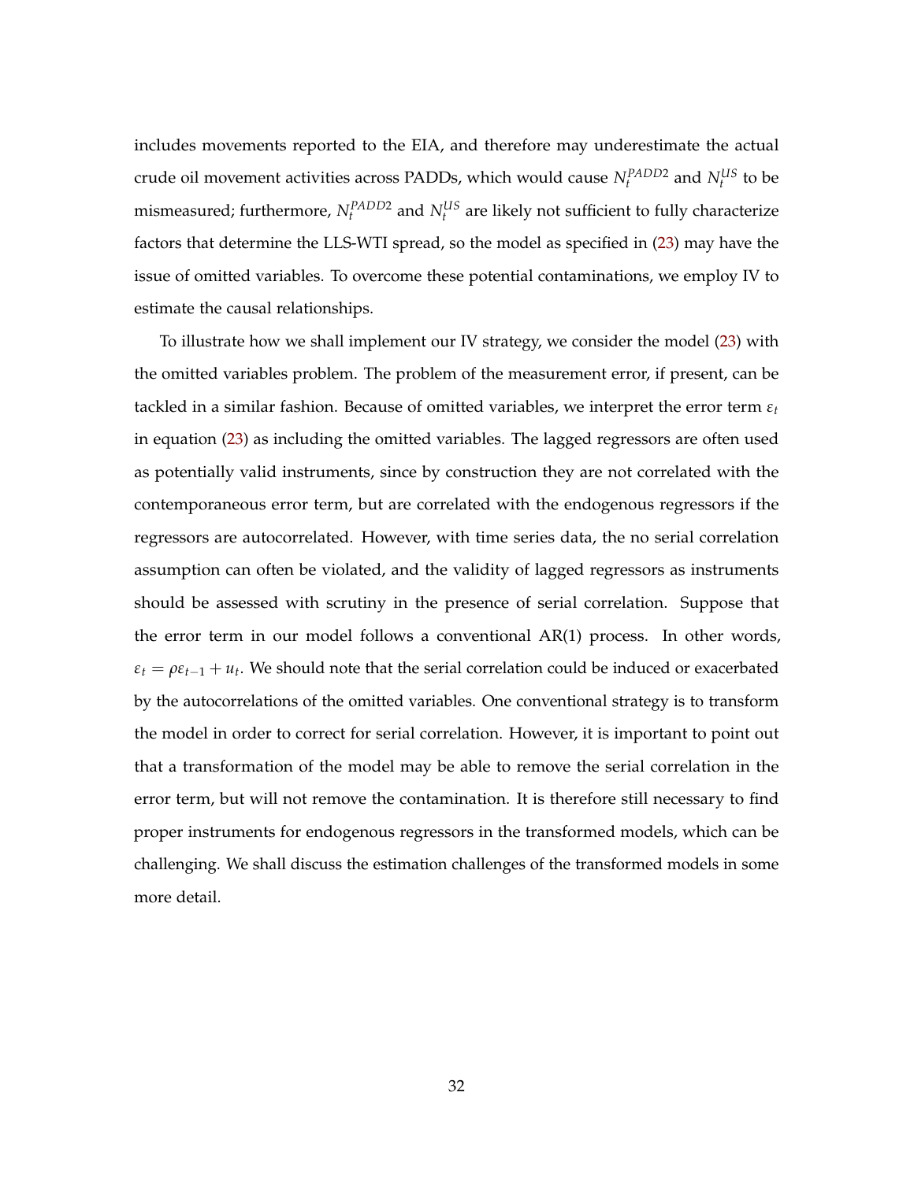includes movements reported to the EIA, and therefore may underestimate the actual crude oil movement activities across PADDs, which would cause $N_t^{PADD2}$ and $N_t^{US}$ to be mismeasured; furthermore, $N_t^{PADD2}$ and $N_t^{US}$ are likely not sufficient to fully characterize factors that determine the LLS-WTI spread, so the model as specified in (23) may have the issue of omitted variables. To overcome these potential contaminations, we employ IV to estimate the causal relationships.

To illustrate how we shall implement our IV strategy, we consider the model (23) with the omitted variables problem. The problem of the measurement error, if present, can be tackled in a similar fashion. Because of omitted variables, we interpret the error term $\varepsilon_t$ in equation (23) as including the omitted variables. The lagged regressors are often used as potentially valid instruments, since by construction they are not correlated with the contemporaneous error term, but are correlated with the endogenous regressors if the regressors are autocorrelated. However, with time series data, the no serial correlation assumption can often be violated, and the validity of lagged regressors as instruments should be assessed with scrutiny in the presence of serial correlation. Suppose that the error term in our model follows a conventional AR(1) process. In other words, $\varepsilon_t = \rho\varepsilon_{t-1} + u_t$. We should note that the serial correlation could be induced or exacerbated by the autocorrelations of the omitted variables. One conventional strategy is to transform the model in order to correct for serial correlation. However, it is important to point out that a transformation of the model may be able to remove the serial correlation in the error term, but will not remove the contamination. It is therefore still necessary to find proper instruments for endogenous regressors in the transformed models, which can be challenging. We shall discuss the estimation challenges of the transformed models in some more detail.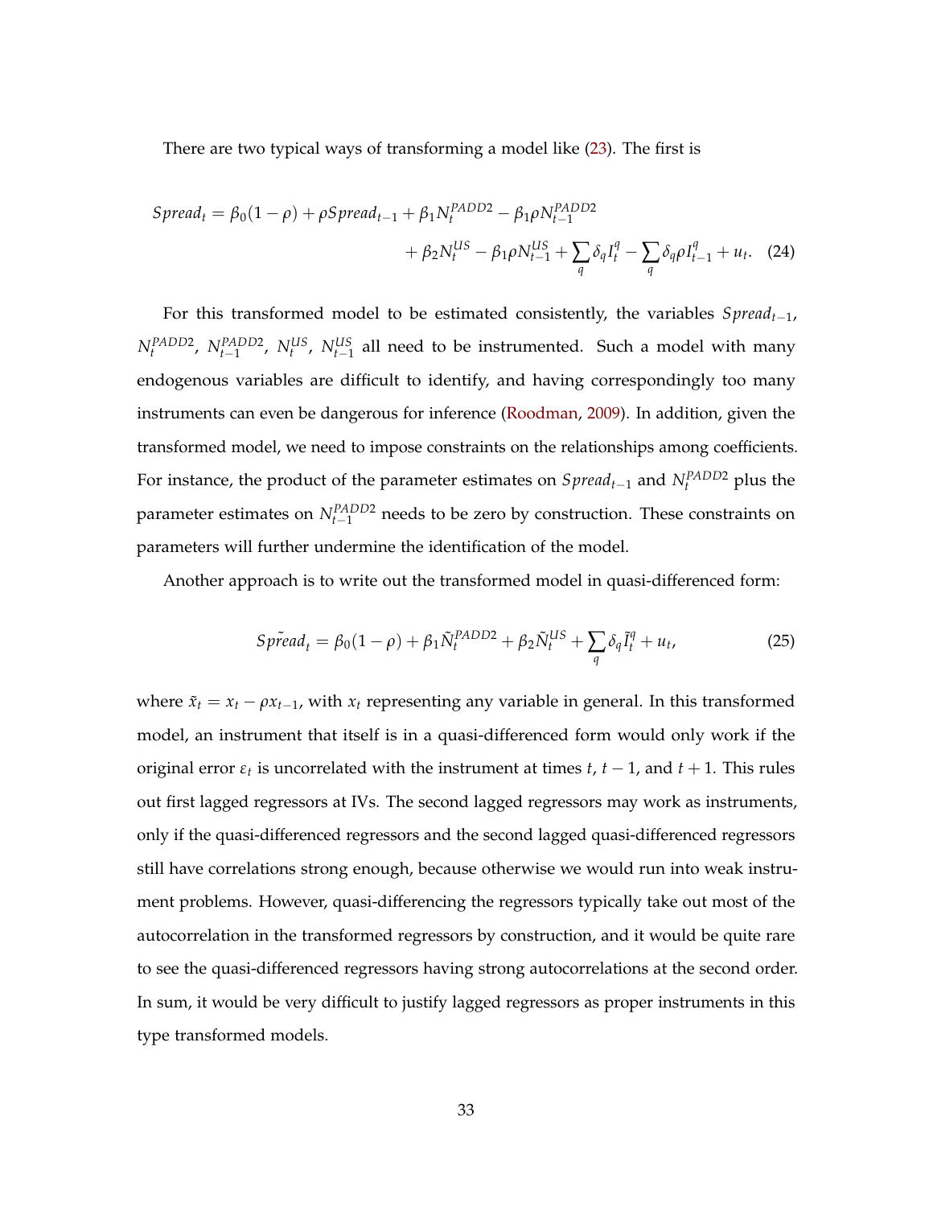There are two typical ways of transforming a model like (23). The first is

$$Spread_t = \beta_0(1-\rho) + \rho Spread_{t-1} + \beta_1 N_t^{PADD2} - \beta_1 \rho N_{t-1}^{PADD2} + \beta_2 N_t^{US} - \beta_1 \rho N_{t-1}^{US} + \sum_q \delta_q I_t^q - \sum_q \delta_q \rho I_{t-1}^q + u_t. \quad (24)$$

For this transformed model to be estimated consistently, the variables $Spread_{t-1}$, $N_t^{PADD2}$, $N_{t-1}^{PADD2}$, $N_t^{US}$, $N_{t-1}^{US}$ all need to be instrumented. Such a model with many endogenous variables are difficult to identify, and having correspondingly too many instruments can even be dangerous for inference (Roodman, 2009). In addition, given the transformed model, we need to impose constraints on the relationships among coefficients. For instance, the product of the parameter estimates on $Spread_{t-1}$ and $N_t^{PADD2}$ plus the parameter estimates on $N_{t-1}^{PADD2}$ needs to be zero by construction. These constraints on parameters will further undermine the identification of the model.

Another approach is to write out the transformed model in quasi-differenced form:

$$\tilde{Spread}_t = \beta_0(1-\rho) + \beta_1 \tilde{N}_t^{PADD2} + \beta_2 \tilde{N}_t^{US} + \sum_q \delta_q \tilde{I}_t^q + u_t, \quad (25)$$

where $\tilde{x}_t = x_t - \rho x_{t-1}$, with $x_t$ representing any variable in general. In this transformed model, an instrument that itself is in a quasi-differenced form would only work if the original error $\varepsilon_t$ is uncorrelated with the instrument at times $t$, $t-1$, and $t+1$. This rules out first lagged regressors at IVs. The second lagged regressors may work as instruments, only if the quasi-differenced regressors and the second lagged quasi-differenced regressors still have correlations strong enough, because otherwise we would run into weak instrument problems. However, quasi-differencing the regressors typically take out most of the autocorrelation in the transformed regressors by construction, and it would be quite rare to see the quasi-differenced regressors having strong autocorrelations at the second order. In sum, it would be very difficult to justify lagged regressors as proper instruments in this type transformed models.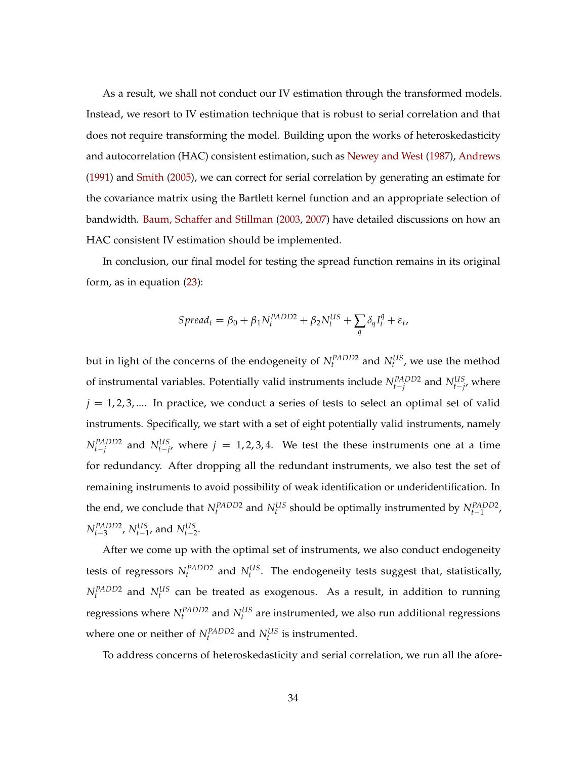As a result, we shall not conduct our IV estimation through the transformed models. Instead, we resort to IV estimation technique that is robust to serial correlation and that does not require transforming the model. Building upon the works of heteroskedasticity and autocorrelation (HAC) consistent estimation, such as Newey and West (1987), Andrews (1991) and Smith (2005), we can correct for serial correlation by generating an estimate for the covariance matrix using the Bartlett kernel function and an appropriate selection of bandwidth. Baum, Schaffer and Stillman (2003, 2007) have detailed discussions on how an HAC consistent IV estimation should be implemented.

In conclusion, our final model for testing the spread function remains in its original form, as in equation (23):

$$Spread_t = \beta_0 + \beta_1 N_t^{PADD2} + \beta_2 N_t^{US} + \sum_q \delta_q I_t^q + \varepsilon_t,$$

but in light of the concerns of the endogeneity of $N_t^{PADD2}$ and $N_t^{US}$, we use the method of instrumental variables. Potentially valid instruments include $N_{t-j}^{PADD2}$ and $N_{t-j}^{US}$, where $j = 1, 2, 3, ...$. In practice, we conduct a series of tests to select an optimal set of valid instruments. Specifically, we start with a set of eight potentially valid instruments, namely $N_{t-j}^{PADD2}$ and $N_{t-j}^{US}$, where $j = 1, 2, 3, 4$. We test the these instruments one at a time for redundancy. After dropping all the redundant instruments, we also test the set of remaining instruments to avoid possibility of weak identification or underidentification. In the end, we conclude that $N_t^{PADD2}$ and $N_t^{US}$ should be optimally instrumented by $N_{t-1}^{PADD2}$, $N_{t-3}^{PADD2}$, $N_{t-1}^{US}$, and $N_{t-2}^{US}$.

After we come up with the optimal set of instruments, we also conduct endogeneity tests of regressors $N_t^{PADD2}$ and $N_t^{US}$. The endogeneity tests suggest that, statistically, $N_t^{PADD2}$ and $N_t^{US}$ can be treated as exogenous. As a result, in addition to running regressions where $N_t^{PADD2}$ and $N_t^{US}$ are instrumented, we also run additional regressions where one or neither of $N_t^{PADD2}$ and $N_t^{US}$ is instrumented.

To address concerns of heteroskedasticity and serial correlation, we run all the afore-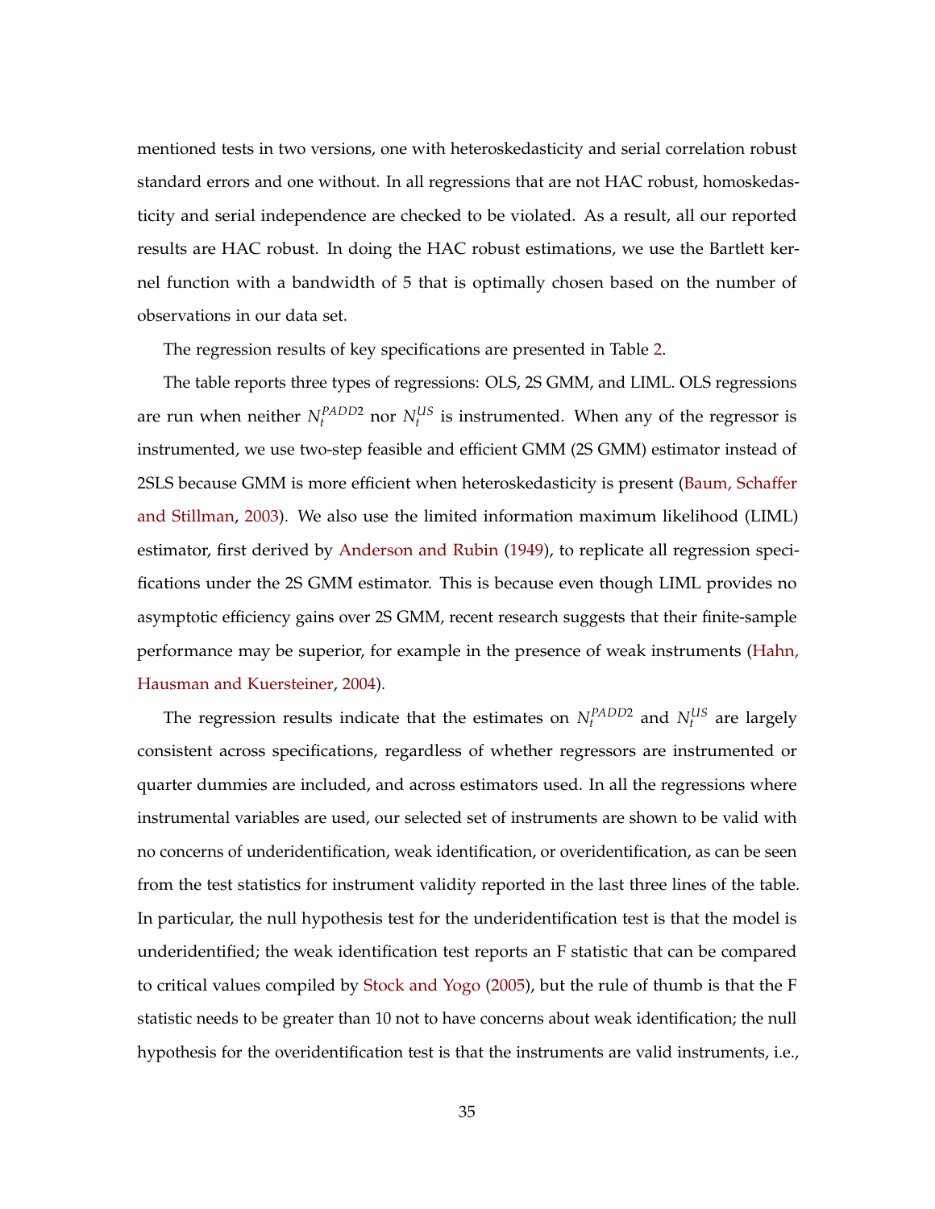mentioned tests in two versions, one with heteroskedasticity and serial correlation robust standard errors and one without. In all regressions that are not HAC robust, homoskedasticity and serial independence are checked to be violated. As a result, all our reported results are HAC robust. In doing the HAC robust estimations, we use the Bartlett kernel function with a bandwidth of 5 that is optimally chosen based on the number of observations in our data set.

The regression results of key specifications are presented in Table 2.

The table reports three types of regressions: OLS, 2S GMM, and LIML. OLS regressions are run when neither $N_t^{PADD2}$ nor $N_t^{US}$ is instrumented. When any of the regressor is instrumented, we use two-step feasible and efficient GMM (2S GMM) estimator instead of 2SLS because GMM is more efficient when heteroskedasticity is present (Baum, Schaffer and Stillman, 2003). We also use the limited information maximum likelihood (LIML) estimator, first derived by Anderson and Rubin (1949), to replicate all regression specifications under the 2S GMM estimator. This is because even though LIML provides no asymptotic efficiency gains over 2S GMM, recent research suggests that their finite-sample performance may be superior, for example in the presence of weak instruments (Hahn, Hausman and Kuersteiner, 2004).

The regression results indicate that the estimates on $N_t^{PADD2}$ and $N_t^{US}$ are largely consistent across specifications, regardless of whether regressors are instrumented or quarter dummies are included, and across estimators used. In all the regressions where instrumental variables are used, our selected set of instruments are shown to be valid with no concerns of underidentification, weak identification, or overidentification, as can be seen from the test statistics for instrument validity reported in the last three lines of the table. In particular, the null hypothesis test for the underidentification test is that the model is underidentified; the weak identification test reports an F statistic that can be compared to critical values compiled by Stock and Yogo (2005), but the rule of thumb is that the F statistic needs to be greater than 10 not to have concerns about weak identification; the null hypothesis for the overidentification test is that the instruments are valid instruments, i.e.,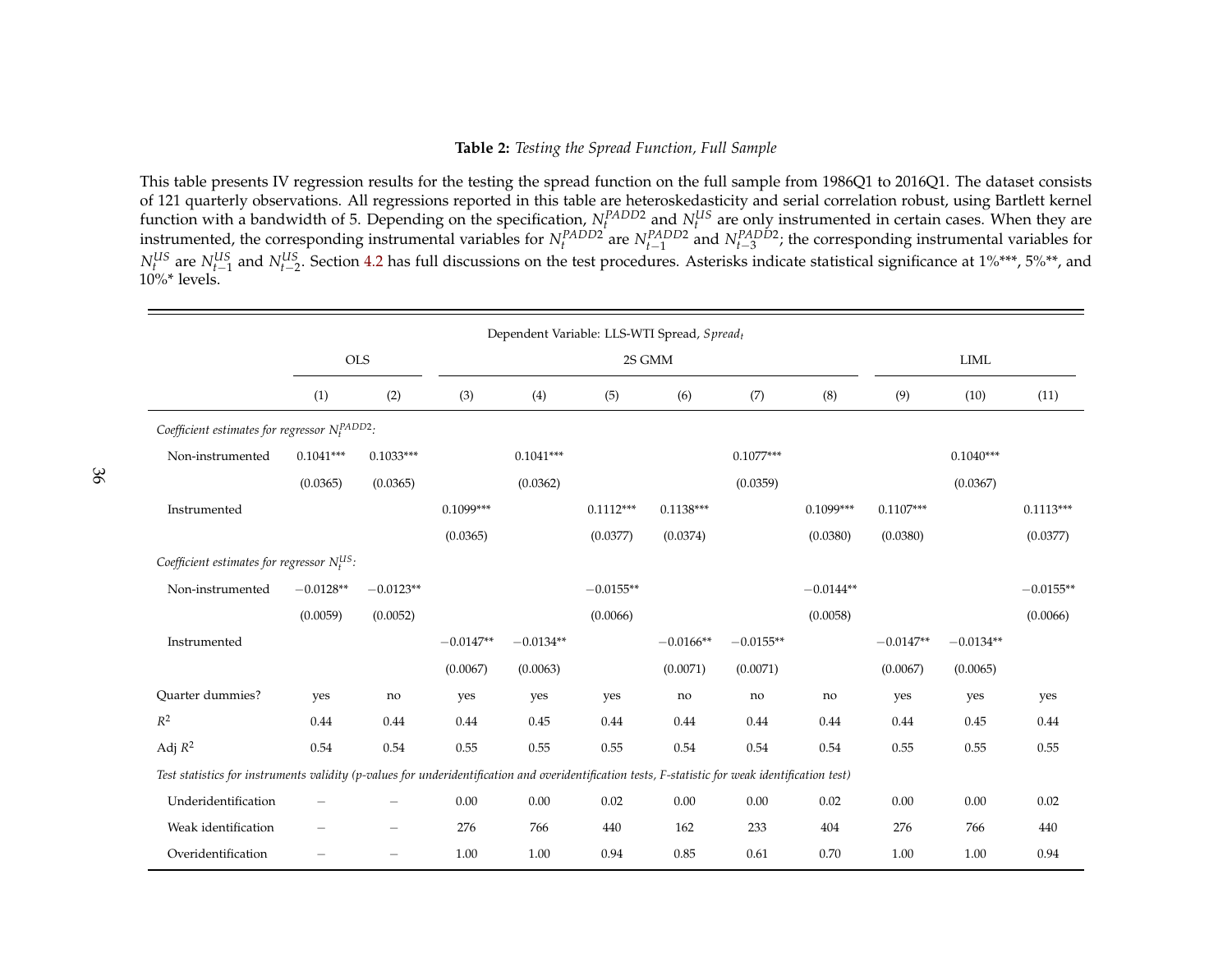**Table 2:** *Testing the Spread Function, Full Sample*

This table presents IV regression results for the testing the spread function on the full sample from 1986Q1 to 2016Q1. The dataset consists of 121 quarterly observations. All regressions reported in this table are heteroskedasticity and serial correlation robust, using Bartlett kernel function with a bandwidth of 5. Depending on the specification, $N_t^{PADD2}$ and $N_t^{US}$ are only instrumented in certain cases. When they are instrumented, the corresponding instrumental variables for $N_t^{PADD2}$ are $N_{t-1}^{PADD2}$ and $N_{t-3}^{PADD2}$; the corresponding instrumental variables for $N_t^{US}$ are $N_{t-1}^{US}$ and $N_{t-2}^{US}$. Section 4.2 has full discussions on the test procedures. Asterisks indicate statistical significance at 1%***, 5%**, and 10%* levels.

| Dependent Variable: LLS-WTI Spread, $Spread_t$ | | | | | | | | | | | |
|---|---|---|---|---|---|---|---|---|---|---|---|
| | OLS | | 2S GMM | | | | | | LIML | | |
| | (1) | (2) | (3) | (4) | (5) | (6) | (7) | (8) | (9) | (10) | (11) |
| *Coefficient estimates for regressor $N_t^{PADD2}$:* | | | | | | | | | | | |
| Non-instrumented | 0.1041*** | 0.1033*** | | 0.1041*** | | | 0.1077*** | | | 0.1040*** | |
| | (0.0365) | (0.0365) | | (0.0362) | | | (0.0359) | | | (0.0367) | |
| Instrumented | | | 0.1099*** | | 0.1112*** | 0.1138*** | | 0.1099*** | 0.1107*** | | 0.1113*** |
| | | | (0.0365) | | (0.0377) | (0.0374) | | (0.0380) | (0.0380) | | (0.0377) |
| *Coefficient estimates for regressor $N_t^{US}$:* | | | | | | | | | | | |
| Non-instrumented | −0.0128** | −0.0123** | | | −0.0155** | | | −0.0144** | | | −0.0155** |
| | (0.0059) | (0.0052) | | | (0.0066) | | | (0.0058) | | | (0.0066) |
| Instrumented | | | −0.0147** | −0.0134** | | −0.0166** | −0.0155** | | −0.0147** | −0.0134** | |
| | | | (0.0067) | (0.0063) | | (0.0071) | (0.0071) | | (0.0067) | (0.0065) | |
| Quarter dummies? | yes | no | yes | yes | yes | no | no | no | yes | yes | yes |
| $R^2$ | 0.44 | 0.44 | 0.44 | 0.45 | 0.44 | 0.44 | 0.44 | 0.44 | 0.44 | 0.45 | 0.44 |
| Adj $R^2$ | 0.54 | 0.54 | 0.55 | 0.55 | 0.55 | 0.54 | 0.54 | 0.54 | 0.55 | 0.55 | 0.55 |
| *Test statistics for instruments validity (p-values for underidentification and overidentification tests, F-statistic for weak identification test)* | | | | | | | | | | | |
| Underidentification | – | – | 0.00 | 0.00 | 0.02 | 0.00 | 0.00 | 0.02 | 0.00 | 0.00 | 0.02 |
| Weak identification | – | – | 276 | 766 | 440 | 162 | 233 | 404 | 276 | 766 | 440 |
| Overidentification | – | – | 1.00 | 1.00 | 0.94 | 0.85 | 0.61 | 0.70 | 1.00 | 1.00 | 0.94 |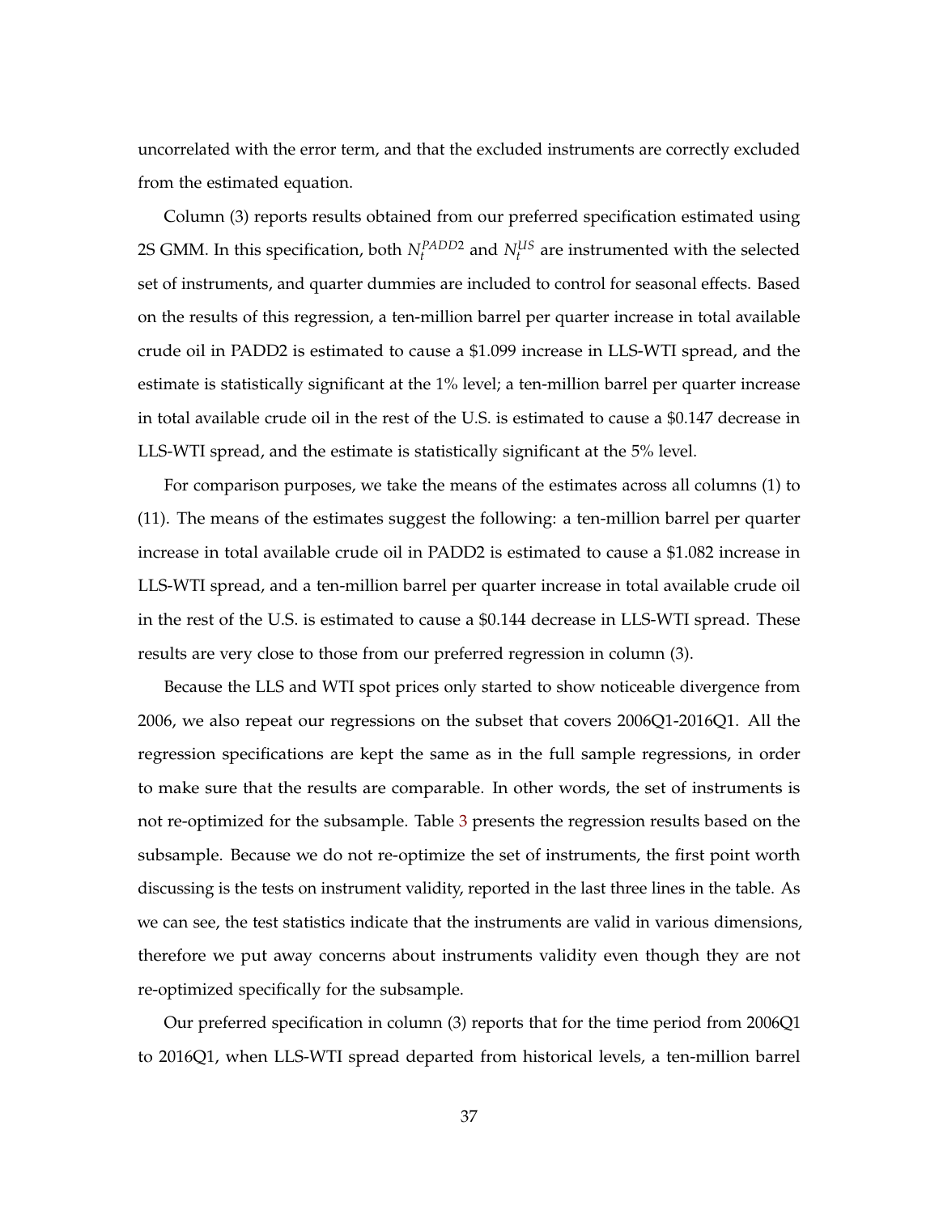uncorrelated with the error term, and that the excluded instruments are correctly excluded from the estimated equation.

Column (3) reports results obtained from our preferred specification estimated using 2S GMM. In this specification, both $N_t^{PADD2}$ and $N_t^{US}$ are instrumented with the selected set of instruments, and quarter dummies are included to control for seasonal effects. Based on the results of this regression, a ten-million barrel per quarter increase in total available crude oil in PADD2 is estimated to cause a \$1.099 increase in LLS-WTI spread, and the estimate is statistically significant at the 1% level; a ten-million barrel per quarter increase in total available crude oil in the rest of the U.S. is estimated to cause a \$0.147 decrease in LLS-WTI spread, and the estimate is statistically significant at the 5% level.

For comparison purposes, we take the means of the estimates across all columns (1) to (11). The means of the estimates suggest the following: a ten-million barrel per quarter increase in total available crude oil in PADD2 is estimated to cause a \$1.082 increase in LLS-WTI spread, and a ten-million barrel per quarter increase in total available crude oil in the rest of the U.S. is estimated to cause a \$0.144 decrease in LLS-WTI spread. These results are very close to those from our preferred regression in column (3).

Because the LLS and WTI spot prices only started to show noticeable divergence from 2006, we also repeat our regressions on the subset that covers 2006Q1-2016Q1. All the regression specifications are kept the same as in the full sample regressions, in order to make sure that the results are comparable. In other words, the set of instruments is not re-optimized for the subsample. Table 3 presents the regression results based on the subsample. Because we do not re-optimize the set of instruments, the first point worth discussing is the tests on instrument validity, reported in the last three lines in the table. As we can see, the test statistics indicate that the instruments are valid in various dimensions, therefore we put away concerns about instruments validity even though they are not re-optimized specifically for the subsample.

Our preferred specification in column (3) reports that for the time period from 2006Q1 to 2016Q1, when LLS-WTI spread departed from historical levels, a ten-million barrel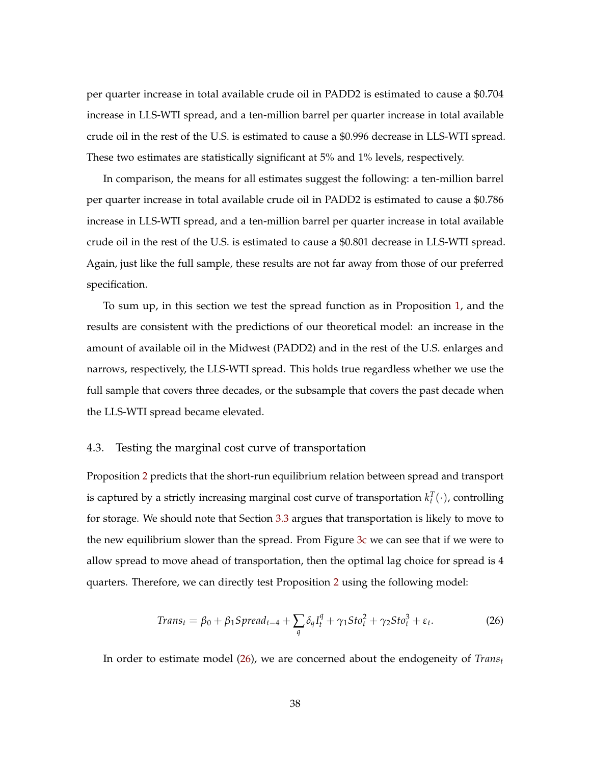per quarter increase in total available crude oil in PADD2 is estimated to cause a \$0.704 increase in LLS-WTI spread, and a ten-million barrel per quarter increase in total available crude oil in the rest of the U.S. is estimated to cause a \$0.996 decrease in LLS-WTI spread. These two estimates are statistically significant at 5% and 1% levels, respectively.

In comparison, the means for all estimates suggest the following: a ten-million barrel per quarter increase in total available crude oil in PADD2 is estimated to cause a \$0.786 increase in LLS-WTI spread, and a ten-million barrel per quarter increase in total available crude oil in the rest of the U.S. is estimated to cause a \$0.801 decrease in LLS-WTI spread. Again, just like the full sample, these results are not far away from those of our preferred specification.

To sum up, in this section we test the spread function as in Proposition 1, and the results are consistent with the predictions of our theoretical model: an increase in the amount of available oil in the Midwest (PADD2) and in the rest of the U.S. enlarges and narrows, respectively, the LLS-WTI spread. This holds true regardless whether we use the full sample that covers three decades, or the subsample that covers the past decade when the LLS-WTI spread became elevated.

### 4.3. Testing the marginal cost curve of transportation

Proposition 2 predicts that the short-run equilibrium relation between spread and transport is captured by a strictly increasing marginal cost curve of transportation $k_t^T(\cdot)$, controlling for storage. We should note that Section 3.3 argues that transportation is likely to move to the new equilibrium slower than the spread. From Figure 3c we can see that if we were to allow spread to move ahead of transportation, then the optimal lag choice for spread is 4 quarters. Therefore, we can directly test Proposition 2 using the following model:

$$Trans_t = \beta_0 + \beta_1 Spread_{t-4} + \sum_q \delta_q I_t^q + \gamma_1 Sto_t^2 + \gamma_2 Sto_t^3 + \varepsilon_t. \tag{26}$$

In order to estimate model (26), we are concerned about the endogeneity of $Trans_t$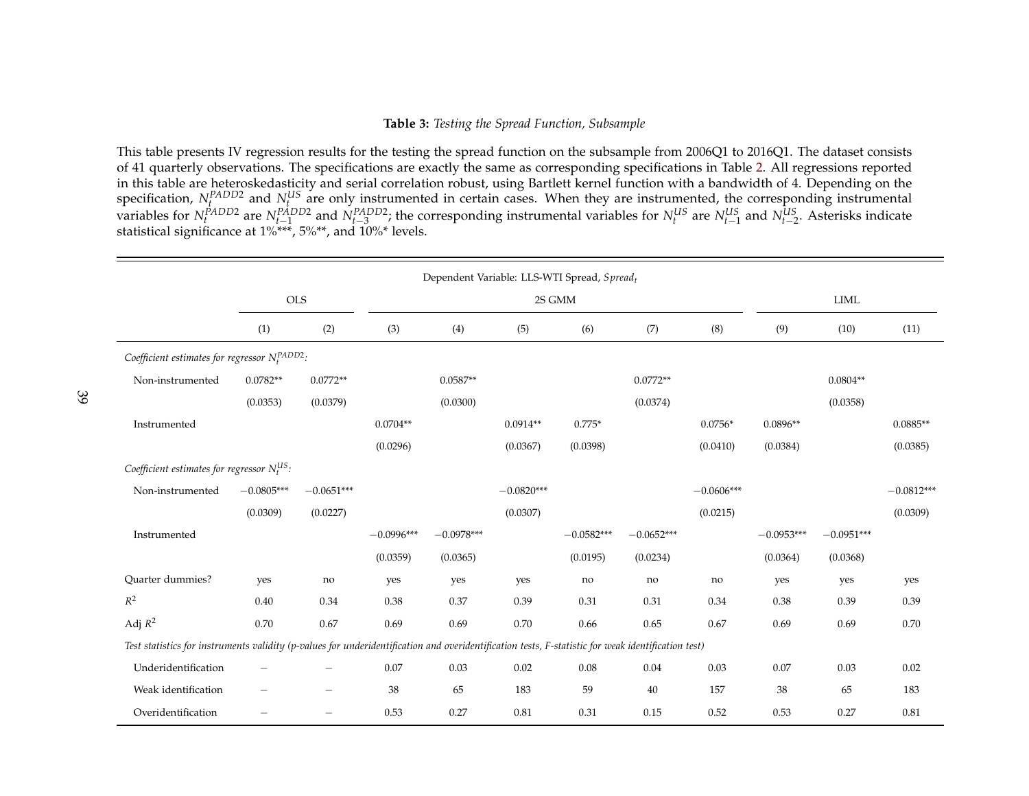**Table 3:** *Testing the Spread Function, Subsample*

This table presents IV regression results for the testing the spread function on the subsample from 2006Q1 to 2016Q1. The dataset consists of 41 quarterly observations. The specifications are exactly the same as corresponding specifications in Table 2. All regressions reported in this table are heteroskedasticity and serial correlation robust, using Bartlett kernel function with a bandwidth of 4. Depending on the specification, $N_t^{PADD2}$ and $N_t^{US}$ are only instrumented in certain cases. When they are instrumented, the corresponding instrumental variables for $N_t^{PADD2}$ are $N_{t-1}^{PADD2}$ and $N_{t-3}^{PADD2}$; the corresponding instrumental variables for $N_t^{US}$ are $N_{t-1}^{US}$ and $N_{t-2}^{US}$. Asterisks indicate statistical significance at 1%***, 5%**, and 10%* levels.

| | Dependent Variable: LLS-WTI Spread, $Spread_t$ | | | | | | | | | | |
|---|---|---|---|---|---|---|---|---|---|---|---|
| | OLS | | 2S GMM | | | | | | LIML | | |
| | (1) | (2) | (3) | (4) | (5) | (6) | (7) | (8) | (9) | (10) | (11) |
| *Coefficient estimates for regressor $N_t^{PADD2}$:* | | | | | | | | | | | |
| Non-instrumented | 0.0782** | 0.0772** | | 0.0587** | | | 0.0772** | | | 0.0804** | |
| | (0.0353) | (0.0379) | | (0.0300) | | | (0.0374) | | | (0.0358) | |
| Instrumented | | | 0.0704** | | 0.0914** | 0.775* | | 0.0756* | 0.0896** | | 0.0885** |
| | | | (0.0296) | | (0.0367) | (0.0398) | | (0.0410) | (0.0384) | | (0.0385) |
| *Coefficient estimates for regressor $N_t^{US}$:* | | | | | | | | | | | |
| Non-instrumented | −0.0805*** | −0.0651*** | | | −0.0820*** | | | −0.0606*** | | | −0.0812*** |
| | (0.0309) | (0.0227) | | | (0.0307) | | | (0.0215) | | | (0.0309) |
| Instrumented | | | −0.0996*** | −0.0978*** | | −0.0582*** | −0.0652*** | | −0.0953*** | −0.0951*** | |
| | | | (0.0359) | (0.0365) | | (0.0195) | (0.0234) | | (0.0364) | (0.0368) | |
| Quarter dummies? | yes | no | yes | yes | yes | no | no | no | yes | yes | yes |
| $R^2$ | 0.40 | 0.34 | 0.38 | 0.37 | 0.39 | 0.31 | 0.31 | 0.34 | 0.38 | 0.39 | 0.39 |
| Adj $R^2$ | 0.70 | 0.67 | 0.69 | 0.69 | 0.70 | 0.66 | 0.65 | 0.67 | 0.69 | 0.69 | 0.70 |
| *Test statistics for instruments validity (p-values for underidentification and overidentification tests, F-statistic for weak identification test)* | | | | | | | | | | | |
| Underidentification | – | – | 0.07 | 0.03 | 0.02 | 0.08 | 0.04 | 0.03 | 0.07 | 0.03 | 0.02 |
| Weak identification | – | – | 38 | 65 | 183 | 59 | 40 | 157 | 38 | 65 | 183 |
| Overidentification | – | – | 0.53 | 0.27 | 0.81 | 0.31 | 0.15 | 0.52 | 0.53 | 0.27 | 0.81 |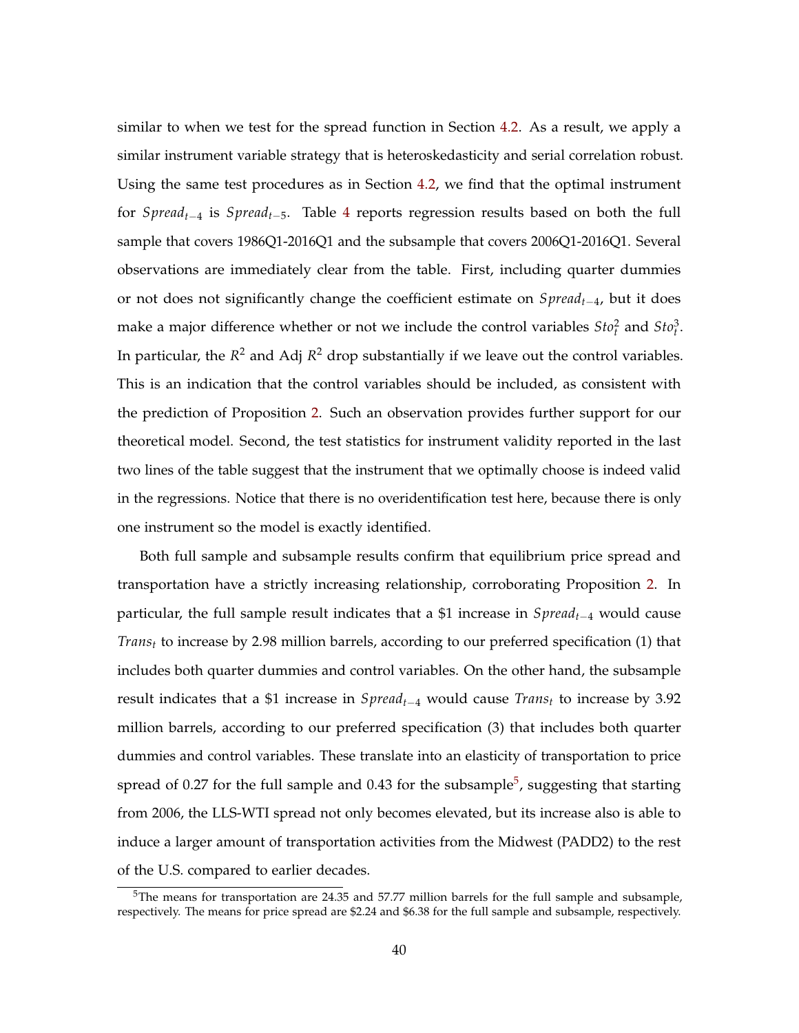similar to when we test for the spread function in Section 4.2. As a result, we apply a similar instrument variable strategy that is heteroskedasticity and serial correlation robust. Using the same test procedures as in Section 4.2, we find that the optimal instrument for $Spread_{t-4}$ is $Spread_{t-5}$. Table 4 reports regression results based on both the full sample that covers 1986Q1-2016Q1 and the subsample that covers 2006Q1-2016Q1. Several observations are immediately clear from the table. First, including quarter dummies or not does not significantly change the coefficient estimate on $Spread_{t-4}$, but it does make a major difference whether or not we include the control variables $Sto_t^2$ and $Sto_t^3$. In particular, the $R^2$ and Adj $R^2$ drop substantially if we leave out the control variables. This is an indication that the control variables should be included, as consistent with the prediction of Proposition 2. Such an observation provides further support for our theoretical model. Second, the test statistics for instrument validity reported in the last two lines of the table suggest that the instrument that we optimally choose is indeed valid in the regressions. Notice that there is no overidentification test here, because there is only one instrument so the model is exactly identified.

Both full sample and subsample results confirm that equilibrium price spread and transportation have a strictly increasing relationship, corroborating Proposition 2. In particular, the full sample result indicates that a \$1 increase in $Spread_{t-4}$ would cause $Trans_t$ to increase by 2.98 million barrels, according to our preferred specification (1) that includes both quarter dummies and control variables. On the other hand, the subsample result indicates that a \$1 increase in $Spread_{t-4}$ would cause $Trans_t$ to increase by 3.92 million barrels, according to our preferred specification (3) that includes both quarter dummies and control variables. These translate into an elasticity of transportation to price spread of 0.27 for the full sample and 0.43 for the subsample[5], suggesting that starting from 2006, the LLS-WTI spread not only becomes elevated, but its increase also is able to induce a larger amount of transportation activities from the Midwest (PADD2) to the rest of the U.S. compared to earlier decades.

[5]The means for transportation are 24.35 and 57.77 million barrels for the full sample and subsample, respectively. The means for price spread are \$2.24 and \$6.38 for the full sample and subsample, respectively.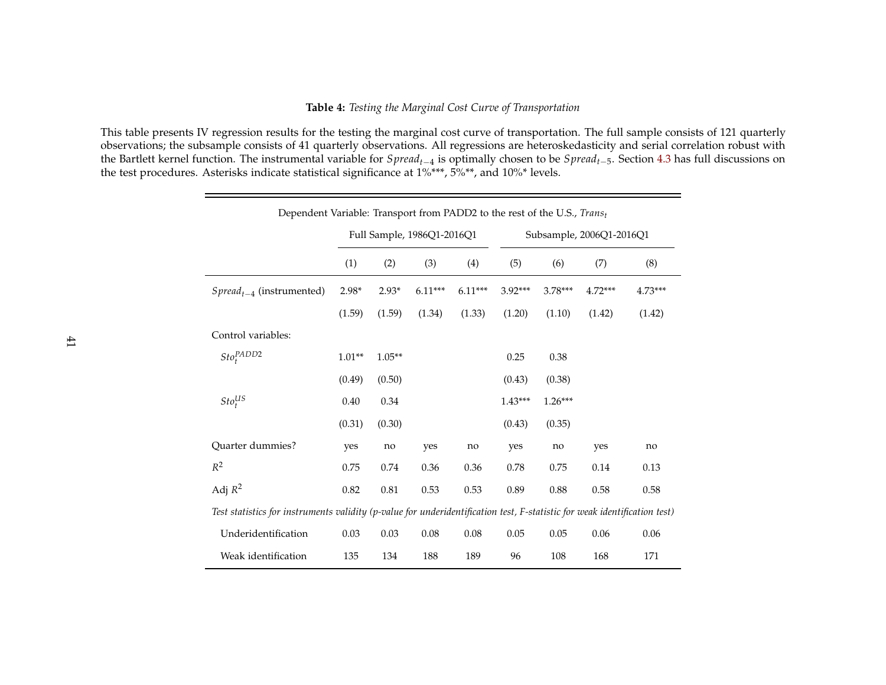**Table 4:** *Testing the Marginal Cost Curve of Transportation*

This table presents IV regression results for the testing the marginal cost curve of transportation. The full sample consists of 121 quarterly observations; the subsample consists of 41 quarterly observations. All regressions are heteroskedasticity and serial correlation robust with the Bartlett kernel function. The instrumental variable for $Spread_{t-4}$ is optimally chosen to be $Spread_{t-5}$. Section 4.3 has full discussions on the test procedures. Asterisks indicate statistical significance at 1%***, 5%**, and 10%* levels.

| Dependent Variable: Transport from PADD2 to the rest of the U.S., $Trans_t$ | | | | | | | | |
|---|---|---|---|---|---|---|---|---|
| | Full Sample, 1986Q1-2016Q1 | | | | Subsample, 2006Q1-2016Q1 | | | |
| | (1) | (2) | (3) | (4) | (5) | (6) | (7) | (8) |
| $Spread_{t-4}$ (instrumented) | 2.98* | 2.93* | 6.11*** | 6.11*** | 3.92*** | 3.78*** | 4.72*** | 4.73*** |
| | (1.59) | (1.59) | (1.34) | (1.33) | (1.20) | (1.10) | (1.42) | (1.42) |
| Control variables: | | | | | | | | |
| $Sto_t^{PADD2}$ | 1.01** | 1.05** | | | 0.25 | 0.38 | | |
| | (0.49) | (0.50) | | | (0.43) | (0.38) | | |
| $Sto_t^{US}$ | 0.40 | 0.34 | | | 1.43*** | 1.26*** | | |
| | (0.31) | (0.30) | | | (0.43) | (0.35) | | |
| Quarter dummies? | yes | no | yes | no | yes | no | yes | no |
| $R^2$ | 0.75 | 0.74 | 0.36 | 0.36 | 0.78 | 0.75 | 0.14 | 0.13 |
| Adj $R^2$ | 0.82 | 0.81 | 0.53 | 0.53 | 0.89 | 0.88 | 0.58 | 0.58 |
| *Test statistics for instruments validity (p-value for underidentification test, F-statistic for weak identification test)* | | | | | | | | |
| Underidentification | 0.03 | 0.03 | 0.08 | 0.08 | 0.05 | 0.05 | 0.06 | 0.06 |
| Weak identification | 135 | 134 | 188 | 189 | 96 | 108 | 168 | 171 |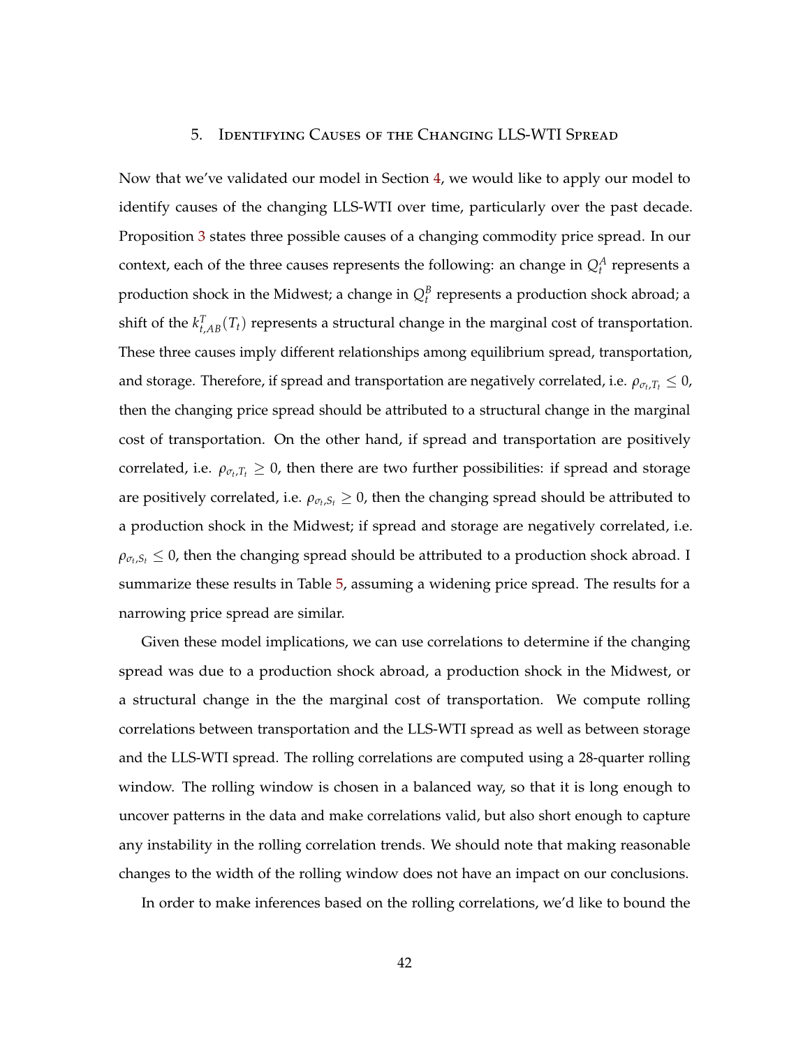## 5. Identifying Causes of the Changing LLS-WTI Spread

Now that we've validated our model in Section 4, we would like to apply our model to identify causes of the changing LLS-WTI over time, particularly over the past decade. Proposition 3 states three possible causes of a changing commodity price spread. In our context, each of the three causes represents the following: an change in $Q_t^A$ represents a production shock in the Midwest; a change in $Q_t^B$ represents a production shock abroad; a shift of the $k_{t,AB}^T(T_t)$ represents a structural change in the marginal cost of transportation. These three causes imply different relationships among equilibrium spread, transportation, and storage. Therefore, if spread and transportation are negatively correlated, i.e. $\rho_{\sigma_t,T_t} \leq 0$, then the changing price spread should be attributed to a structural change in the marginal cost of transportation. On the other hand, if spread and transportation are positively correlated, i.e. $\rho_{\sigma_t,T_t} \geq 0$, then there are two further possibilities: if spread and storage are positively correlated, i.e. $\rho_{\sigma_t,S_t} \geq 0$, then the changing spread should be attributed to a production shock in the Midwest; if spread and storage are negatively correlated, i.e. $\rho_{\sigma_t,S_t} \leq 0$, then the changing spread should be attributed to a production shock abroad. I summarize these results in Table 5, assuming a widening price spread. The results for a narrowing price spread are similar.

Given these model implications, we can use correlations to determine if the changing spread was due to a production shock abroad, a production shock in the Midwest, or a structural change in the the marginal cost of transportation. We compute rolling correlations between transportation and the LLS-WTI spread as well as between storage and the LLS-WTI spread. The rolling correlations are computed using a 28-quarter rolling window. The rolling window is chosen in a balanced way, so that it is long enough to uncover patterns in the data and make correlations valid, but also short enough to capture any instability in the rolling correlation trends. We should note that making reasonable changes to the width of the rolling window does not have an impact on our conclusions.

In order to make inferences based on the rolling correlations, we'd like to bound the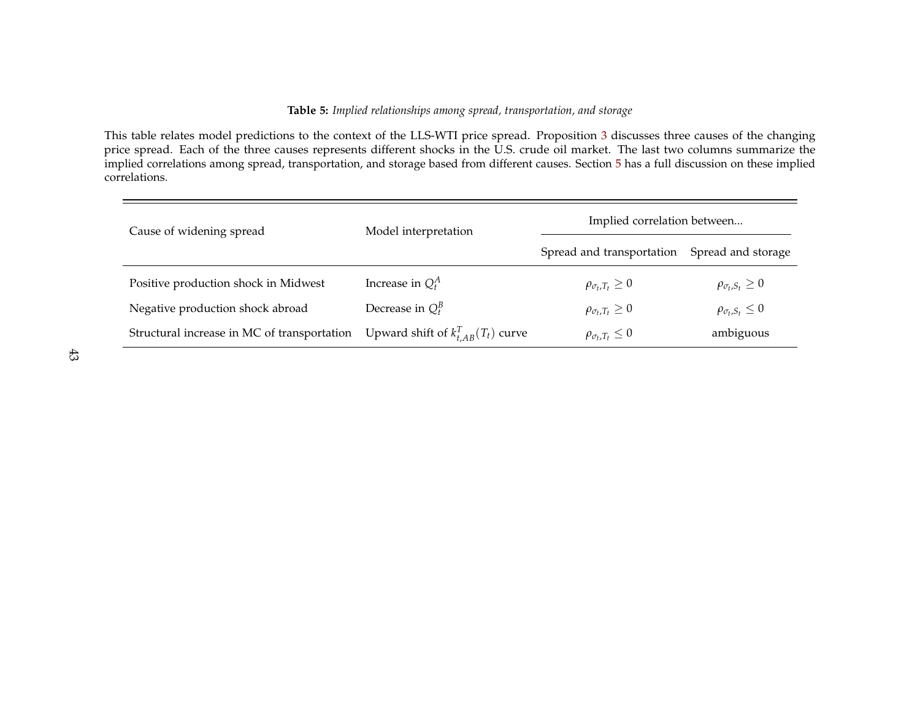**Table 5:** *Implied relationships among spread, transportation, and storage*

This table relates model predictions to the context of the LLS-WTI price spread. Proposition 3 discusses three causes of the changing price spread. Each of the three causes represents different shocks in the U.S. crude oil market. The last two columns summarize the implied correlations among spread, transportation, and storage based from different causes. Section 5 has a full discussion on these implied correlations.

| Cause of widening spread | Model interpretation | Implied correlation between... | |
|---|---|---|---|
| | | Spread and transportation | Spread and storage |
| Positive production shock in Midwest | Increase in $Q_t^A$ | $\rho_{\sigma_t,T_t} \geq 0$ | $\rho_{\sigma_t,S_t} \geq 0$ |
| Negative production shock abroad | Decrease in $Q_t^B$ | $\rho_{\sigma_t,T_t} \geq 0$ | $\rho_{\sigma_t,S_t} \leq 0$ |
| Structural increase in MC of transportation | Upward shift of $k_{t,AB}^T(T_t)$ curve | $\rho_{\sigma_t,T_t} \leq 0$ | ambiguous |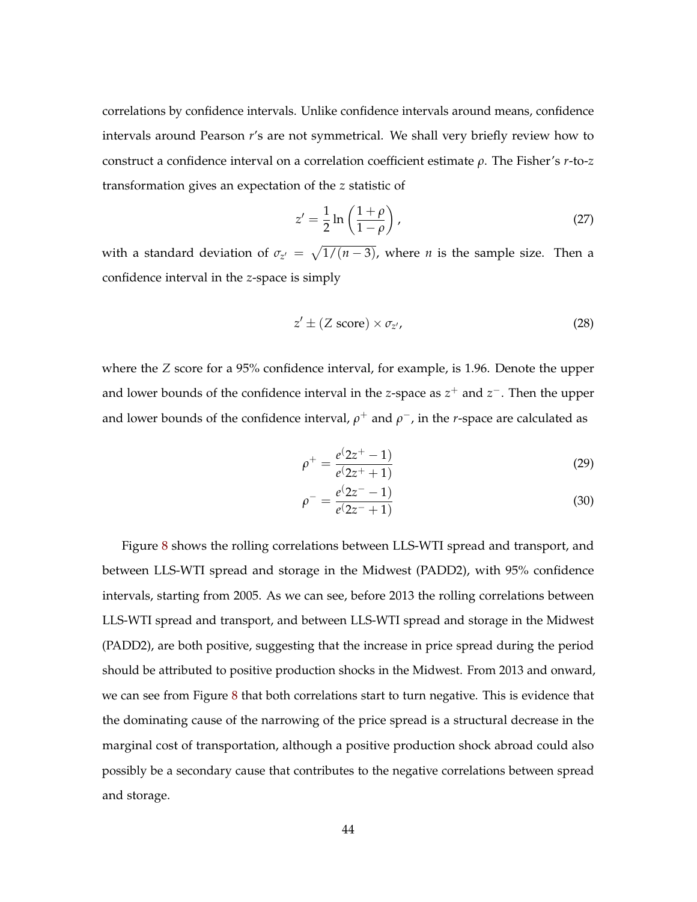correlations by confidence intervals. Unlike confidence intervals around means, confidence intervals around Pearson $r$'s are not symmetrical. We shall very briefly review how to construct a confidence interval on a correlation coefficient estimate $\rho$. The Fisher's $r$-to-$z$ transformation gives an expectation of the $z$ statistic of

$$z' = \frac{1}{2} \ln \left( \frac{1+\rho}{1-\rho} \right), \tag{27}$$

with a standard deviation of $\sigma_{z'} = \sqrt{1/(n-3)}$, where $n$ is the sample size. Then a confidence interval in the $z$-space is simply

$$z' \pm (\text{Z score}) \times \sigma_{z'}, \tag{28}$$

where the $Z$ score for a 95% confidence interval, for example, is 1.96. Denote the upper and lower bounds of the confidence interval in the $z$-space as $z^+$ and $z^-$. Then the upper and lower bounds of the confidence interval, $\rho^+$ and $\rho^-$, in the $r$-space are calculated as

$$\rho^+ = \frac{e^(2z^+ - 1)}{e^(2z^+ + 1)} \tag{29}$$

$$\rho^- = \frac{e^(2z^- - 1)}{e^(2z^- + 1)} \tag{30}$$

Figure 8 shows the rolling correlations between LLS-WTI spread and transport, and between LLS-WTI spread and storage in the Midwest (PADD2), with 95% confidence intervals, starting from 2005. As we can see, before 2013 the rolling correlations between LLS-WTI spread and transport, and between LLS-WTI spread and storage in the Midwest (PADD2), are both positive, suggesting that the increase in price spread during the period should be attributed to positive production shocks in the Midwest. From 2013 and onward, we can see from Figure 8 that both correlations start to turn negative. This is evidence that the dominating cause of the narrowing of the price spread is a structural decrease in the marginal cost of transportation, although a positive production shock abroad could also possibly be a secondary cause that contributes to the negative correlations between spread and storage.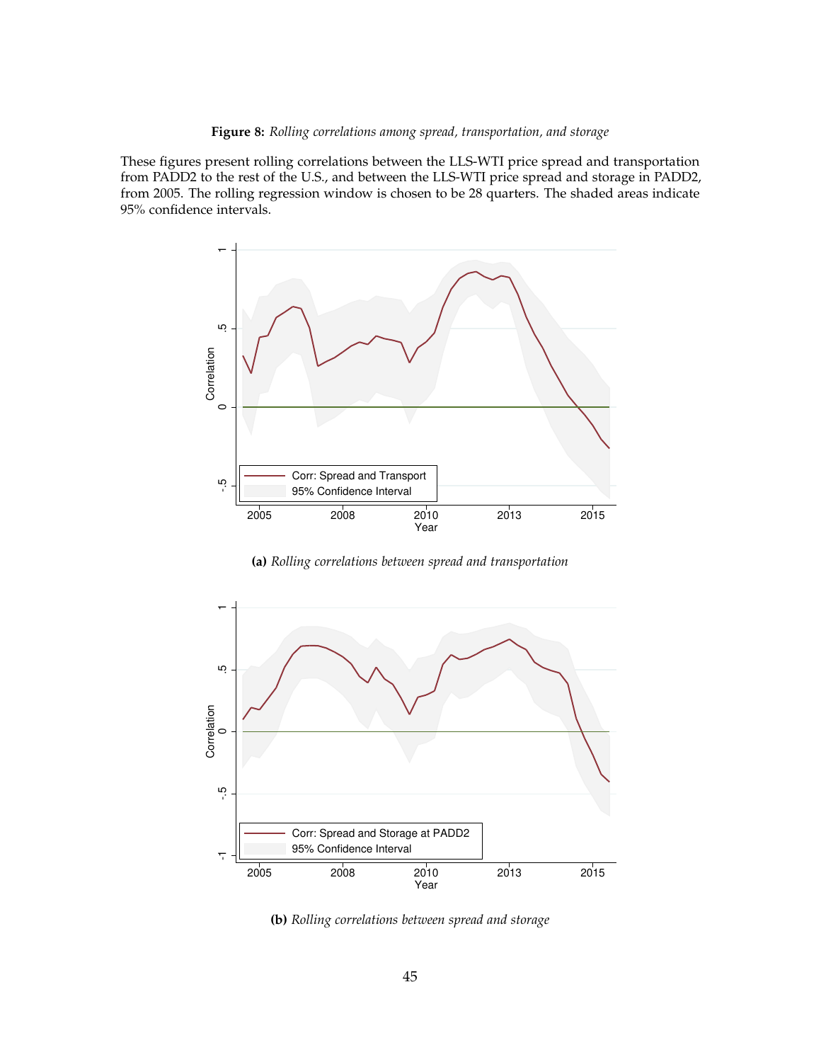**Figure 8:** *Rolling correlations among spread, transportation, and storage*

These figures present rolling correlations between the LLS-WTI price spread and transportation from PADD2 to the rest of the U.S., and between the LLS-WTI price spread and storage in PADD2, from 2005. The rolling regression window is chosen to be 28 quarters. The shaded areas indicate 95% confidence intervals.

**(a)** *Rolling correlations between spread and transportation*

**(b)** *Rolling correlations between spread and storage*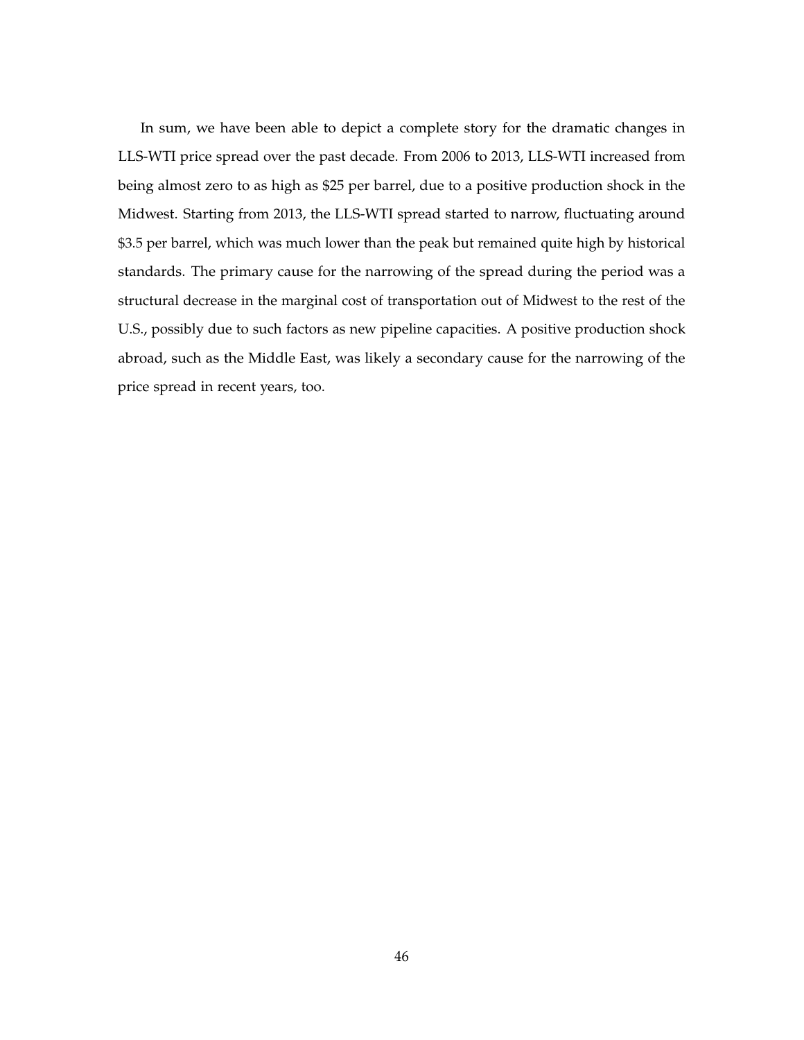In sum, we have been able to depict a complete story for the dramatic changes in LLS-WTI price spread over the past decade. From 2006 to 2013, LLS-WTI increased from being almost zero to as high as $25 per barrel, due to a positive production shock in the Midwest. Starting from 2013, the LLS-WTI spread started to narrow, fluctuating around $3.5 per barrel, which was much lower than the peak but remained quite high by historical standards. The primary cause for the narrowing of the spread during the period was a structural decrease in the marginal cost of transportation out of Midwest to the rest of the U.S., possibly due to such factors as new pipeline capacities. A positive production shock abroad, such as the Middle East, was likely a secondary cause for the narrowing of the price spread in recent years, too.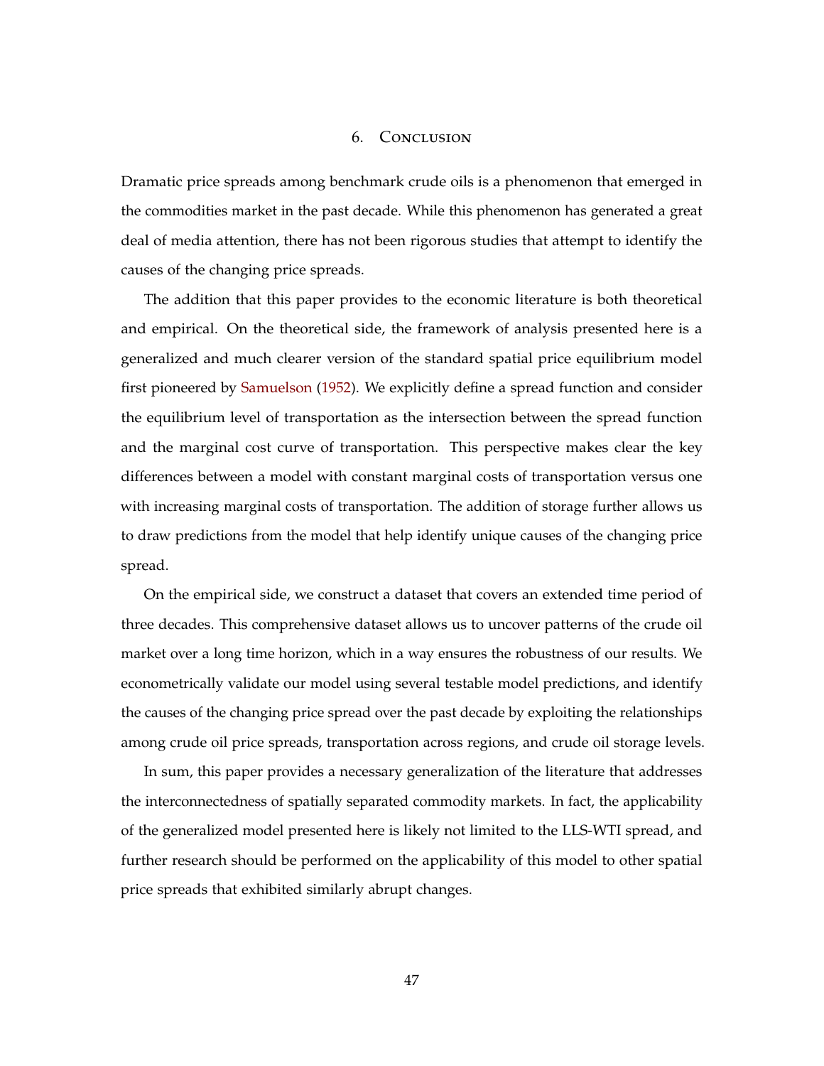# 6. Conclusion

Dramatic price spreads among benchmark crude oils is a phenomenon that emerged in the commodities market in the past decade. While this phenomenon has generated a great deal of media attention, there has not been rigorous studies that attempt to identify the causes of the changing price spreads.

The addition that this paper provides to the economic literature is both theoretical and empirical. On the theoretical side, the framework of analysis presented here is a generalized and much clearer version of the standard spatial price equilibrium model first pioneered by Samuelson (1952). We explicitly define a spread function and consider the equilibrium level of transportation as the intersection between the spread function and the marginal cost curve of transportation. This perspective makes clear the key differences between a model with constant marginal costs of transportation versus one with increasing marginal costs of transportation. The addition of storage further allows us to draw predictions from the model that help identify unique causes of the changing price spread.

On the empirical side, we construct a dataset that covers an extended time period of three decades. This comprehensive dataset allows us to uncover patterns of the crude oil market over a long time horizon, which in a way ensures the robustness of our results. We econometrically validate our model using several testable model predictions, and identify the causes of the changing price spread over the past decade by exploiting the relationships among crude oil price spreads, transportation across regions, and crude oil storage levels.

In sum, this paper provides a necessary generalization of the literature that addresses the interconnectedness of spatially separated commodity markets. In fact, the applicability of the generalized model presented here is likely not limited to the LLS-WTI spread, and further research should be performed on the applicability of this model to other spatial price spreads that exhibited similarly abrupt changes.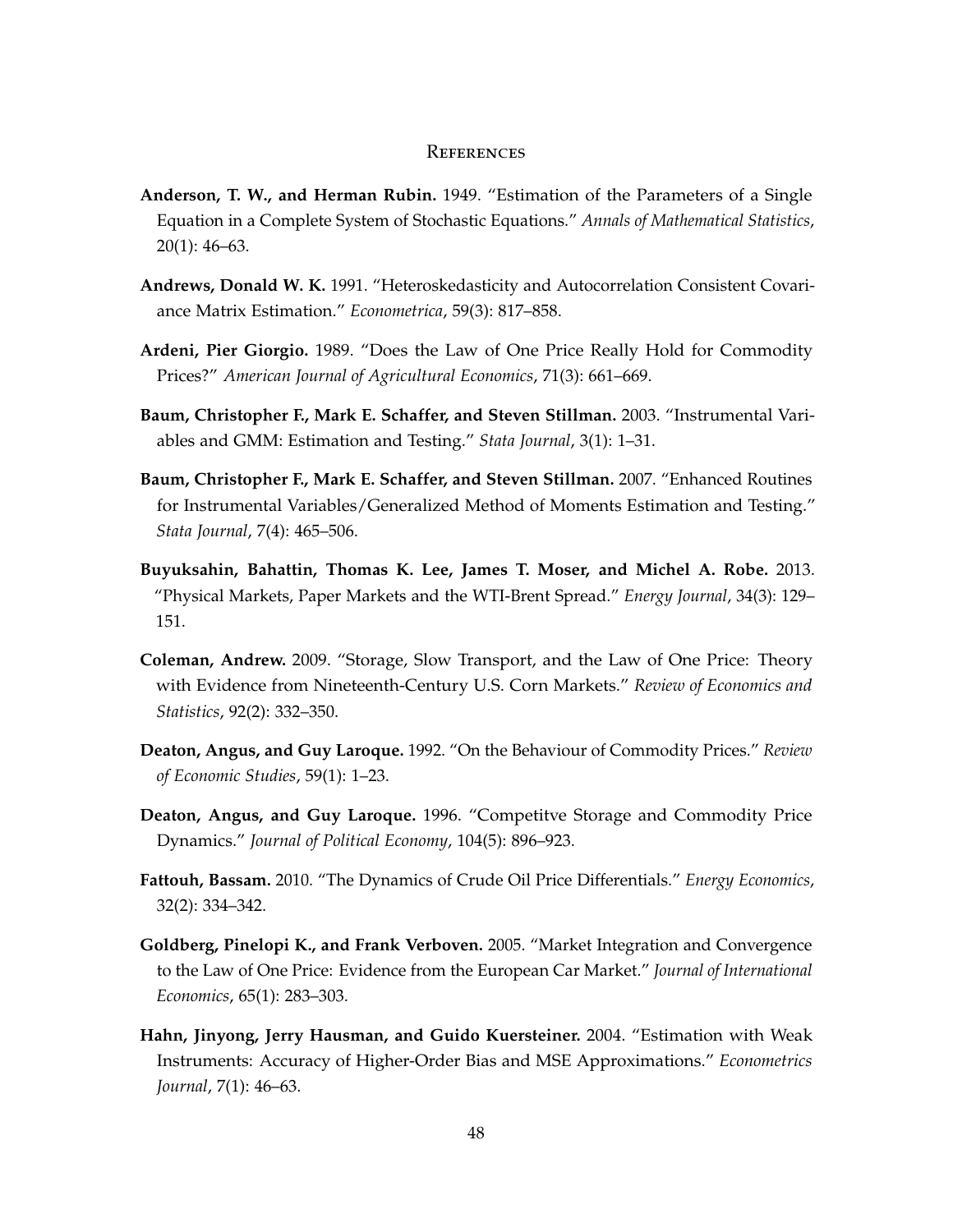## References

**Anderson, T. W., and Herman Rubin.** 1949. "Estimation of the Parameters of a Single Equation in a Complete System of Stochastic Equations." *Annals of Mathematical Statistics*, 20(1): 46–63.

**Andrews, Donald W. K.** 1991. "Heteroskedasticity and Autocorrelation Consistent Covariance Matrix Estimation." *Econometrica*, 59(3): 817–858.

**Ardeni, Pier Giorgio.** 1989. "Does the Law of One Price Really Hold for Commodity Prices?" *American Journal of Agricultural Economics*, 71(3): 661–669.

**Baum, Christopher F., Mark E. Schaffer, and Steven Stillman.** 2003. "Instrumental Variables and GMM: Estimation and Testing." *Stata Journal*, 3(1): 1–31.

**Baum, Christopher F., Mark E. Schaffer, and Steven Stillman.** 2007. "Enhanced Routines for Instrumental Variables/Generalized Method of Moments Estimation and Testing." *Stata Journal*, 7(4): 465–506.

**Buyuksahin, Bahattin, Thomas K. Lee, James T. Moser, and Michel A. Robe.** 2013. "Physical Markets, Paper Markets and the WTI-Brent Spread." *Energy Journal*, 34(3): 129–151.

**Coleman, Andrew.** 2009. "Storage, Slow Transport, and the Law of One Price: Theory with Evidence from Nineteenth-Century U.S. Corn Markets." *Review of Economics and Statistics*, 92(2): 332–350.

**Deaton, Angus, and Guy Laroque.** 1992. "On the Behaviour of Commodity Prices." *Review of Economic Studies*, 59(1): 1–23.

**Deaton, Angus, and Guy Laroque.** 1996. "Competitve Storage and Commodity Price Dynamics." *Journal of Political Economy*, 104(5): 896–923.

**Fattouh, Bassam.** 2010. "The Dynamics of Crude Oil Price Differentials." *Energy Economics*, 32(2): 334–342.

**Goldberg, Pinelopi K., and Frank Verboven.** 2005. "Market Integration and Convergence to the Law of One Price: Evidence from the European Car Market." *Journal of International Economics*, 65(1): 283–303.

**Hahn, Jinyong, Jerry Hausman, and Guido Kuersteiner.** 2004. "Estimation with Weak Instruments: Accuracy of Higher-Order Bias and MSE Approximations." *Econometrics Journal*, 7(1): 46–63.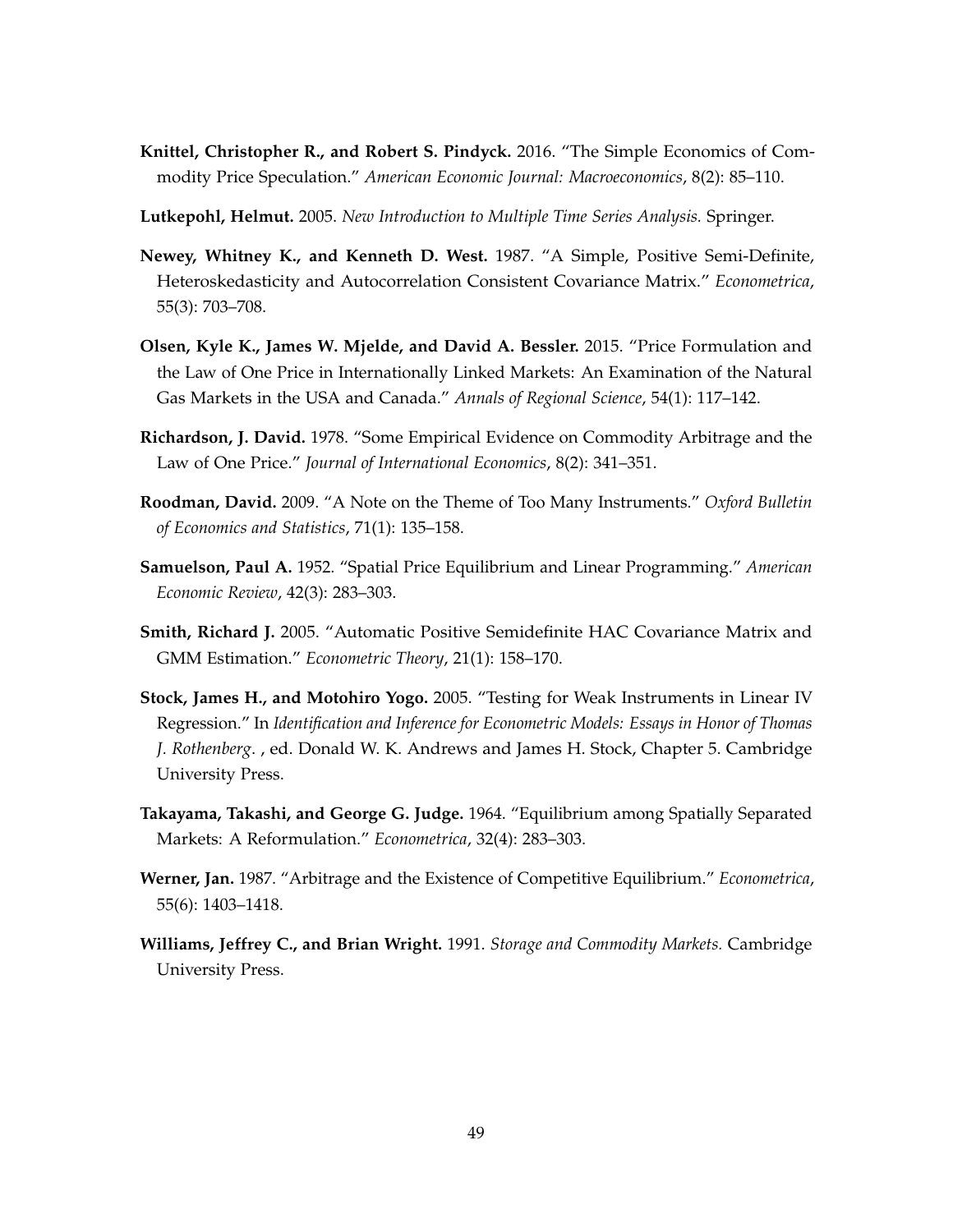**Knittel, Christopher R., and Robert S. Pindyck.** 2016. "The Simple Economics of Commodity Price Speculation." *American Economic Journal: Macroeconomics*, 8(2): 85–110.

**Lutkepohl, Helmut.** 2005. *New Introduction to Multiple Time Series Analysis.* Springer.

**Newey, Whitney K., and Kenneth D. West.** 1987. "A Simple, Positive Semi-Definite, Heteroskedasticity and Autocorrelation Consistent Covariance Matrix." *Econometrica*, 55(3): 703–708.

**Olsen, Kyle K., James W. Mjelde, and David A. Bessler.** 2015. "Price Formulation and the Law of One Price in Internationally Linked Markets: An Examination of the Natural Gas Markets in the USA and Canada." *Annals of Regional Science*, 54(1): 117–142.

**Richardson, J. David.** 1978. "Some Empirical Evidence on Commodity Arbitrage and the Law of One Price." *Journal of International Economics*, 8(2): 341–351.

**Roodman, David.** 2009. "A Note on the Theme of Too Many Instruments." *Oxford Bulletin of Economics and Statistics*, 71(1): 135–158.

**Samuelson, Paul A.** 1952. "Spatial Price Equilibrium and Linear Programming." *American Economic Review*, 42(3): 283–303.

**Smith, Richard J.** 2005. "Automatic Positive Semidefinite HAC Covariance Matrix and GMM Estimation." *Econometric Theory*, 21(1): 158–170.

**Stock, James H., and Motohiro Yogo.** 2005. "Testing for Weak Instruments in Linear IV Regression." In *Identification and Inference for Econometric Models: Essays in Honor of Thomas J. Rothenberg*. , ed. Donald W. K. Andrews and James H. Stock, Chapter 5. Cambridge University Press.

**Takayama, Takashi, and George G. Judge.** 1964. "Equilibrium among Spatially Separated Markets: A Reformulation." *Econometrica*, 32(4): 283–303.

**Werner, Jan.** 1987. "Arbitrage and the Existence of Competitive Equilibrium." *Econometrica*, 55(6): 1403–1418.

**Williams, Jeffrey C., and Brian Wright.** 1991. *Storage and Commodity Markets.* Cambridge University Press.